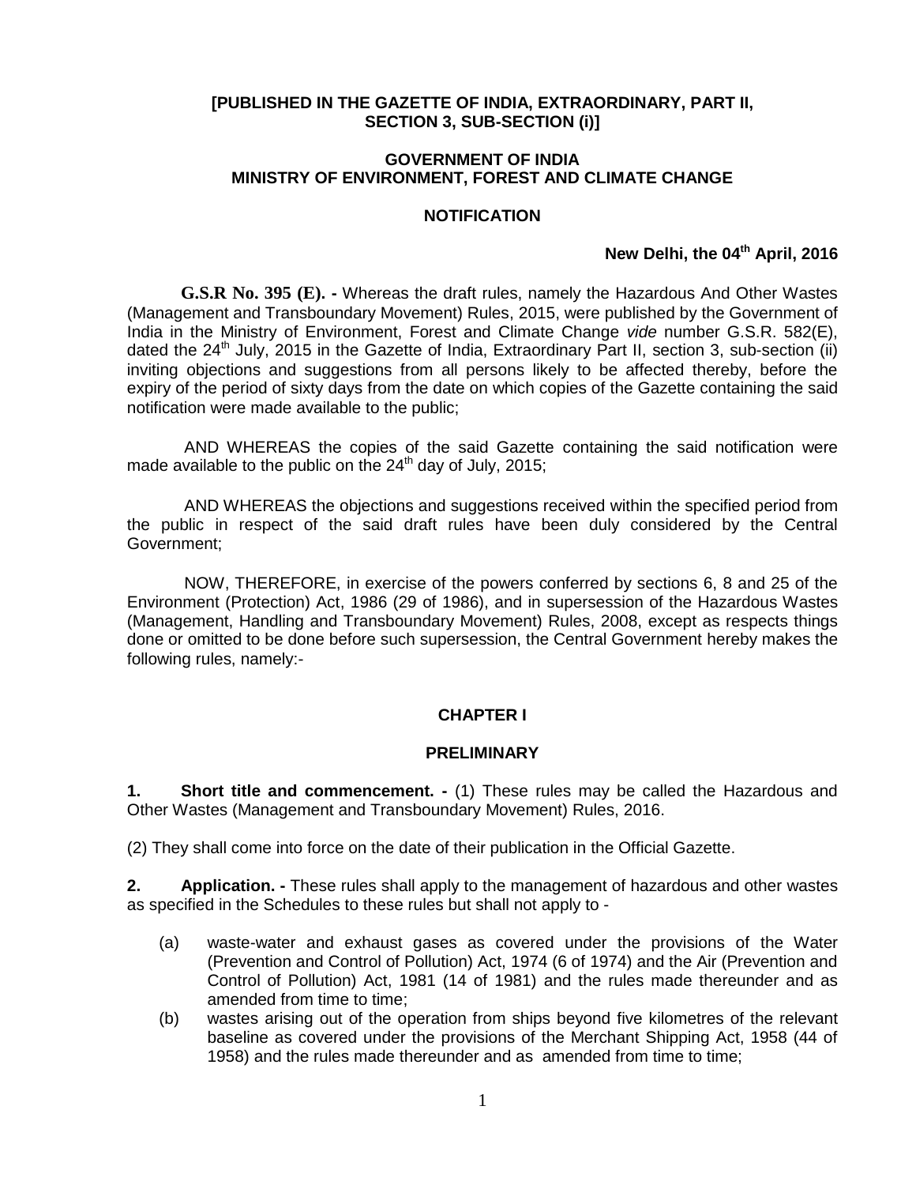**[PUBLISHED IN THE GAZETTE OF INDIA, EXTRAORDINARY, PART II, SECTION 3, SUB-SECTION (i)]**

**GOVERNMENT OF INDIA**
**MINISTRY OF ENVIRONMENT, FOREST AND CLIMATE CHANGE**

**NOTIFICATION**

**New Delhi, the 04th April, 2016**

**G.S.R No. 395 (E). -** Whereas the draft rules, namely the Hazardous And Other Wastes (Management and Transboundary Movement) Rules, 2015, were published by the Government of India in the Ministry of Environment, Forest and Climate Change *vide* number G.S.R. 582(E), dated the 24th July, 2015 in the Gazette of India, Extraordinary Part II, section 3, sub-section (ii) inviting objections and suggestions from all persons likely to be affected thereby, before the expiry of the period of sixty days from the date on which copies of the Gazette containing the said notification were made available to the public;

AND WHEREAS the copies of the said Gazette containing the said notification were made available to the public on the 24th day of July, 2015;

AND WHEREAS the objections and suggestions received within the specified period from the public in respect of the said draft rules have been duly considered by the Central Government;

NOW, THEREFORE, in exercise of the powers conferred by sections 6, 8 and 25 of the Environment (Protection) Act, 1986 (29 of 1986), and in supersession of the Hazardous Wastes (Management, Handling and Transboundary Movement) Rules, 2008, except as respects things done or omitted to be done before such supersession, the Central Government hereby makes the following rules, namely:-

## CHAPTER I

## PRELIMINARY

**1. Short title and commencement. -** (1) These rules may be called the Hazardous and Other Wastes (Management and Transboundary Movement) Rules, 2016.

(2) They shall come into force on the date of their publication in the Official Gazette.

**2. Application. -** These rules shall apply to the management of hazardous and other wastes as specified in the Schedules to these rules but shall not apply to -

(a) waste-water and exhaust gases as covered under the provisions of the Water (Prevention and Control of Pollution) Act, 1974 (6 of 1974) and the Air (Prevention and Control of Pollution) Act, 1981 (14 of 1981) and the rules made thereunder and as amended from time to time;

(b) wastes arising out of the operation from ships beyond five kilometres of the relevant baseline as covered under the provisions of the Merchant Shipping Act, 1958 (44 of 1958) and the rules made thereunder and as amended from time to time;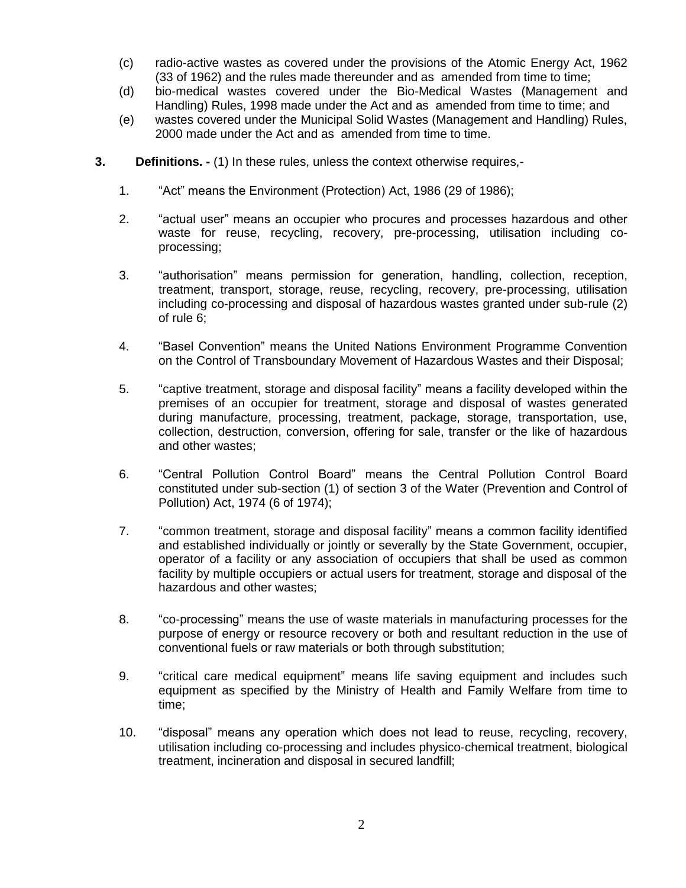(c) radio-active wastes as covered under the provisions of the Atomic Energy Act, 1962 (33 of 1962) and the rules made thereunder and as amended from time to time;

(d) bio-medical wastes covered under the Bio-Medical Wastes (Management and Handling) Rules, 1998 made under the Act and as amended from time to time; and

(e) wastes covered under the Municipal Solid Wastes (Management and Handling) Rules, 2000 made under the Act and as amended from time to time.

**3. Definitions. -** (1) In these rules, unless the context otherwise requires,-

1. "Act" means the Environment (Protection) Act, 1986 (29 of 1986);

2. "actual user" means an occupier who procures and processes hazardous and other waste for reuse, recycling, recovery, pre-processing, utilisation including co-processing;

3. "authorisation" means permission for generation, handling, collection, reception, treatment, transport, storage, reuse, recycling, recovery, pre-processing, utilisation including co-processing and disposal of hazardous wastes granted under sub-rule (2) of rule 6;

4. "Basel Convention" means the United Nations Environment Programme Convention on the Control of Transboundary Movement of Hazardous Wastes and their Disposal;

5. "captive treatment, storage and disposal facility" means a facility developed within the premises of an occupier for treatment, storage and disposal of wastes generated during manufacture, processing, treatment, package, storage, transportation, use, collection, destruction, conversion, offering for sale, transfer or the like of hazardous and other wastes;

6. "Central Pollution Control Board" means the Central Pollution Control Board constituted under sub-section (1) of section 3 of the Water (Prevention and Control of Pollution) Act, 1974 (6 of 1974);

7. "common treatment, storage and disposal facility" means a common facility identified and established individually or jointly or severally by the State Government, occupier, operator of a facility or any association of occupiers that shall be used as common facility by multiple occupiers or actual users for treatment, storage and disposal of the hazardous and other wastes;

8. "co-processing" means the use of waste materials in manufacturing processes for the purpose of energy or resource recovery or both and resultant reduction in the use of conventional fuels or raw materials or both through substitution;

9. "critical care medical equipment" means life saving equipment and includes such equipment as specified by the Ministry of Health and Family Welfare from time to time;

10. "disposal" means any operation which does not lead to reuse, recycling, recovery, utilisation including co-processing and includes physico-chemical treatment, biological treatment, incineration and disposal in secured landfill;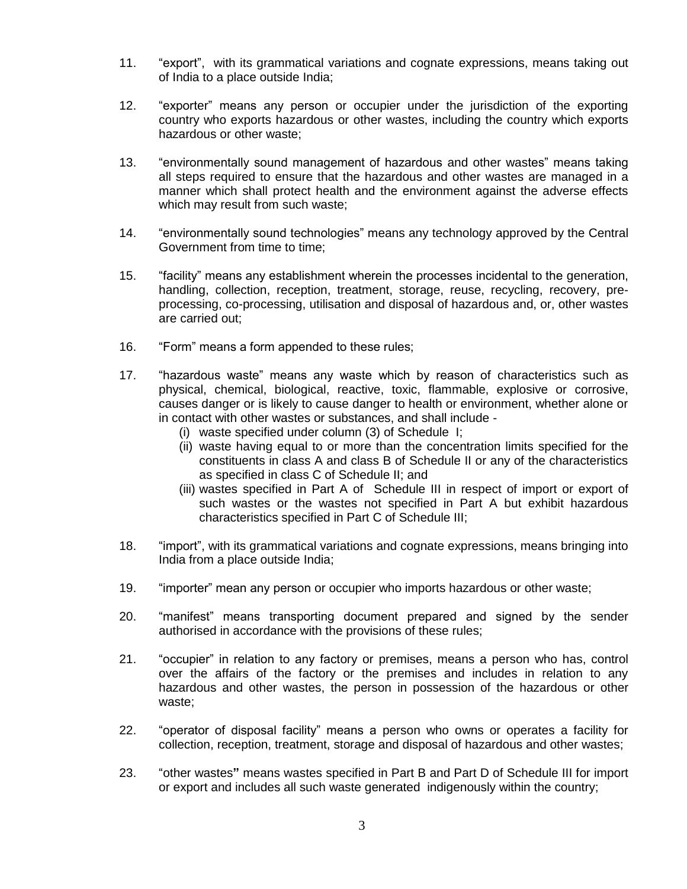11. "export", with its grammatical variations and cognate expressions, means taking out of India to a place outside India;

12. "exporter" means any person or occupier under the jurisdiction of the exporting country who exports hazardous or other wastes, including the country which exports hazardous or other waste;

13. "environmentally sound management of hazardous and other wastes" means taking all steps required to ensure that the hazardous and other wastes are managed in a manner which shall protect health and the environment against the adverse effects which may result from such waste;

14. "environmentally sound technologies" means any technology approved by the Central Government from time to time;

15. "facility" means any establishment wherein the processes incidental to the generation, handling, collection, reception, treatment, storage, reuse, recycling, recovery, pre-processing, co-processing, utilisation and disposal of hazardous and, or, other wastes are carried out;

16. "Form" means a form appended to these rules;

17. "hazardous waste" means any waste which by reason of characteristics such as physical, chemical, biological, reactive, toxic, flammable, explosive or corrosive, causes danger or is likely to cause danger to health or environment, whether alone or in contact with other wastes or substances, and shall include -
    (i) waste specified under column (3) of Schedule I;
    (ii) waste having equal to or more than the concentration limits specified for the constituents in class A and class B of Schedule II or any of the characteristics as specified in class C of Schedule II; and
    (iii) wastes specified in Part A of Schedule III in respect of import or export of such wastes or the wastes not specified in Part A but exhibit hazardous characteristics specified in Part C of Schedule III;

18. "import", with its grammatical variations and cognate expressions, means bringing into India from a place outside India;

19. "importer" mean any person or occupier who imports hazardous or other waste;

20. "manifest" means transporting document prepared and signed by the sender authorised in accordance with the provisions of these rules;

21. "occupier" in relation to any factory or premises, means a person who has, control over the affairs of the factory or the premises and includes in relation to any hazardous and other wastes, the person in possession of the hazardous or other waste;

22. "operator of disposal facility" means a person who owns or operates a facility for collection, reception, treatment, storage and disposal of hazardous and other wastes;

23. "other wastes" means wastes specified in Part B and Part D of Schedule III for import or export and includes all such waste generated indigenously within the country;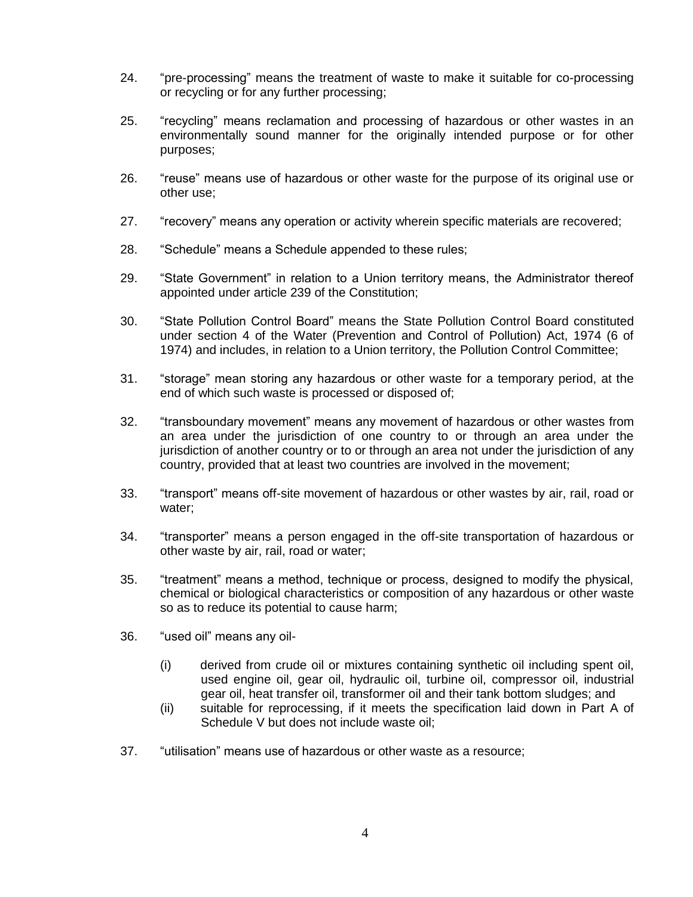24. "pre-processing" means the treatment of waste to make it suitable for co-processing or recycling or for any further processing;

25. "recycling" means reclamation and processing of hazardous or other wastes in an environmentally sound manner for the originally intended purpose or for other purposes;

26. "reuse" means use of hazardous or other waste for the purpose of its original use or other use;

27. "recovery" means any operation or activity wherein specific materials are recovered;

28. "Schedule" means a Schedule appended to these rules;

29. "State Government" in relation to a Union territory means, the Administrator thereof appointed under article 239 of the Constitution;

30. "State Pollution Control Board" means the State Pollution Control Board constituted under section 4 of the Water (Prevention and Control of Pollution) Act, 1974 (6 of 1974) and includes, in relation to a Union territory, the Pollution Control Committee;

31. "storage" mean storing any hazardous or other waste for a temporary period, at the end of which such waste is processed or disposed of;

32. "transboundary movement" means any movement of hazardous or other wastes from an area under the jurisdiction of one country to or through an area under the jurisdiction of another country or to or through an area not under the jurisdiction of any country, provided that at least two countries are involved in the movement;

33. "transport" means off-site movement of hazardous or other wastes by air, rail, road or water;

34. "transporter" means a person engaged in the off-site transportation of hazardous or other waste by air, rail, road or water;

35. "treatment" means a method, technique or process, designed to modify the physical, chemical or biological characteristics or composition of any hazardous or other waste so as to reduce its potential to cause harm;

36. "used oil" means any oil-

    (i) derived from crude oil or mixtures containing synthetic oil including spent oil, used engine oil, gear oil, hydraulic oil, turbine oil, compressor oil, industrial gear oil, heat transfer oil, transformer oil and their tank bottom sludges; and

    (ii) suitable for reprocessing, if it meets the specification laid down in Part A of Schedule V but does not include waste oil;

37. "utilisation" means use of hazardous or other waste as a resource;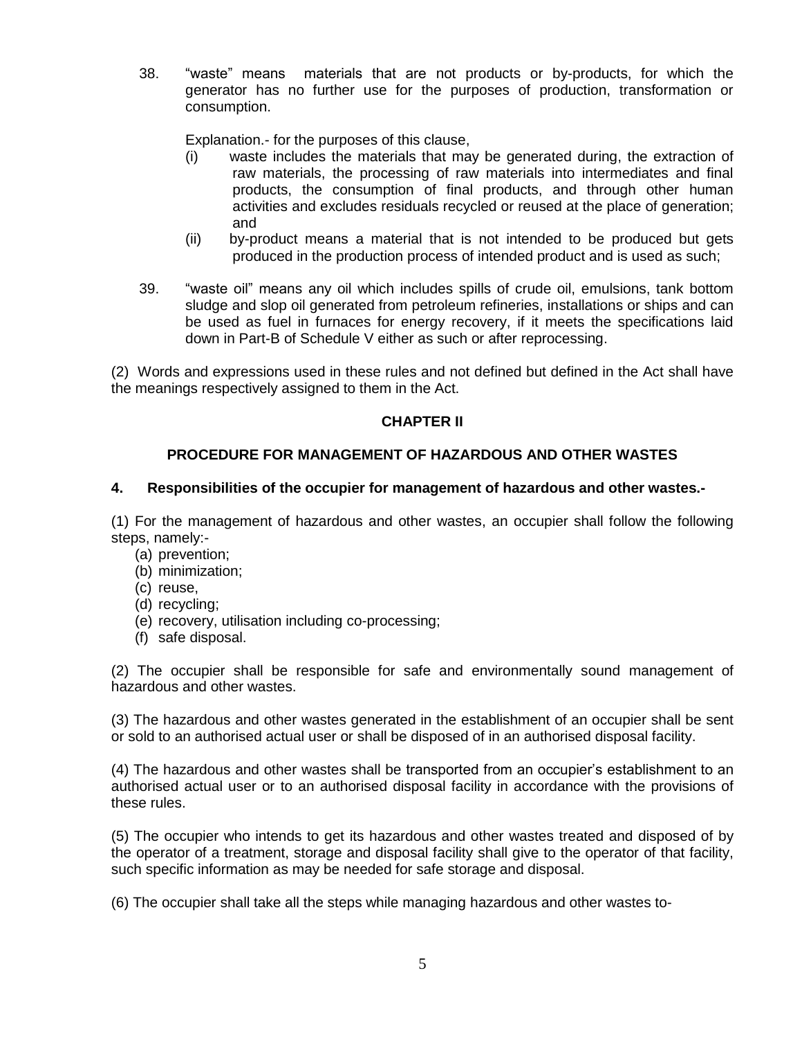38. "waste" means materials that are not products or by-products, for which the generator has no further use for the purposes of production, transformation or consumption.

    Explanation.- for the purposes of this clause,

    (i) waste includes the materials that may be generated during, the extraction of raw materials, the processing of raw materials into intermediates and final products, the consumption of final products, and through other human activities and excludes residuals recycled or reused at the place of generation; and

    (ii) by-product means a material that is not intended to be produced but gets produced in the production process of intended product and is used as such;

39. "waste oil" means any oil which includes spills of crude oil, emulsions, tank bottom sludge and slop oil generated from petroleum refineries, installations or ships and can be used as fuel in furnaces for energy recovery, if it meets the specifications laid down in Part-B of Schedule V either as such or after reprocessing.

(2) Words and expressions used in these rules and not defined but defined in the Act shall have the meanings respectively assigned to them in the Act.

## CHAPTER II

## PROCEDURE FOR MANAGEMENT OF HAZARDOUS AND OTHER WASTES

**4. Responsibilities of the occupier for management of hazardous and other wastes.-**

(1) For the management of hazardous and other wastes, an occupier shall follow the following steps, namely:-

(a) prevention;
(b) minimization;
(c) reuse,
(d) recycling;
(e) recovery, utilisation including co-processing;
(f) safe disposal.

(2) The occupier shall be responsible for safe and environmentally sound management of hazardous and other wastes.

(3) The hazardous and other wastes generated in the establishment of an occupier shall be sent or sold to an authorised actual user or shall be disposed of in an authorised disposal facility.

(4) The hazardous and other wastes shall be transported from an occupier's establishment to an authorised actual user or to an authorised disposal facility in accordance with the provisions of these rules.

(5) The occupier who intends to get its hazardous and other wastes treated and disposed of by the operator of a treatment, storage and disposal facility shall give to the operator of that facility, such specific information as may be needed for safe storage and disposal.

(6) The occupier shall take all the steps while managing hazardous and other wastes to-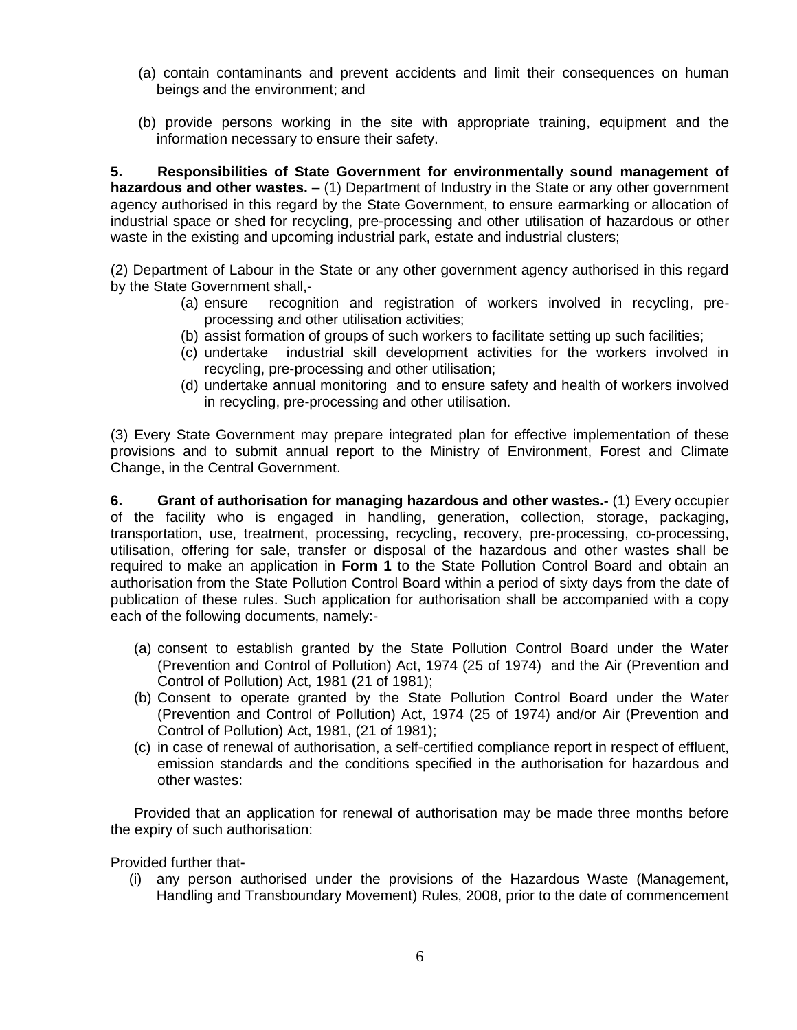(a) contain contaminants and prevent accidents and limit their consequences on human beings and the environment; and

(b) provide persons working in the site with appropriate training, equipment and the information necessary to ensure their safety.

**5. Responsibilities of State Government for environmentally sound management of hazardous and other wastes.** – (1) Department of Industry in the State or any other government agency authorised in this regard by the State Government, to ensure earmarking or allocation of industrial space or shed for recycling, pre-processing and other utilisation of hazardous or other waste in the existing and upcoming industrial park, estate and industrial clusters;

(2) Department of Labour in the State or any other government agency authorised in this regard by the State Government shall,-

- (a) ensure recognition and registration of workers involved in recycling, pre-processing and other utilisation activities;
- (b) assist formation of groups of such workers to facilitate setting up such facilities;
- (c) undertake industrial skill development activities for the workers involved in recycling, pre-processing and other utilisation;
- (d) undertake annual monitoring and to ensure safety and health of workers involved in recycling, pre-processing and other utilisation.

(3) Every State Government may prepare integrated plan for effective implementation of these provisions and to submit annual report to the Ministry of Environment, Forest and Climate Change, in the Central Government.

**6. Grant of authorisation for managing hazardous and other wastes.-** (1) Every occupier of the facility who is engaged in handling, generation, collection, storage, packaging, transportation, use, treatment, processing, recycling, recovery, pre-processing, co-processing, utilisation, offering for sale, transfer or disposal of the hazardous and other wastes shall be required to make an application in **Form 1** to the State Pollution Control Board and obtain an authorisation from the State Pollution Control Board within a period of sixty days from the date of publication of these rules. Such application for authorisation shall be accompanied with a copy each of the following documents, namely:-

- (a) consent to establish granted by the State Pollution Control Board under the Water (Prevention and Control of Pollution) Act, 1974 (25 of 1974) and the Air (Prevention and Control of Pollution) Act, 1981 (21 of 1981);
- (b) Consent to operate granted by the State Pollution Control Board under the Water (Prevention and Control of Pollution) Act, 1974 (25 of 1974) and/or Air (Prevention and Control of Pollution) Act, 1981, (21 of 1981);
- (c) in case of renewal of authorisation, a self-certified compliance report in respect of effluent, emission standards and the conditions specified in the authorisation for hazardous and other wastes:

Provided that an application for renewal of authorisation may be made three months before the expiry of such authorisation:

Provided further that-

- (i) any person authorised under the provisions of the Hazardous Waste (Management, Handling and Transboundary Movement) Rules, 2008, prior to the date of commencement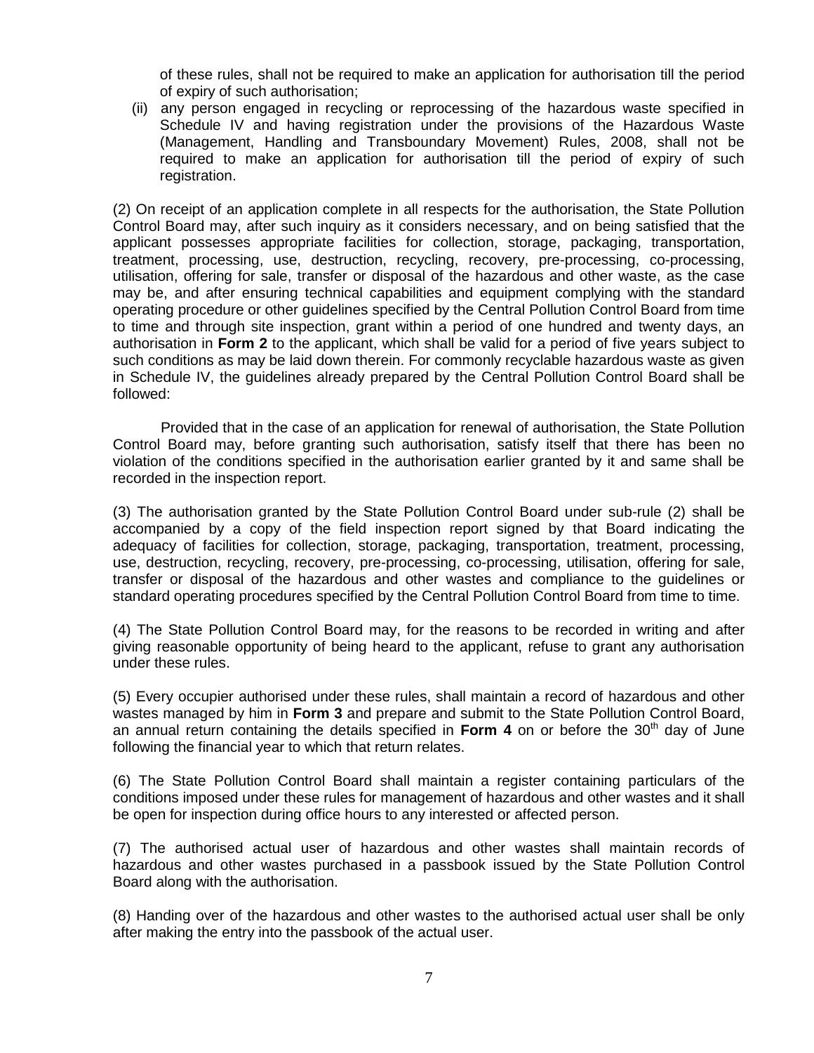of these rules, shall not be required to make an application for authorisation till the period of expiry of such authorisation;

(ii) any person engaged in recycling or reprocessing of the hazardous waste specified in Schedule IV and having registration under the provisions of the Hazardous Waste (Management, Handling and Transboundary Movement) Rules, 2008, shall not be required to make an application for authorisation till the period of expiry of such registration.

(2) On receipt of an application complete in all respects for the authorisation, the State Pollution Control Board may, after such inquiry as it considers necessary, and on being satisfied that the applicant possesses appropriate facilities for collection, storage, packaging, transportation, treatment, processing, use, destruction, recycling, recovery, pre-processing, co-processing, utilisation, offering for sale, transfer or disposal of the hazardous and other waste, as the case may be, and after ensuring technical capabilities and equipment complying with the standard operating procedure or other guidelines specified by the Central Pollution Control Board from time to time and through site inspection, grant within a period of one hundred and twenty days, an authorisation in **Form 2** to the applicant, which shall be valid for a period of five years subject to such conditions as may be laid down therein. For commonly recyclable hazardous waste as given in Schedule IV, the guidelines already prepared by the Central Pollution Control Board shall be followed:

Provided that in the case of an application for renewal of authorisation, the State Pollution Control Board may, before granting such authorisation, satisfy itself that there has been no violation of the conditions specified in the authorisation earlier granted by it and same shall be recorded in the inspection report.

(3) The authorisation granted by the State Pollution Control Board under sub-rule (2) shall be accompanied by a copy of the field inspection report signed by that Board indicating the adequacy of facilities for collection, storage, packaging, transportation, treatment, processing, use, destruction, recycling, recovery, pre-processing, co-processing, utilisation, offering for sale, transfer or disposal of the hazardous and other wastes and compliance to the guidelines or standard operating procedures specified by the Central Pollution Control Board from time to time.

(4) The State Pollution Control Board may, for the reasons to be recorded in writing and after giving reasonable opportunity of being heard to the applicant, refuse to grant any authorisation under these rules.

(5) Every occupier authorised under these rules, shall maintain a record of hazardous and other wastes managed by him in **Form 3** and prepare and submit to the State Pollution Control Board, an annual return containing the details specified in **Form 4** on or before the 30th day of June following the financial year to which that return relates.

(6) The State Pollution Control Board shall maintain a register containing particulars of the conditions imposed under these rules for management of hazardous and other wastes and it shall be open for inspection during office hours to any interested or affected person.

(7) The authorised actual user of hazardous and other wastes shall maintain records of hazardous and other wastes purchased in a passbook issued by the State Pollution Control Board along with the authorisation.

(8) Handing over of the hazardous and other wastes to the authorised actual user shall be only after making the entry into the passbook of the actual user.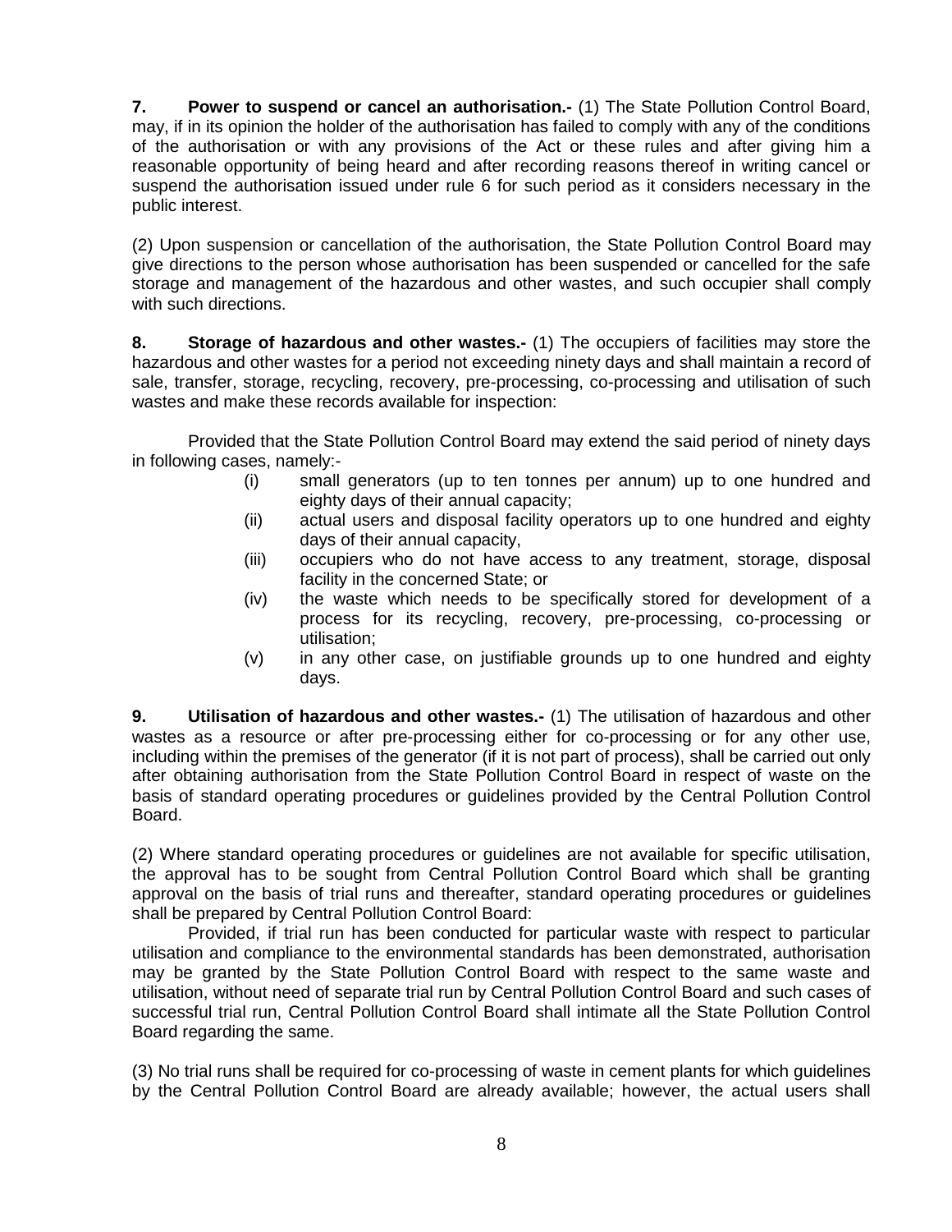**7. Power to suspend or cancel an authorisation.-** (1) The State Pollution Control Board, may, if in its opinion the holder of the authorisation has failed to comply with any of the conditions of the authorisation or with any provisions of the Act or these rules and after giving him a reasonable opportunity of being heard and after recording reasons thereof in writing cancel or suspend the authorisation issued under rule 6 for such period as it considers necessary in the public interest.

(2) Upon suspension or cancellation of the authorisation, the State Pollution Control Board may give directions to the person whose authorisation has been suspended or cancelled for the safe storage and management of the hazardous and other wastes, and such occupier shall comply with such directions.

**8. Storage of hazardous and other wastes.-** (1) The occupiers of facilities may store the hazardous and other wastes for a period not exceeding ninety days and shall maintain a record of sale, transfer, storage, recycling, recovery, pre-processing, co-processing and utilisation of such wastes and make these records available for inspection:

Provided that the State Pollution Control Board may extend the said period of ninety days in following cases, namely:-

(i) small generators (up to ten tonnes per annum) up to one hundred and eighty days of their annual capacity;

(ii) actual users and disposal facility operators up to one hundred and eighty days of their annual capacity,

(iii) occupiers who do not have access to any treatment, storage, disposal facility in the concerned State; or

(iv) the waste which needs to be specifically stored for development of a process for its recycling, recovery, pre-processing, co-processing or utilisation;

(v) in any other case, on justifiable grounds up to one hundred and eighty days.

**9. Utilisation of hazardous and other wastes.-** (1) The utilisation of hazardous and other wastes as a resource or after pre-processing either for co-processing or for any other use, including within the premises of the generator (if it is not part of process), shall be carried out only after obtaining authorisation from the State Pollution Control Board in respect of waste on the basis of standard operating procedures or guidelines provided by the Central Pollution Control Board.

(2) Where standard operating procedures or guidelines are not available for specific utilisation, the approval has to be sought from Central Pollution Control Board which shall be granting approval on the basis of trial runs and thereafter, standard operating procedures or guidelines shall be prepared by Central Pollution Control Board:

Provided, if trial run has been conducted for particular waste with respect to particular utilisation and compliance to the environmental standards has been demonstrated, authorisation may be granted by the State Pollution Control Board with respect to the same waste and utilisation, without need of separate trial run by Central Pollution Control Board and such cases of successful trial run, Central Pollution Control Board shall intimate all the State Pollution Control Board regarding the same.

(3) No trial runs shall be required for co-processing of waste in cement plants for which guidelines by the Central Pollution Control Board are already available; however, the actual users shall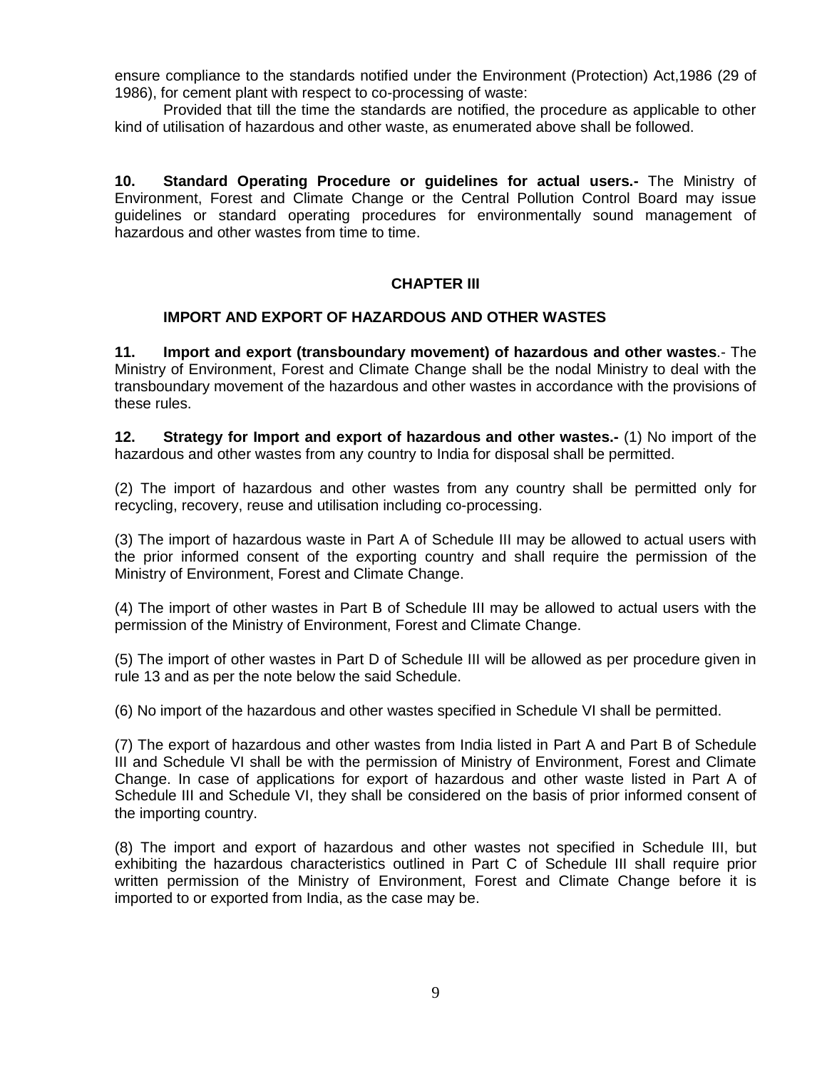ensure compliance to the standards notified under the Environment (Protection) Act,1986 (29 of 1986), for cement plant with respect to co-processing of waste:

Provided that till the time the standards are notified, the procedure as applicable to other kind of utilisation of hazardous and other waste, as enumerated above shall be followed.

**10. Standard Operating Procedure or guidelines for actual users.-** The Ministry of Environment, Forest and Climate Change or the Central Pollution Control Board may issue guidelines or standard operating procedures for environmentally sound management of hazardous and other wastes from time to time.

## CHAPTER III

### IMPORT AND EXPORT OF HAZARDOUS AND OTHER WASTES

**11. Import and export (transboundary movement) of hazardous and other wastes**.- The Ministry of Environment, Forest and Climate Change shall be the nodal Ministry to deal with the transboundary movement of the hazardous and other wastes in accordance with the provisions of these rules.

**12. Strategy for Import and export of hazardous and other wastes.-** (1) No import of the hazardous and other wastes from any country to India for disposal shall be permitted.

(2) The import of hazardous and other wastes from any country shall be permitted only for recycling, recovery, reuse and utilisation including co-processing.

(3) The import of hazardous waste in Part A of Schedule III may be allowed to actual users with the prior informed consent of the exporting country and shall require the permission of the Ministry of Environment, Forest and Climate Change.

(4) The import of other wastes in Part B of Schedule III may be allowed to actual users with the permission of the Ministry of Environment, Forest and Climate Change.

(5) The import of other wastes in Part D of Schedule III will be allowed as per procedure given in rule 13 and as per the note below the said Schedule.

(6) No import of the hazardous and other wastes specified in Schedule VI shall be permitted.

(7) The export of hazardous and other wastes from India listed in Part A and Part B of Schedule III and Schedule VI shall be with the permission of Ministry of Environment, Forest and Climate Change. In case of applications for export of hazardous and other waste listed in Part A of Schedule III and Schedule VI, they shall be considered on the basis of prior informed consent of the importing country.

(8) The import and export of hazardous and other wastes not specified in Schedule III, but exhibiting the hazardous characteristics outlined in Part C of Schedule III shall require prior written permission of the Ministry of Environment, Forest and Climate Change before it is imported to or exported from India, as the case may be.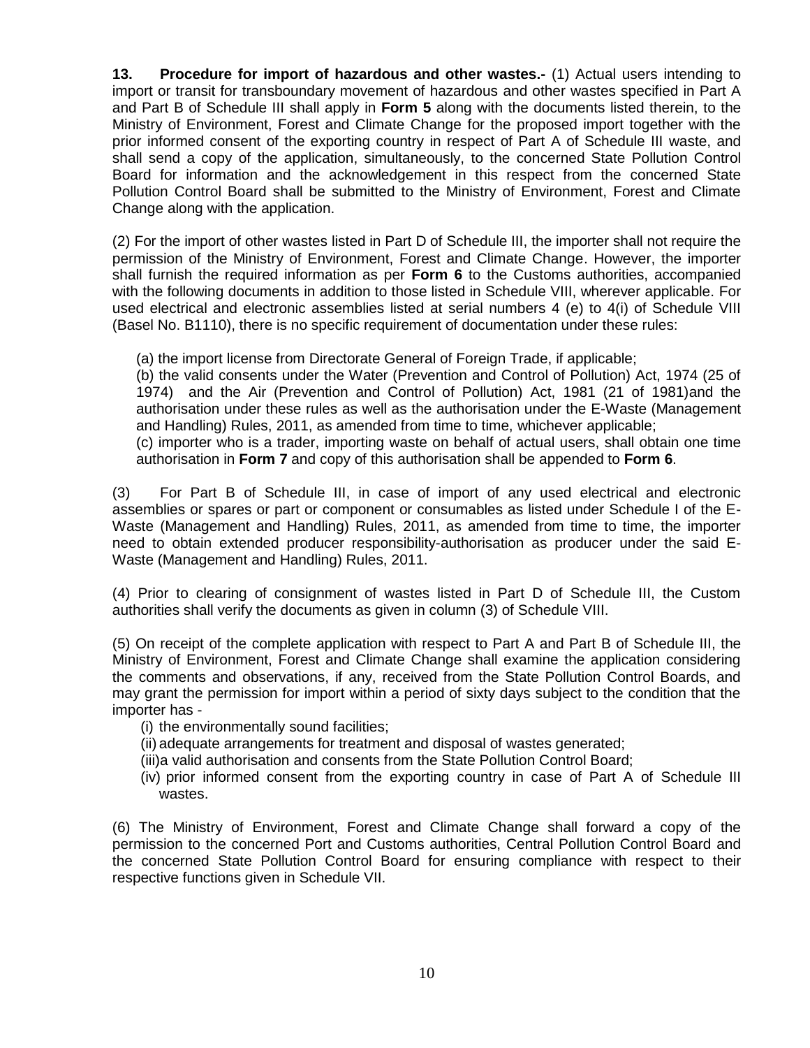**13. Procedure for import of hazardous and other wastes.-** (1) Actual users intending to import or transit for transboundary movement of hazardous and other wastes specified in Part A and Part B of Schedule III shall apply in **Form 5** along with the documents listed therein, to the Ministry of Environment, Forest and Climate Change for the proposed import together with the prior informed consent of the exporting country in respect of Part A of Schedule III waste, and shall send a copy of the application, simultaneously, to the concerned State Pollution Control Board for information and the acknowledgement in this respect from the concerned State Pollution Control Board shall be submitted to the Ministry of Environment, Forest and Climate Change along with the application.

(2) For the import of other wastes listed in Part D of Schedule III, the importer shall not require the permission of the Ministry of Environment, Forest and Climate Change. However, the importer shall furnish the required information as per **Form 6** to the Customs authorities, accompanied with the following documents in addition to those listed in Schedule VIII, wherever applicable. For used electrical and electronic assemblies listed at serial numbers 4 (e) to 4(i) of Schedule VIII (Basel No. B1110), there is no specific requirement of documentation under these rules:

(a) the import license from Directorate General of Foreign Trade, if applicable;

(b) the valid consents under the Water (Prevention and Control of Pollution) Act, 1974 (25 of 1974) and the Air (Prevention and Control of Pollution) Act, 1981 (21 of 1981)and the authorisation under these rules as well as the authorisation under the E-Waste (Management and Handling) Rules, 2011, as amended from time to time, whichever applicable;

(c) importer who is a trader, importing waste on behalf of actual users, shall obtain one time authorisation in **Form 7** and copy of this authorisation shall be appended to **Form 6**.

(3) For Part B of Schedule III, in case of import of any used electrical and electronic assemblies or spares or part or component or consumables as listed under Schedule I of the E-Waste (Management and Handling) Rules, 2011, as amended from time to time, the importer need to obtain extended producer responsibility-authorisation as producer under the said E-Waste (Management and Handling) Rules, 2011.

(4) Prior to clearing of consignment of wastes listed in Part D of Schedule III, the Custom authorities shall verify the documents as given in column (3) of Schedule VIII.

(5) On receipt of the complete application with respect to Part A and Part B of Schedule III, the Ministry of Environment, Forest and Climate Change shall examine the application considering the comments and observations, if any, received from the State Pollution Control Boards, and may grant the permission for import within a period of sixty days subject to the condition that the importer has -

(i) the environmentally sound facilities;

(ii) adequate arrangements for treatment and disposal of wastes generated;

(iii) a valid authorisation and consents from the State Pollution Control Board;

(iv) prior informed consent from the exporting country in case of Part A of Schedule III wastes.

(6) The Ministry of Environment, Forest and Climate Change shall forward a copy of the permission to the concerned Port and Customs authorities, Central Pollution Control Board and the concerned State Pollution Control Board for ensuring compliance with respect to their respective functions given in Schedule VII.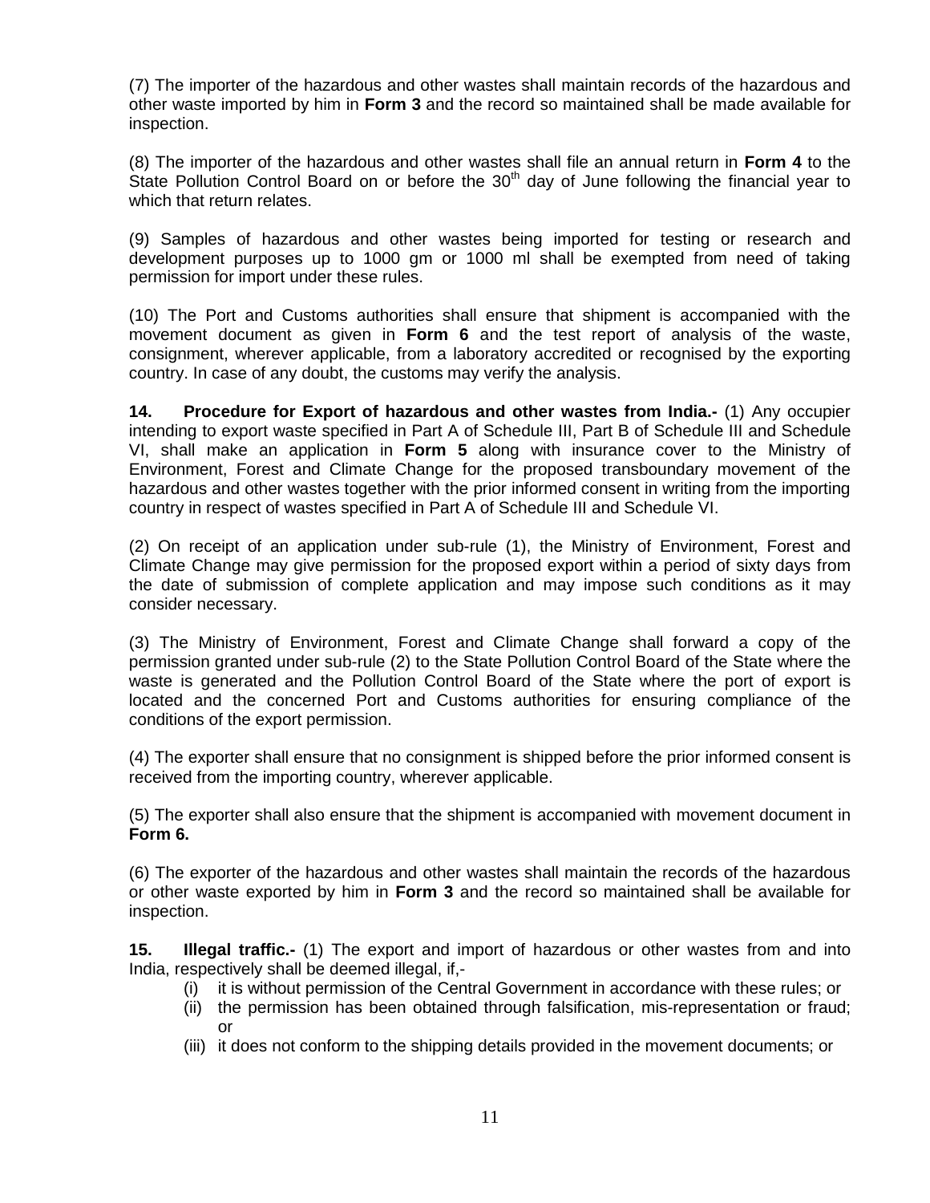(7) The importer of the hazardous and other wastes shall maintain records of the hazardous and other waste imported by him in **Form 3** and the record so maintained shall be made available for inspection.

(8) The importer of the hazardous and other wastes shall file an annual return in **Form 4** to the State Pollution Control Board on or before the 30th day of June following the financial year to which that return relates.

(9) Samples of hazardous and other wastes being imported for testing or research and development purposes up to 1000 gm or 1000 ml shall be exempted from need of taking permission for import under these rules.

(10) The Port and Customs authorities shall ensure that shipment is accompanied with the movement document as given in **Form 6** and the test report of analysis of the waste, consignment, wherever applicable, from a laboratory accredited or recognised by the exporting country. In case of any doubt, the customs may verify the analysis.

**14. Procedure for Export of hazardous and other wastes from India.-** (1) Any occupier intending to export waste specified in Part A of Schedule III, Part B of Schedule III and Schedule VI, shall make an application in **Form 5** along with insurance cover to the Ministry of Environment, Forest and Climate Change for the proposed transboundary movement of the hazardous and other wastes together with the prior informed consent in writing from the importing country in respect of wastes specified in Part A of Schedule III and Schedule VI.

(2) On receipt of an application under sub-rule (1), the Ministry of Environment, Forest and Climate Change may give permission for the proposed export within a period of sixty days from the date of submission of complete application and may impose such conditions as it may consider necessary.

(3) The Ministry of Environment, Forest and Climate Change shall forward a copy of the permission granted under sub-rule (2) to the State Pollution Control Board of the State where the waste is generated and the Pollution Control Board of the State where the port of export is located and the concerned Port and Customs authorities for ensuring compliance of the conditions of the export permission.

(4) The exporter shall ensure that no consignment is shipped before the prior informed consent is received from the importing country, wherever applicable.

(5) The exporter shall also ensure that the shipment is accompanied with movement document in **Form 6.**

(6) The exporter of the hazardous and other wastes shall maintain the records of the hazardous or other waste exported by him in **Form 3** and the record so maintained shall be available for inspection.

**15. Illegal traffic.-** (1) The export and import of hazardous or other wastes from and into India, respectively shall be deemed illegal, if,-

(i) it is without permission of the Central Government in accordance with these rules; or
(ii) the permission has been obtained through falsification, mis-representation or fraud; or
(iii) it does not conform to the shipping details provided in the movement documents; or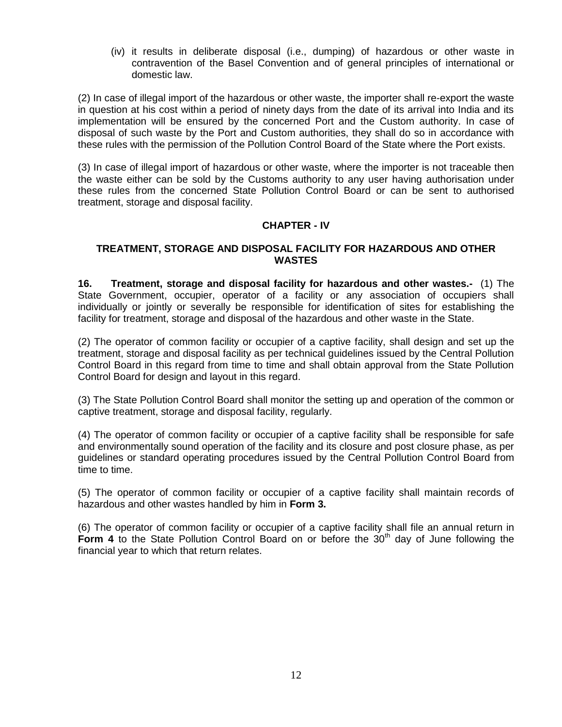(iv) it results in deliberate disposal (i.e., dumping) of hazardous or other waste in contravention of the Basel Convention and of general principles of international or domestic law.

(2) In case of illegal import of the hazardous or other waste, the importer shall re-export the waste in question at his cost within a period of ninety days from the date of its arrival into India and its implementation will be ensured by the concerned Port and the Custom authority. In case of disposal of such waste by the Port and Custom authorities, they shall do so in accordance with these rules with the permission of the Pollution Control Board of the State where the Port exists.

(3) In case of illegal import of hazardous or other waste, where the importer is not traceable then the waste either can be sold by the Customs authority to any user having authorisation under these rules from the concerned State Pollution Control Board or can be sent to authorised treatment, storage and disposal facility.

## CHAPTER - IV

## TREATMENT, STORAGE AND DISPOSAL FACILITY FOR HAZARDOUS AND OTHER WASTES

**16. Treatment, storage and disposal facility for hazardous and other wastes.-** (1) The State Government, occupier, operator of a facility or any association of occupiers shall individually or jointly or severally be responsible for identification of sites for establishing the facility for treatment, storage and disposal of the hazardous and other waste in the State.

(2) The operator of common facility or occupier of a captive facility, shall design and set up the treatment, storage and disposal facility as per technical guidelines issued by the Central Pollution Control Board in this regard from time to time and shall obtain approval from the State Pollution Control Board for design and layout in this regard.

(3) The State Pollution Control Board shall monitor the setting up and operation of the common or captive treatment, storage and disposal facility, regularly.

(4) The operator of common facility or occupier of a captive facility shall be responsible for safe and environmentally sound operation of the facility and its closure and post closure phase, as per guidelines or standard operating procedures issued by the Central Pollution Control Board from time to time.

(5) The operator of common facility or occupier of a captive facility shall maintain records of hazardous and other wastes handled by him in **Form 3.**

(6) The operator of common facility or occupier of a captive facility shall file an annual return in **Form 4** to the State Pollution Control Board on or before the 30th day of June following the financial year to which that return relates.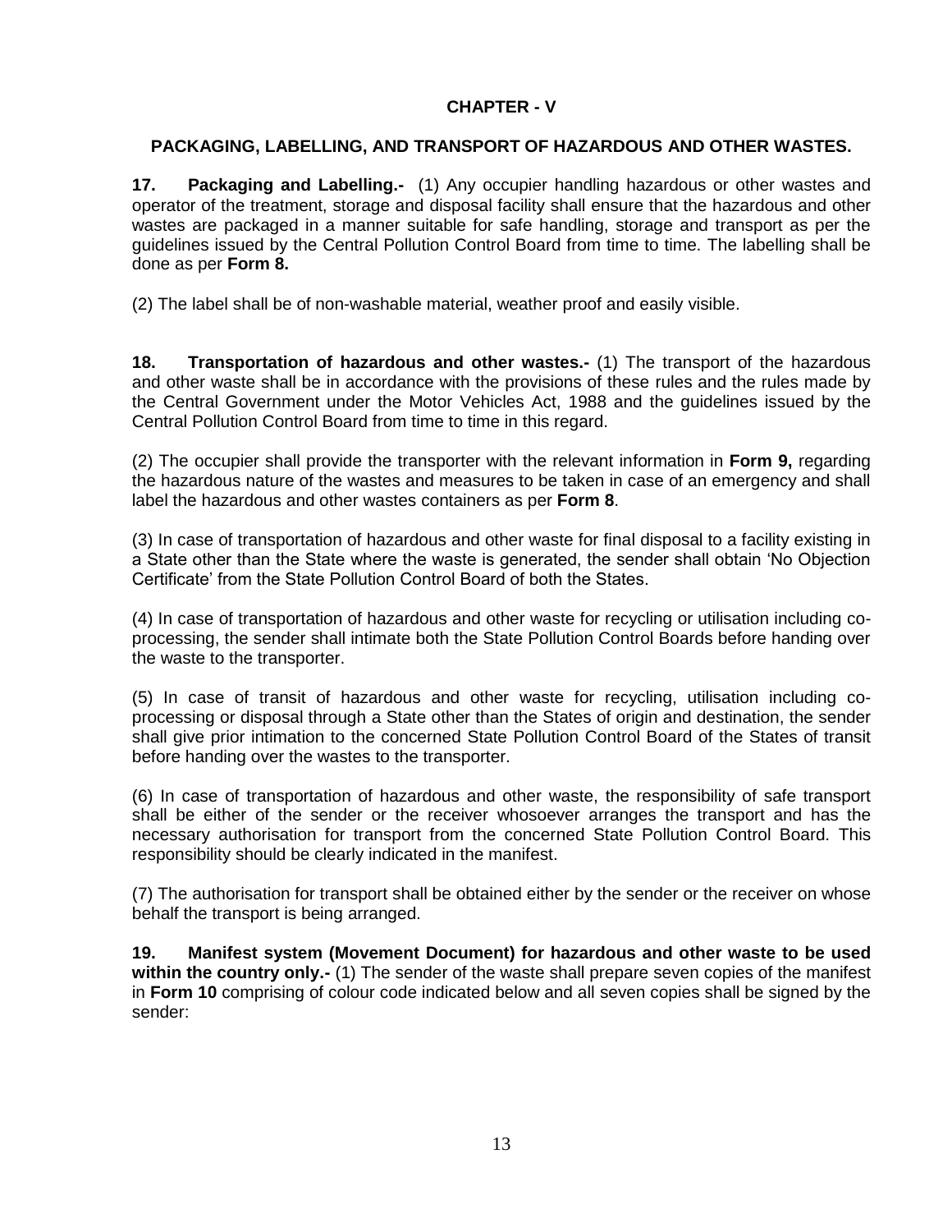## CHAPTER - V

### PACKAGING, LABELLING, AND TRANSPORT OF HAZARDOUS AND OTHER WASTES.

**17. Packaging and Labelling.-** (1) Any occupier handling hazardous or other wastes and operator of the treatment, storage and disposal facility shall ensure that the hazardous and other wastes are packaged in a manner suitable for safe handling, storage and transport as per the guidelines issued by the Central Pollution Control Board from time to time. The labelling shall be done as per **Form 8.**

(2) The label shall be of non-washable material, weather proof and easily visible.

**18. Transportation of hazardous and other wastes.-** (1) The transport of the hazardous and other waste shall be in accordance with the provisions of these rules and the rules made by the Central Government under the Motor Vehicles Act, 1988 and the guidelines issued by the Central Pollution Control Board from time to time in this regard.

(2) The occupier shall provide the transporter with the relevant information in **Form 9,** regarding the hazardous nature of the wastes and measures to be taken in case of an emergency and shall label the hazardous and other wastes containers as per **Form 8**.

(3) In case of transportation of hazardous and other waste for final disposal to a facility existing in a State other than the State where the waste is generated, the sender shall obtain 'No Objection Certificate' from the State Pollution Control Board of both the States.

(4) In case of transportation of hazardous and other waste for recycling or utilisation including co-processing, the sender shall intimate both the State Pollution Control Boards before handing over the waste to the transporter.

(5) In case of transit of hazardous and other waste for recycling, utilisation including co-processing or disposal through a State other than the States of origin and destination, the sender shall give prior intimation to the concerned State Pollution Control Board of the States of transit before handing over the wastes to the transporter.

(6) In case of transportation of hazardous and other waste, the responsibility of safe transport shall be either of the sender or the receiver whosoever arranges the transport and has the necessary authorisation for transport from the concerned State Pollution Control Board. This responsibility should be clearly indicated in the manifest.

(7) The authorisation for transport shall be obtained either by the sender or the receiver on whose behalf the transport is being arranged.

**19. Manifest system (Movement Document) for hazardous and other waste to be used within the country only.-** (1) The sender of the waste shall prepare seven copies of the manifest in **Form 10** comprising of colour code indicated below and all seven copies shall be signed by the sender: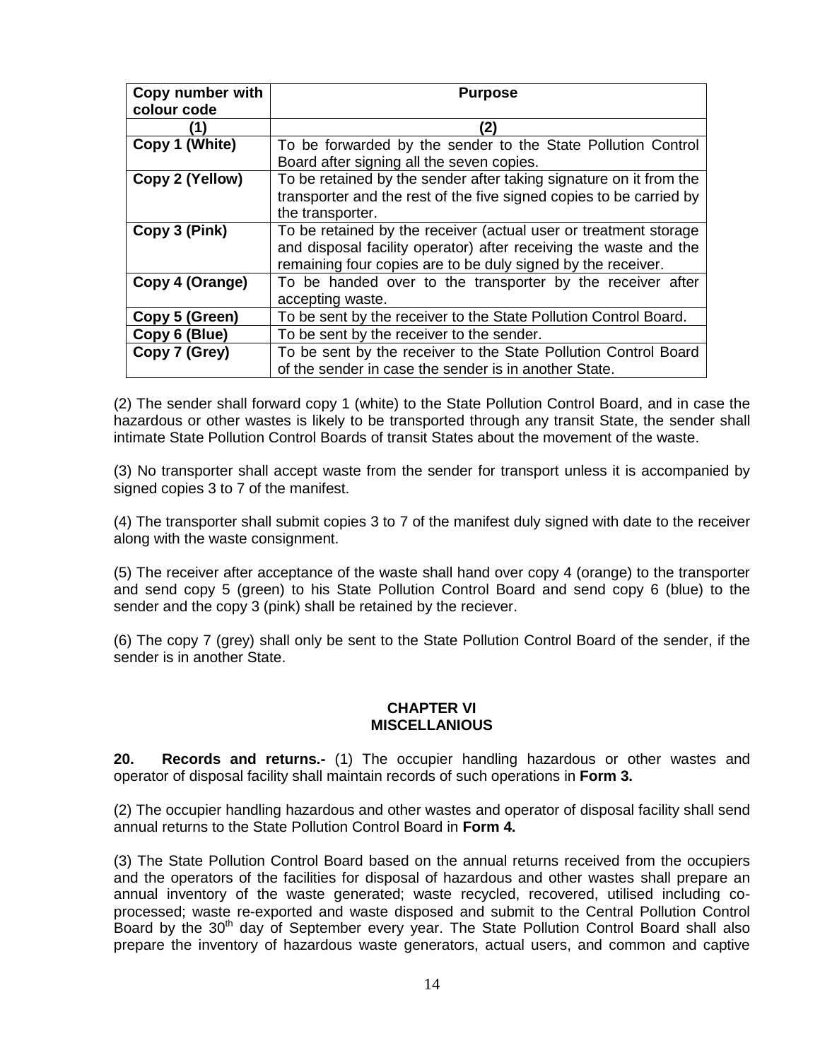| Copy number with colour code | Purpose |
|---|---|
| **(1)** | **(2)** |
| **Copy 1 (White)** | To be forwarded by the sender to the State Pollution Control Board after signing all the seven copies. |
| **Copy 2 (Yellow)** | To be retained by the sender after taking signature on it from the transporter and the rest of the five signed copies to be carried by the transporter. |
| **Copy 3 (Pink)** | To be retained by the receiver (actual user or treatment storage and disposal facility operator) after receiving the waste and the remaining four copies are to be duly signed by the receiver. |
| **Copy 4 (Orange)** | To be handed over to the transporter by the receiver after accepting waste. |
| **Copy 5 (Green)** | To be sent by the receiver to the State Pollution Control Board. |
| **Copy 6 (Blue)** | To be sent by the receiver to the sender. |
| **Copy 7 (Grey)** | To be sent by the receiver to the State Pollution Control Board of the sender in case the sender is in another State. |

(2) The sender shall forward copy 1 (white) to the State Pollution Control Board, and in case the hazardous or other wastes is likely to be transported through any transit State, the sender shall intimate State Pollution Control Boards of transit States about the movement of the waste.

(3) No transporter shall accept waste from the sender for transport unless it is accompanied by signed copies 3 to 7 of the manifest.

(4) The transporter shall submit copies 3 to 7 of the manifest duly signed with date to the receiver along with the waste consignment.

(5) The receiver after acceptance of the waste shall hand over copy 4 (orange) to the transporter and send copy 5 (green) to his State Pollution Control Board and send copy 6 (blue) to the sender and the copy 3 (pink) shall be retained by the reciever.

(6) The copy 7 (grey) shall only be sent to the State Pollution Control Board of the sender, if the sender is in another State.

## CHAPTER VI
## MISCELLANIOUS

**20. Records and returns.-** (1) The occupier handling hazardous or other wastes and operator of disposal facility shall maintain records of such operations in **Form 3.**

(2) The occupier handling hazardous and other wastes and operator of disposal facility shall send annual returns to the State Pollution Control Board in **Form 4.**

(3) The State Pollution Control Board based on the annual returns received from the occupiers and the operators of the facilities for disposal of hazardous and other wastes shall prepare an annual inventory of the waste generated; waste recycled, recovered, utilised including co-processed; waste re-exported and waste disposed and submit to the Central Pollution Control Board by the 30th day of September every year. The State Pollution Control Board shall also prepare the inventory of hazardous waste generators, actual users, and common and captive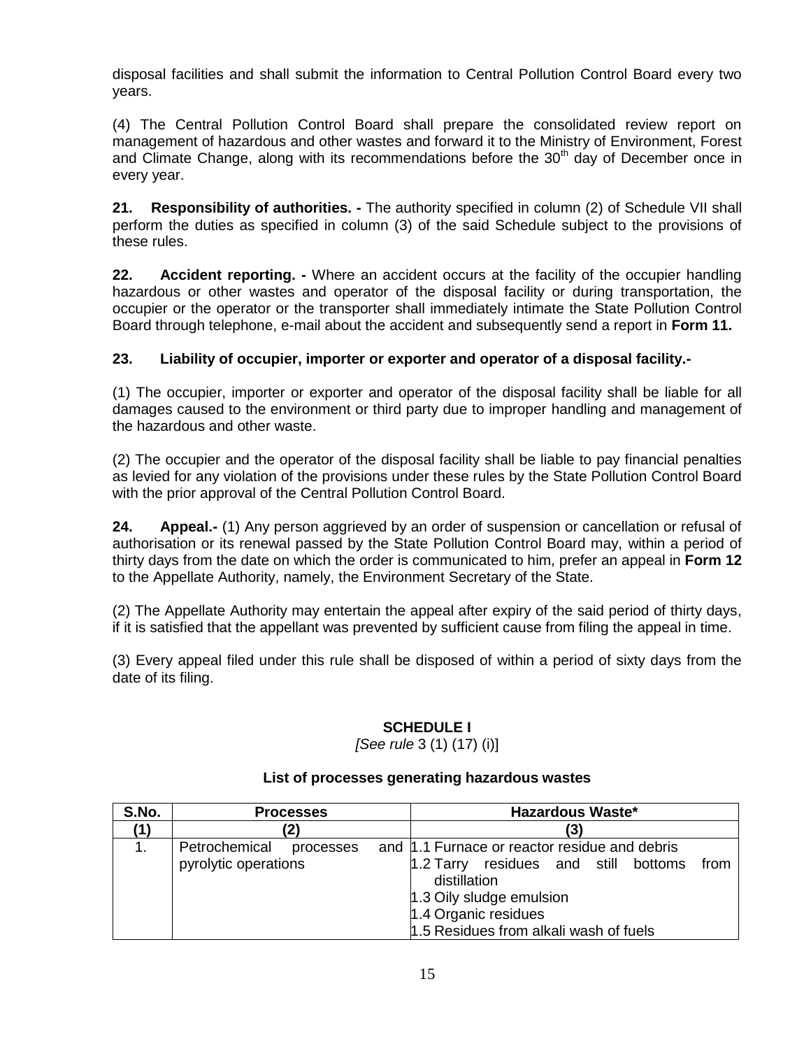disposal facilities and shall submit the information to Central Pollution Control Board every two years.

(4) The Central Pollution Control Board shall prepare the consolidated review report on management of hazardous and other wastes and forward it to the Ministry of Environment, Forest and Climate Change, along with its recommendations before the 30th day of December once in every year.

**21. Responsibility of authorities. -** The authority specified in column (2) of Schedule VII shall perform the duties as specified in column (3) of the said Schedule subject to the provisions of these rules.

**22. Accident reporting. -** Where an accident occurs at the facility of the occupier handling hazardous or other wastes and operator of the disposal facility or during transportation, the occupier or the operator or the transporter shall immediately intimate the State Pollution Control Board through telephone, e-mail about the accident and subsequently send a report in **Form 11.**

**23. Liability of occupier, importer or exporter and operator of a disposal facility.-**

(1) The occupier, importer or exporter and operator of the disposal facility shall be liable for all damages caused to the environment or third party due to improper handling and management of the hazardous and other waste.

(2) The occupier and the operator of the disposal facility shall be liable to pay financial penalties as levied for any violation of the provisions under these rules by the State Pollution Control Board with the prior approval of the Central Pollution Control Board.

**24. Appeal.-** (1) Any person aggrieved by an order of suspension or cancellation or refusal of authorisation or its renewal passed by the State Pollution Control Board may, within a period of thirty days from the date on which the order is communicated to him, prefer an appeal in **Form 12** to the Appellate Authority, namely, the Environment Secretary of the State.

(2) The Appellate Authority may entertain the appeal after expiry of the said period of thirty days, if it is satisfied that the appellant was prevented by sufficient cause from filing the appeal in time.

(3) Every appeal filed under this rule shall be disposed of within a period of sixty days from the date of its filing.

## SCHEDULE I

*[See rule* 3 (1) (17) (i)]

### List of processes generating hazardous wastes

| S.No. | Processes | Hazardous Waste* |
|---|---|---|
| (1) | (2) | (3) |
| 1. | Petrochemical processes and pyrolytic operations | 1.1 Furnace or reactor residue and debris<br>1.2 Tarry residues and still bottoms from distillation<br>1.3 Oily sludge emulsion<br>1.4 Organic residues<br>1.5 Residues from alkali wash of fuels |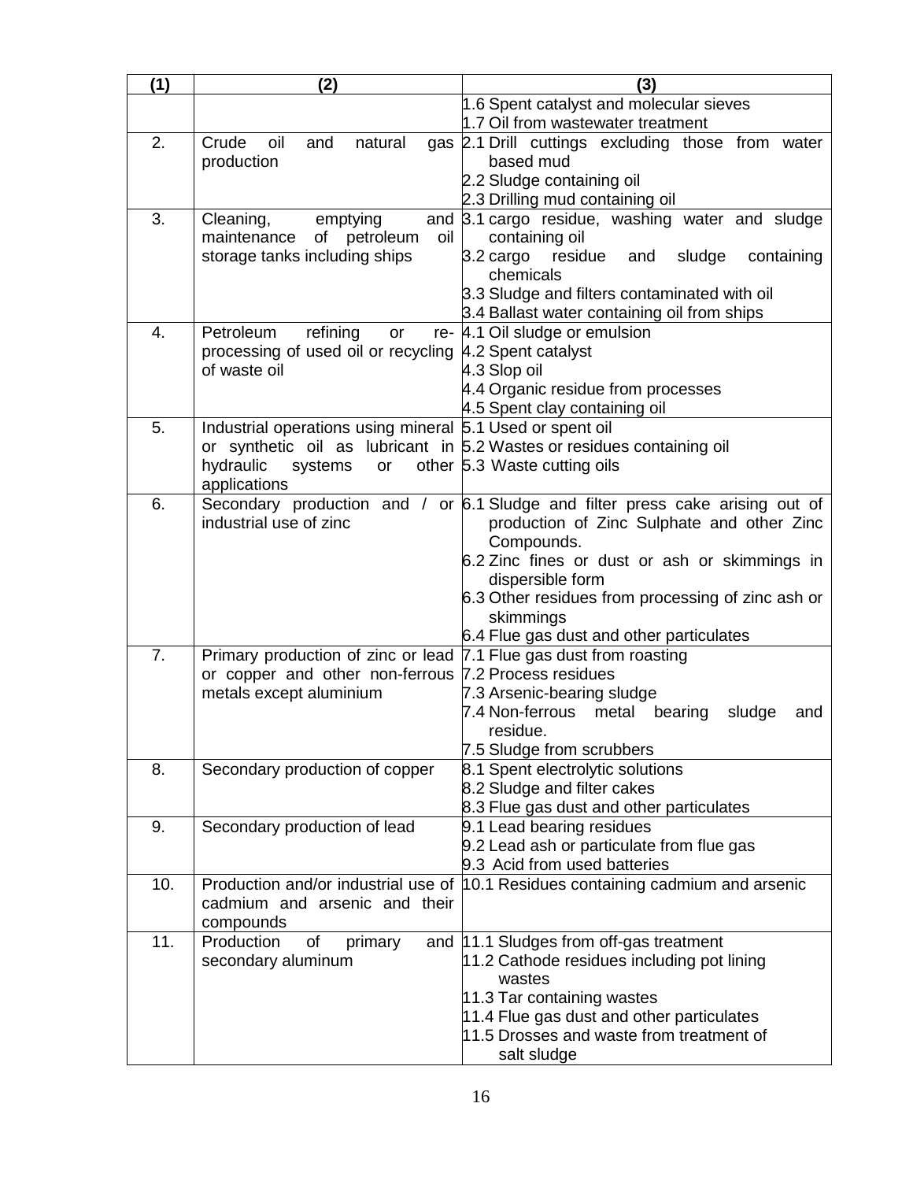| (1) | (2) | (3) |
|---|---|---|
| | | 1.6 Spent catalyst and molecular sieves<br>1.7 Oil from wastewater treatment |
| 2. | Crude oil and natural gas production | 2.1 Drill cuttings excluding those from water based mud<br>2.2 Sludge containing oil<br>2.3 Drilling mud containing oil |
| 3. | Cleaning, emptying and maintenance of petroleum oil storage tanks including ships | 3.1 cargo residue, washing water and sludge containing oil<br>3.2 cargo residue and sludge containing chemicals<br>3.3 Sludge and filters contaminated with oil<br>3.4 Ballast water containing oil from ships |
| 4. | Petroleum refining or re-processing of used oil or recycling of waste oil | 4.1 Oil sludge or emulsion<br>4.2 Spent catalyst<br>4.3 Slop oil<br>4.4 Organic residue from processes<br>4.5 Spent clay containing oil |
| 5. | Industrial operations using mineral or synthetic oil as lubricant in hydraulic systems or other applications | 5.1 Used or spent oil<br>5.2 Wastes or residues containing oil<br>5.3 Waste cutting oils |
| 6. | Secondary production and / or industrial use of zinc | 6.1 Sludge and filter press cake arising out of production of Zinc Sulphate and other Zinc Compounds.<br>6.2 Zinc fines or dust or ash or skimmings in dispersible form<br>6.3 Other residues from processing of zinc ash or skimmings<br>6.4 Flue gas dust and other particulates |
| 7. | Primary production of zinc or lead or copper and other non-ferrous metals except aluminium | 7.1 Flue gas dust from roasting<br>7.2 Process residues<br>7.3 Arsenic-bearing sludge<br>7.4 Non-ferrous metal bearing sludge and residue.<br>7.5 Sludge from scrubbers |
| 8. | Secondary production of copper | 8.1 Spent electrolytic solutions<br>8.2 Sludge and filter cakes<br>8.3 Flue gas dust and other particulates |
| 9. | Secondary production of lead | 9.1 Lead bearing residues<br>9.2 Lead ash or particulate from flue gas<br>9.3 Acid from used batteries |
| 10. | Production and/or industrial use of cadmium and arsenic and their compounds | 10.1 Residues containing cadmium and arsenic |
| 11. | Production of primary and secondary aluminum | 11.1 Sludges from off-gas treatment<br>11.2 Cathode residues including pot lining wastes<br>11.3 Tar containing wastes<br>11.4 Flue gas dust and other particulates<br>11.5 Drosses and waste from treatment of salt sludge |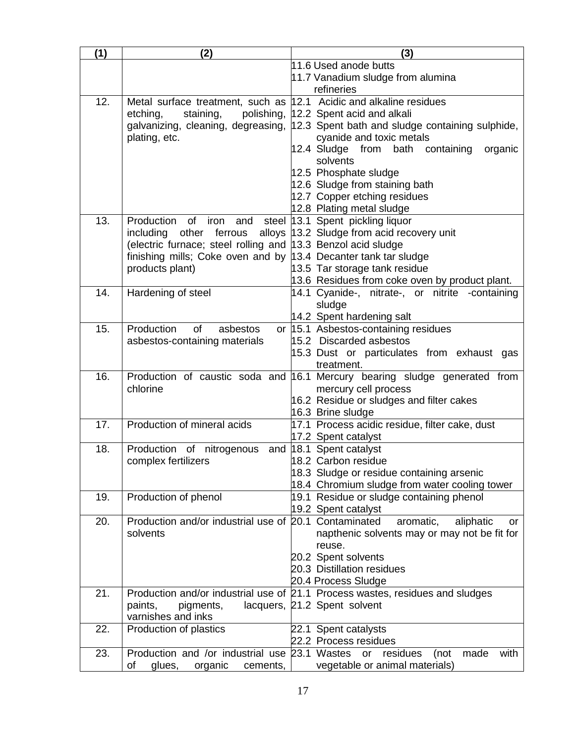| (1) | (2) | (3) |
|---|---|---|
| | | 11.6 Used anode butts<br>11.7 Vanadium sludge from alumina refineries |
| 12. | Metal surface treatment, such as etching, staining, polishing, galvanizing, cleaning, degreasing, plating, etc. | 12.1 Acidic and alkaline residues<br>12.2 Spent acid and alkali<br>12.3 Spent bath and sludge containing sulphide, cyanide and toxic metals<br>12.4 Sludge from bath containing organic solvents<br>12.5 Phosphate sludge<br>12.6 Sludge from staining bath<br>12.7 Copper etching residues<br>12.8 Plating metal sludge |
| 13. | Production of iron and steel including other ferrous alloys (electric furnace; steel rolling and finishing mills; Coke oven and by products plant) | 13.1 Spent pickling liquor<br>13.2 Sludge from acid recovery unit<br>13.3 Benzol acid sludge<br>13.4 Decanter tank tar sludge<br>13.5 Tar storage tank residue<br>13.6 Residues from coke oven by product plant. |
| 14. | Hardening of steel | 14.1 Cyanide-, nitrate-, or nitrite -containing sludge<br>14.2 Spent hardening salt |
| 15. | Production of asbestos or asbestos-containing materials | 15.1 Asbestos-containing residues<br>15.2 Discarded asbestos<br>15.3 Dust or particulates from exhaust gas treatment. |
| 16. | Production of caustic soda and chlorine | 16.1 Mercury bearing sludge generated from mercury cell process<br>16.2 Residue or sludges and filter cakes<br>16.3 Brine sludge |
| 17. | Production of mineral acids | 17.1 Process acidic residue, filter cake, dust<br>17.2 Spent catalyst |
| 18. | Production of nitrogenous and complex fertilizers | 18.1 Spent catalyst<br>18.2 Carbon residue<br>18.3 Sludge or residue containing arsenic<br>18.4 Chromium sludge from water cooling tower |
| 19. | Production of phenol | 19.1 Residue or sludge containing phenol<br>19.2 Spent catalyst |
| 20. | Production and/or industrial use of solvents | 20.1 Contaminated aromatic, aliphatic or napthenic solvents may or may not be fit for reuse.<br>20.2 Spent solvents<br>20.3 Distillation residues<br>20.4 Process Sludge |
| 21. | Production and/or industrial use of paints, pigments, lacquers, varnishes and inks | 21.1 Process wastes, residues and sludges<br>21.2 Spent solvent |
| 22. | Production of plastics | 22.1 Spent catalysts<br>22.2 Process residues |
| 23. | Production and /or industrial use of glues, organic cements, | 23.1 Wastes or residues (not made with vegetable or animal materials) |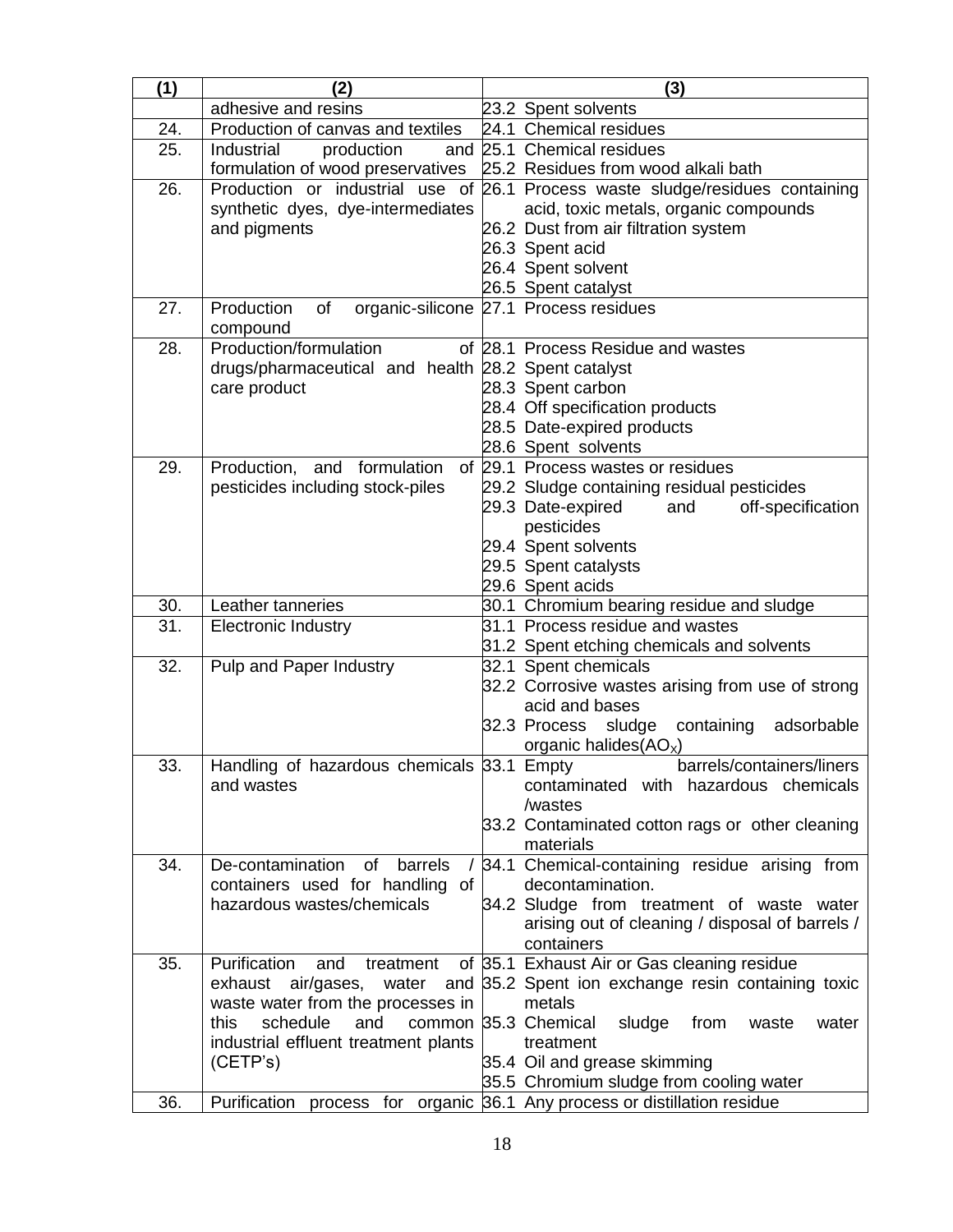| (1) | (2) | (3) |
|---|---|---|
| | adhesive and resins | 23.2 Spent solvents |
| 24. | Production of canvas and textiles | 24.1 Chemical residues |
| 25. | Industrial production and formulation of wood preservatives | 25.1 Chemical residues<br>25.2 Residues from wood alkali bath |
| 26. | Production or industrial use of synthetic dyes, dye-intermediates and pigments | 26.1 Process waste sludge/residues containing acid, toxic metals, organic compounds<br>26.2 Dust from air filtration system<br>26.3 Spent acid<br>26.4 Spent solvent<br>26.5 Spent catalyst |
| 27. | Production of organic-silicone compound | 27.1 Process residues |
| 28. | Production/formulation of drugs/pharmaceutical and health care product | 28.1 Process Residue and wastes<br>28.2 Spent catalyst<br>28.3 Spent carbon<br>28.4 Off specification products<br>28.5 Date-expired products<br>28.6 Spent solvents |
| 29. | Production, and formulation of pesticides including stock-piles | 29.1 Process wastes or residues<br>29.2 Sludge containing residual pesticides<br>29.3 Date-expired and off-specification pesticides<br>29.4 Spent solvents<br>29.5 Spent catalysts<br>29.6 Spent acids |
| 30. | Leather tanneries | 30.1 Chromium bearing residue and sludge |
| 31. | Electronic Industry | 31.1 Process residue and wastes<br>31.2 Spent etching chemicals and solvents |
| 32. | Pulp and Paper Industry | 32.1 Spent chemicals<br>32.2 Corrosive wastes arising from use of strong acid and bases<br>32.3 Process sludge containing adsorbable organic halides($AO_X$) |
| 33. | Handling of hazardous chemicals and wastes | 33.1 Empty barrels/containers/liners contaminated with hazardous chemicals /wastes<br>33.2 Contaminated cotton rags or other cleaning materials |
| 34. | De-contamination of barrels / containers used for handling of hazardous wastes/chemicals | 34.1 Chemical-containing residue arising from decontamination.<br>34.2 Sludge from treatment of waste water arising out of cleaning / disposal of barrels / containers |
| 35. | Purification and treatment of exhaust air/gases, water and waste water from the processes in this schedule and common industrial effluent treatment plants (CETP's) | 35.1 Exhaust Air or Gas cleaning residue<br>35.2 Spent ion exchange resin containing toxic metals<br>35.3 Chemical sludge from waste water treatment<br>35.4 Oil and grease skimming<br>35.5 Chromium sludge from cooling water |
| 36. | Purification process for organic | 36.1 Any process or distillation residue |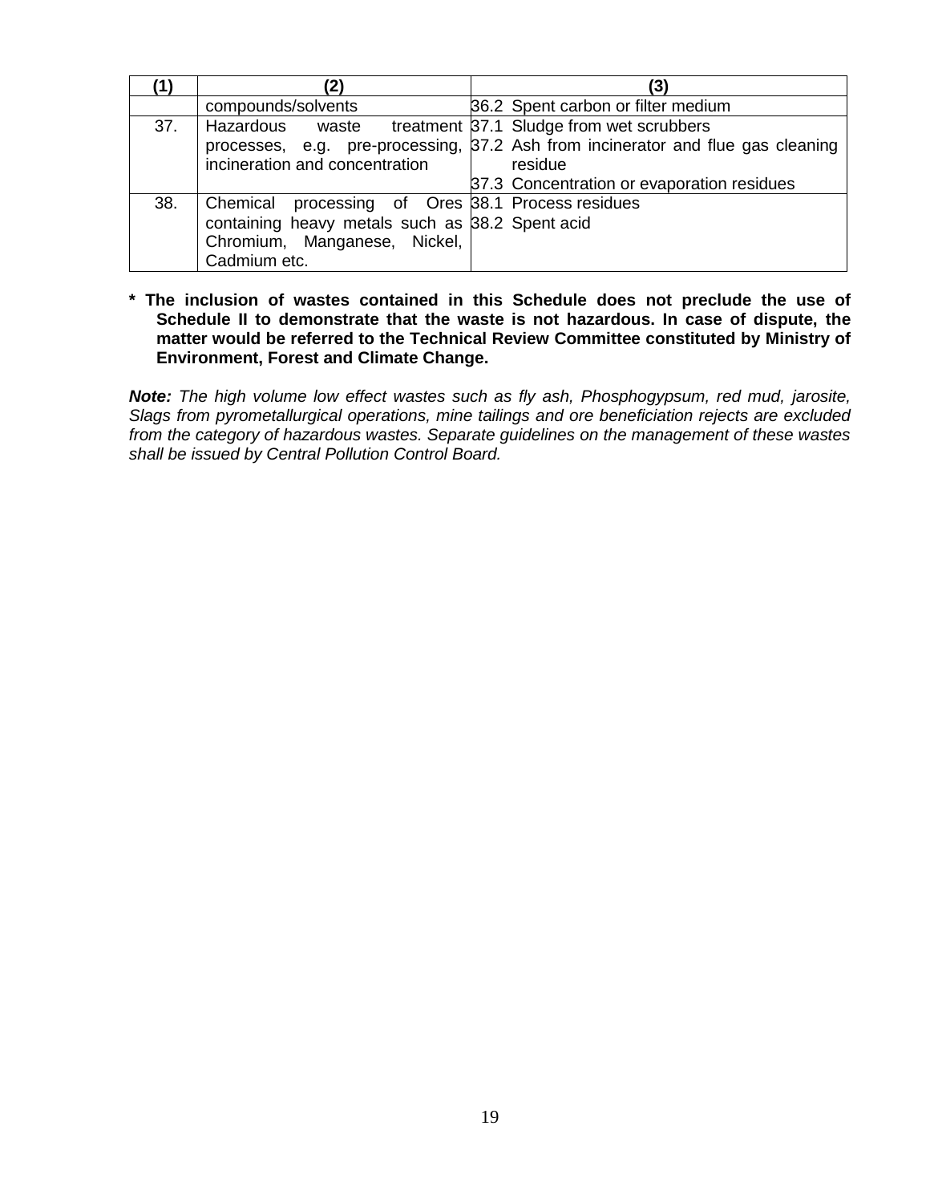| (1) | (2) | (3) |
|---|---|---|
| | compounds/solvents | 36.2 Spent carbon or filter medium |
| 37. | Hazardous waste treatment processes, e.g. pre-processing, incineration and concentration | 37.1 Sludge from wet scrubbers<br>37.2 Ash from incinerator and flue gas cleaning residue<br>37.3 Concentration or evaporation residues |
| 38. | Chemical processing of Ores containing heavy metals such as Chromium, Manganese, Nickel, Cadmium etc. | 38.1 Process residues<br>38.2 Spent acid |

**\* The inclusion of wastes contained in this Schedule does not preclude the use of Schedule II to demonstrate that the waste is not hazardous. In case of dispute, the matter would be referred to the Technical Review Committee constituted by Ministry of Environment, Forest and Climate Change.**

***Note:*** *The high volume low effect wastes such as fly ash, Phosphogypsum, red mud, jarosite, Slags from pyrometallurgical operations, mine tailings and ore beneficiation rejects are excluded from the category of hazardous wastes. Separate guidelines on the management of these wastes shall be issued by Central Pollution Control Board.*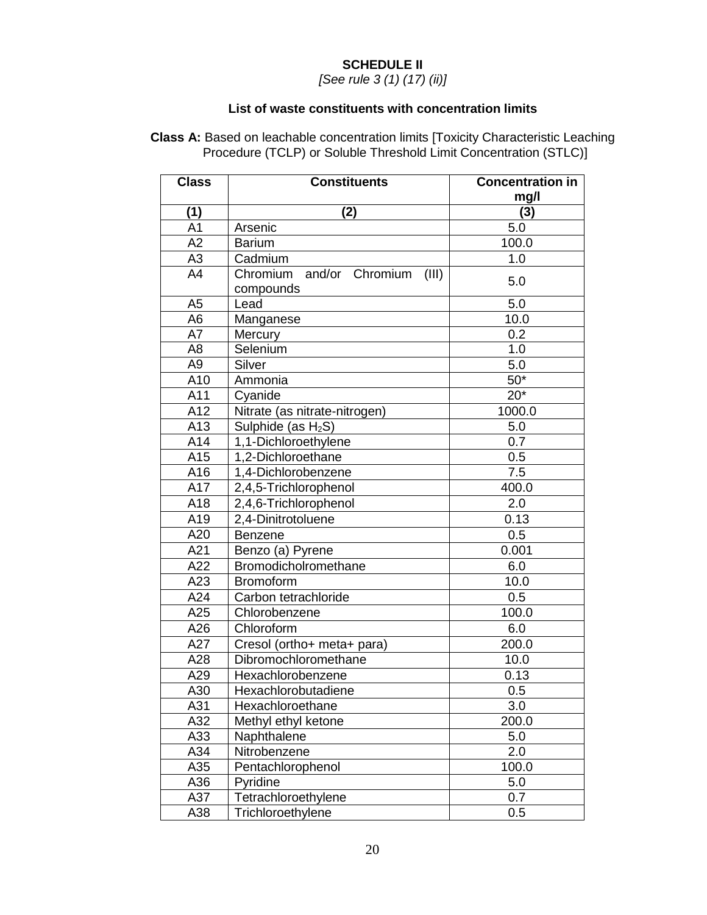**SCHEDULE II**

*[See rule 3 (1) (17) (ii)]*

**List of waste constituents with concentration limits**

**Class A:** Based on leachable concentration limits [Toxicity Characteristic Leaching Procedure (TCLP) or Soluble Threshold Limit Concentration (STLC)]

| Class | Constituents | Concentration in mg/l |
|---|---|---|
| (1) | (2) | (3) |
| A1 | Arsenic | 5.0 |
| A2 | Barium | 100.0 |
| A3 | Cadmium | 1.0 |
| A4 | Chromium and/or Chromium (III) compounds | 5.0 |
| A5 | Lead | 5.0 |
| A6 | Manganese | 10.0 |
| A7 | Mercury | 0.2 |
| A8 | Selenium | 1.0 |
| A9 | Silver | 5.0 |
| A10 | Ammonia | 50* |
| A11 | Cyanide | 20* |
| A12 | Nitrate (as nitrate-nitrogen) | 1000.0 |
| A13 | Sulphide (as $H_2S$) | 5.0 |
| A14 | 1,1-Dichloroethylene | 0.7 |
| A15 | 1,2-Dichloroethane | 0.5 |
| A16 | 1,4-Dichlorobenzene | 7.5 |
| A17 | 2,4,5-Trichlorophenol | 400.0 |
| A18 | 2,4,6-Trichlorophenol | 2.0 |
| A19 | 2,4-Dinitrotoluene | 0.13 |
| A20 | Benzene | 0.5 |
| A21 | Benzo (a) Pyrene | 0.001 |
| A22 | Bromodicholromethane | 6.0 |
| A23 | Bromoform | 10.0 |
| A24 | Carbon tetrachloride | 0.5 |
| A25 | Chlorobenzene | 100.0 |
| A26 | Chloroform | 6.0 |
| A27 | Cresol (ortho+ meta+ para) | 200.0 |
| A28 | Dibromochloromethane | 10.0 |
| A29 | Hexachlorobenzene | 0.13 |
| A30 | Hexachlorobutadiene | 0.5 |
| A31 | Hexachloroethane | 3.0 |
| A32 | Methyl ethyl ketone | 200.0 |
| A33 | Naphthalene | 5.0 |
| A34 | Nitrobenzene | 2.0 |
| A35 | Pentachlorophenol | 100.0 |
| A36 | Pyridine | 5.0 |
| A37 | Tetrachloroethylene | 0.7 |
| A38 | Trichloroethylene | 0.5 |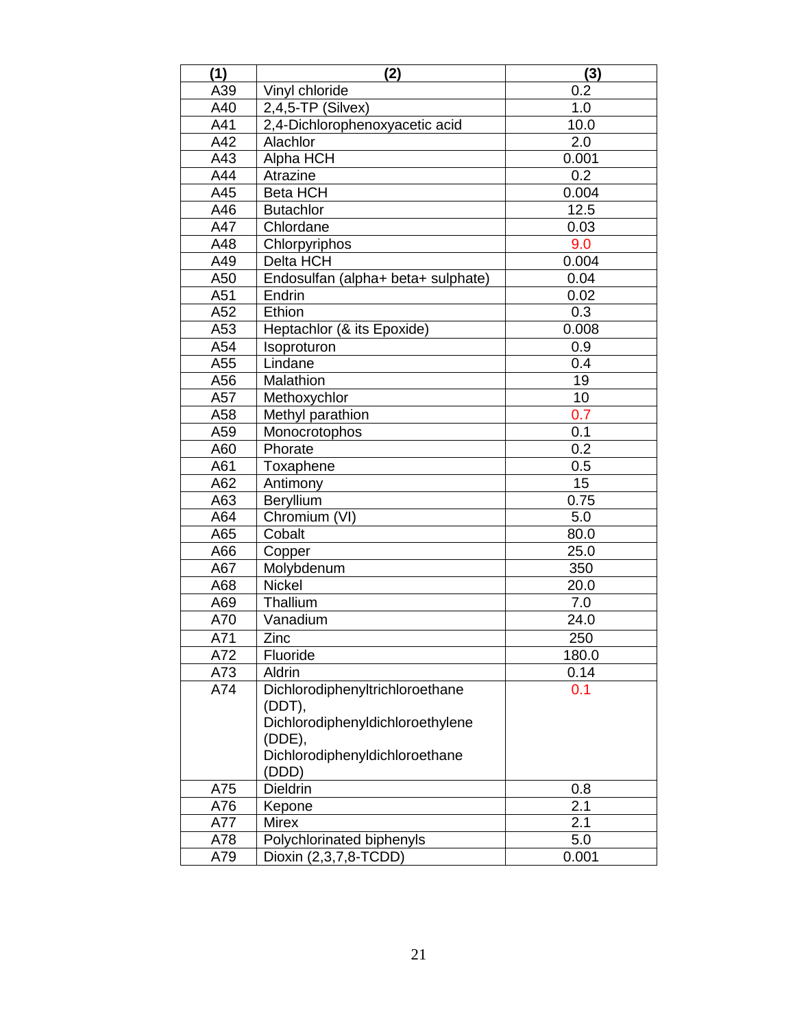| (1) | (2) | (3) |
|---|---|---|
| A39 | Vinyl chloride | 0.2 |
| A40 | 2,4,5-TP (Silvex) | 1.0 |
| A41 | 2,4-Dichlorophenoxyacetic acid | 10.0 |
| A42 | Alachlor | 2.0 |
| A43 | Alpha HCH | 0.001 |
| A44 | Atrazine | 0.2 |
| A45 | Beta HCH | 0.004 |
| A46 | Butachlor | 12.5 |
| A47 | Chlordane | 0.03 |
| A48 | Chlorpyriphos | 9.0 |
| A49 | Delta HCH | 0.004 |
| A50 | Endosulfan (alpha+ beta+ sulphate) | 0.04 |
| A51 | Endrin | 0.02 |
| A52 | Ethion | 0.3 |
| A53 | Heptachlor (& its Epoxide) | 0.008 |
| A54 | Isoproturon | 0.9 |
| A55 | Lindane | 0.4 |
| A56 | Malathion | 19 |
| A57 | Methoxychlor | 10 |
| A58 | Methyl parathion | 0.7 |
| A59 | Monocrotophos | 0.1 |
| A60 | Phorate | 0.2 |
| A61 | Toxaphene | 0.5 |
| A62 | Antimony | 15 |
| A63 | Beryllium | 0.75 |
| A64 | Chromium (VI) | 5.0 |
| A65 | Cobalt | 80.0 |
| A66 | Copper | 25.0 |
| A67 | Molybdenum | 350 |
| A68 | Nickel | 20.0 |
| A69 | Thallium | 7.0 |
| A70 | Vanadium | 24.0 |
| A71 | Zinc | 250 |
| A72 | Fluoride | 180.0 |
| A73 | Aldrin | 0.14 |
| A74 | Dichlorodiphenyltrichloroethane (DDT), Dichlorodiphenyldichloroethylene (DDE), Dichlorodiphenyldichloroethane (DDD) | 0.1 |
| A75 | Dieldrin | 0.8 |
| A76 | Kepone | 2.1 |
| A77 | Mirex | 2.1 |
| A78 | Polychlorinated biphenyls | 5.0 |
| A79 | Dioxin (2,3,7,8-TCDD) | 0.001 |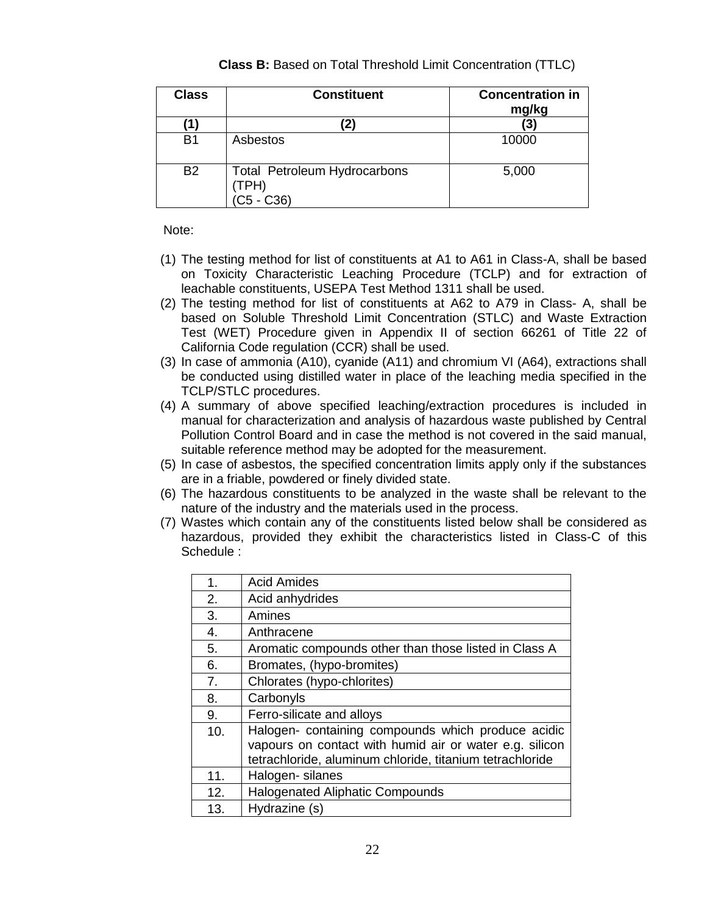**Class B:** Based on Total Threshold Limit Concentration (TTLC)

| Class | Constituent | Concentration in mg/kg |
|---|---|---|
| (1) | (2) | (3) |
| B1 | Asbestos | 10000 |
| B2 | Total Petroleum Hydrocarbons (TPH) (C5 - C36) | 5,000 |

Note:

(1) The testing method for list of constituents at A1 to A61 in Class-A, shall be based on Toxicity Characteristic Leaching Procedure (TCLP) and for extraction of leachable constituents, USEPA Test Method 1311 shall be used.

(2) The testing method for list of constituents at A62 to A79 in Class- A, shall be based on Soluble Threshold Limit Concentration (STLC) and Waste Extraction Test (WET) Procedure given in Appendix II of section 66261 of Title 22 of California Code regulation (CCR) shall be used.

(3) In case of ammonia (A10), cyanide (A11) and chromium VI (A64), extractions shall be conducted using distilled water in place of the leaching media specified in the TCLP/STLC procedures.

(4) A summary of above specified leaching/extraction procedures is included in manual for characterization and analysis of hazardous waste published by Central Pollution Control Board and in case the method is not covered in the said manual, suitable reference method may be adopted for the measurement.

(5) In case of asbestos, the specified concentration limits apply only if the substances are in a friable, powdered or finely divided state.

(6) The hazardous constituents to be analyzed in the waste shall be relevant to the nature of the industry and the materials used in the process.

(7) Wastes which contain any of the constituents listed below shall be considered as hazardous, provided they exhibit the characteristics listed in Class-C of this Schedule :

| | |
|---|---|
| 1. | Acid Amides |
| 2. | Acid anhydrides |
| 3. | Amines |
| 4. | Anthracene |
| 5. | Aromatic compounds other than those listed in Class A |
| 6. | Bromates, (hypo-bromites) |
| 7. | Chlorates (hypo-chlorites) |
| 8. | Carbonyls |
| 9. | Ferro-silicate and alloys |
| 10. | Halogen- containing compounds which produce acidic vapours on contact with humid air or water e.g. silicon tetrachloride, aluminum chloride, titanium tetrachloride |
| 11. | Halogen- silanes |
| 12. | Halogenated Aliphatic Compounds |
| 13. | Hydrazine (s) |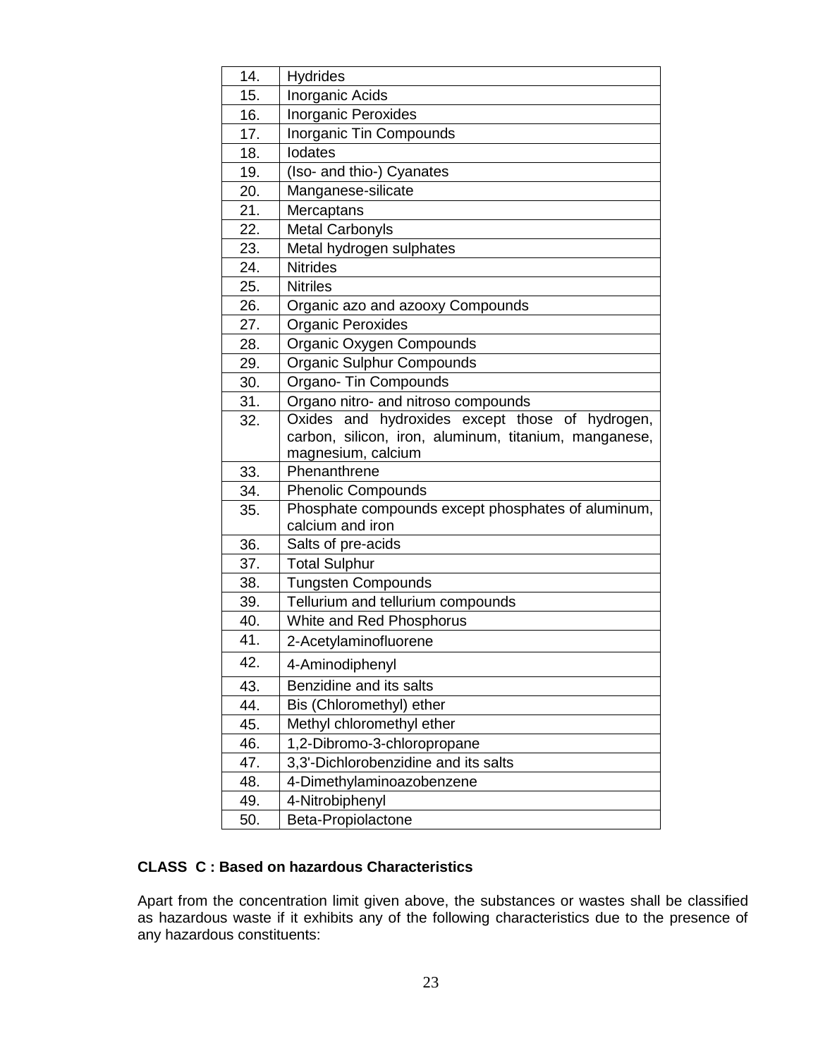| | |
|---|---|
| 14. | Hydrides |
| 15. | Inorganic Acids |
| 16. | Inorganic Peroxides |
| 17. | Inorganic Tin Compounds |
| 18. | Iodates |
| 19. | (Iso- and thio-) Cyanates |
| 20. | Manganese-silicate |
| 21. | Mercaptans |
| 22. | Metal Carbonyls |
| 23. | Metal hydrogen sulphates |
| 24. | Nitrides |
| 25. | Nitriles |
| 26. | Organic azo and azooxy Compounds |
| 27. | Organic Peroxides |
| 28. | Organic Oxygen Compounds |
| 29. | Organic Sulphur Compounds |
| 30. | Organo- Tin Compounds |
| 31. | Organo nitro- and nitroso compounds |
| 32. | Oxides and hydroxides except those of hydrogen, carbon, silicon, iron, aluminum, titanium, manganese, magnesium, calcium |
| 33. | Phenanthrene |
| 34. | Phenolic Compounds |
| 35. | Phosphate compounds except phosphates of aluminum, calcium and iron |
| 36. | Salts of pre-acids |
| 37. | Total Sulphur |
| 38. | Tungsten Compounds |
| 39. | Tellurium and tellurium compounds |
| 40. | White and Red Phosphorus |
| 41. | 2-Acetylaminofluorene |
| 42. | 4-Aminodiphenyl |
| 43. | Benzidine and its salts |
| 44. | Bis (Chloromethyl) ether |
| 45. | Methyl chloromethyl ether |
| 46. | 1,2-Dibromo-3-chloropropane |
| 47. | 3,3'-Dichlorobenzidine and its salts |
| 48. | 4-Dimethylaminoazobenzene |
| 49. | 4-Nitrobiphenyl |
| 50. | Beta-Propiolactone |

**CLASS C : Based on hazardous Characteristics**

Apart from the concentration limit given above, the substances or wastes shall be classified as hazardous waste if it exhibits any of the following characteristics due to the presence of any hazardous constituents: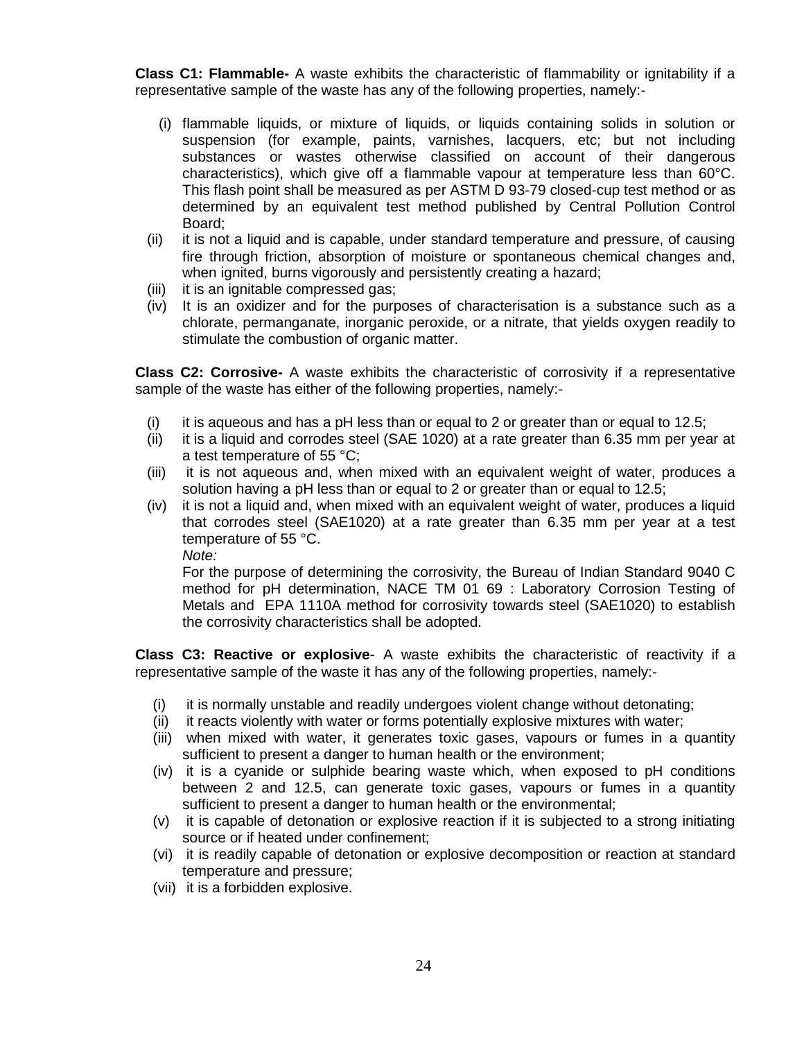**Class C1: Flammable-** A waste exhibits the characteristic of flammability or ignitability if a representative sample of the waste has any of the following properties, namely:-

(i) flammable liquids, or mixture of liquids, or liquids containing solids in solution or suspension (for example, paints, varnishes, lacquers, etc; but not including substances or wastes otherwise classified on account of their dangerous characteristics), which give off a flammable vapour at temperature less than 60°C. This flash point shall be measured as per ASTM D 93-79 closed-cup test method or as determined by an equivalent test method published by Central Pollution Control Board;

(ii) it is not a liquid and is capable, under standard temperature and pressure, of causing fire through friction, absorption of moisture or spontaneous chemical changes and, when ignited, burns vigorously and persistently creating a hazard;

(iii) it is an ignitable compressed gas;

(iv) It is an oxidizer and for the purposes of characterisation is a substance such as a chlorate, permanganate, inorganic peroxide, or a nitrate, that yields oxygen readily to stimulate the combustion of organic matter.

**Class C2: Corrosive-** A waste exhibits the characteristic of corrosivity if a representative sample of the waste has either of the following properties, namely:-

(i) it is aqueous and has a pH less than or equal to 2 or greater than or equal to 12.5;

(ii) it is a liquid and corrodes steel (SAE 1020) at a rate greater than 6.35 mm per year at a test temperature of 55 °C;

(iii) it is not aqueous and, when mixed with an equivalent weight of water, produces a solution having a pH less than or equal to 2 or greater than or equal to 12.5;

(iv) it is not a liquid and, when mixed with an equivalent weight of water, produces a liquid that corrodes steel (SAE1020) at a rate greater than 6.35 mm per year at a test temperature of 55 °C.

*Note:*

For the purpose of determining the corrosivity, the Bureau of Indian Standard 9040 C method for pH determination, NACE TM 01 69 : Laboratory Corrosion Testing of Metals and EPA 1110A method for corrosivity towards steel (SAE1020) to establish the corrosivity characteristics shall be adopted.

**Class C3: Reactive or explosive**- A waste exhibits the characteristic of reactivity if a representative sample of the waste it has any of the following properties, namely:-

(i) it is normally unstable and readily undergoes violent change without detonating;

(ii) it reacts violently with water or forms potentially explosive mixtures with water;

(iii) when mixed with water, it generates toxic gases, vapours or fumes in a quantity sufficient to present a danger to human health or the environment;

(iv) it is a cyanide or sulphide bearing waste which, when exposed to pH conditions between 2 and 12.5, can generate toxic gases, vapours or fumes in a quantity sufficient to present a danger to human health or the environmental;

(v) it is capable of detonation or explosive reaction if it is subjected to a strong initiating source or if heated under confinement;

(vi) it is readily capable of detonation or explosive decomposition or reaction at standard temperature and pressure;

(vii) it is a forbidden explosive.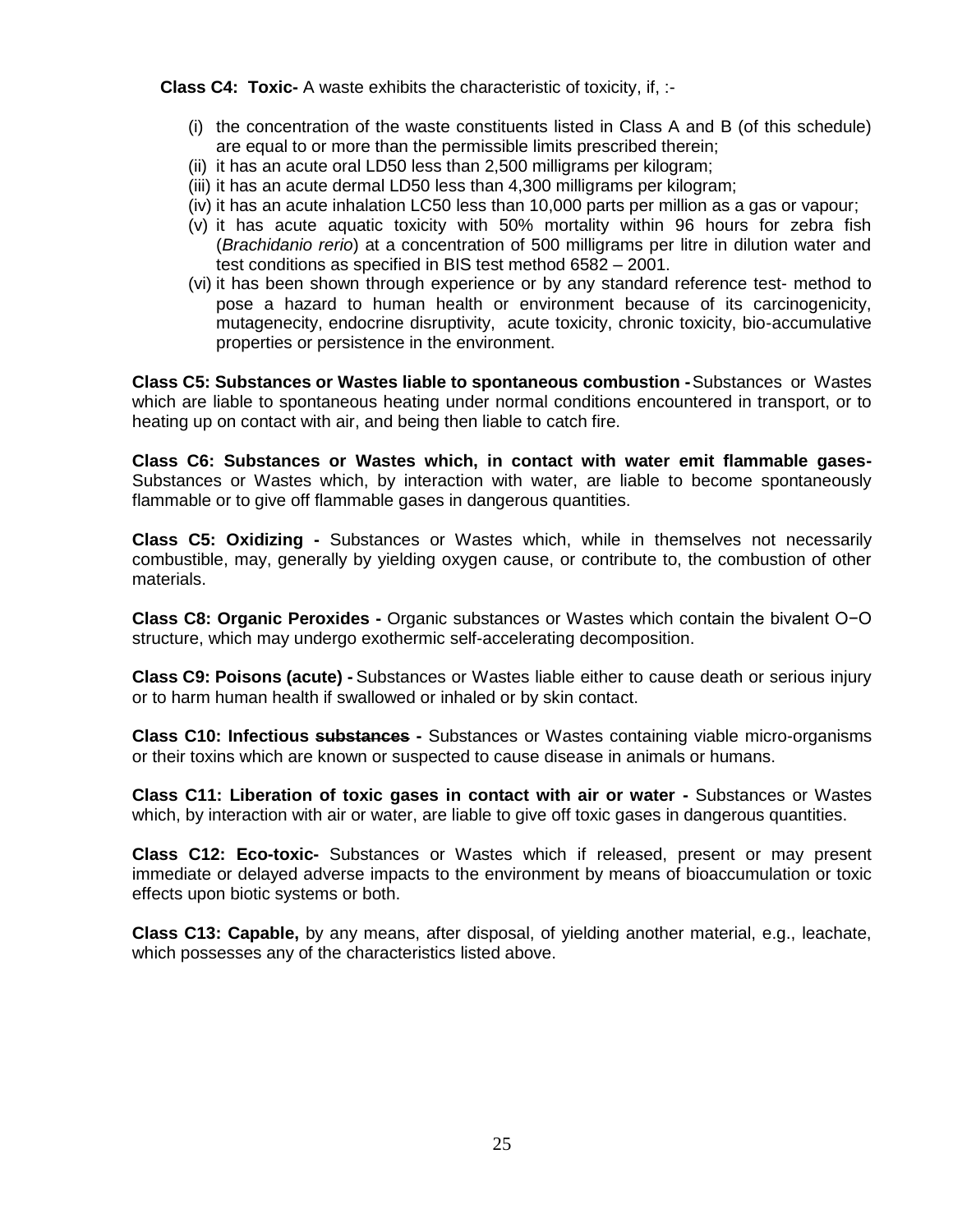**Class C4: Toxic-** A waste exhibits the characteristic of toxicity, if, :-

(i) the concentration of the waste constituents listed in Class A and B (of this schedule) are equal to or more than the permissible limits prescribed therein;
(ii) it has an acute oral LD50 less than 2,500 milligrams per kilogram;
(iii) it has an acute dermal LD50 less than 4,300 milligrams per kilogram;
(iv) it has an acute inhalation LC50 less than 10,000 parts per million as a gas or vapour;
(v) it has acute aquatic toxicity with 50% mortality within 96 hours for zebra fish (*Brachidanio rerio*) at a concentration of 500 milligrams per litre in dilution water and test conditions as specified in BIS test method 6582 – 2001.
(vi) it has been shown through experience or by any standard reference test- method to pose a hazard to human health or environment because of its carcinogenicity, mutagenecity, endocrine disruptivity, acute toxicity, chronic toxicity, bio-accumulative properties or persistence in the environment.

**Class C5: Substances or Wastes liable to spontaneous combustion -** Substances or Wastes which are liable to spontaneous heating under normal conditions encountered in transport, or to heating up on contact with air, and being then liable to catch fire.

**Class C6: Substances or Wastes which, in contact with water emit flammable gases-** Substances or Wastes which, by interaction with water, are liable to become spontaneously flammable or to give off flammable gases in dangerous quantities.

**Class C5: Oxidizing -** Substances or Wastes which, while in themselves not necessarily combustible, may, generally by yielding oxygen cause, or contribute to, the combustion of other materials.

**Class C8: Organic Peroxides -** Organic substances or Wastes which contain the bivalent O−O structure, which may undergo exothermic self-accelerating decomposition.

**Class C9: Poisons (acute) -** Substances or Wastes liable either to cause death or serious injury or to harm human health if swallowed or inhaled or by skin contact.

**Class C10: Infectious ~~substances~~ -** Substances or Wastes containing viable micro-organisms or their toxins which are known or suspected to cause disease in animals or humans.

**Class C11: Liberation of toxic gases in contact with air or water -** Substances or Wastes which, by interaction with air or water, are liable to give off toxic gases in dangerous quantities.

**Class C12: Eco-toxic-** Substances or Wastes which if released, present or may present immediate or delayed adverse impacts to the environment by means of bioaccumulation or toxic effects upon biotic systems or both.

**Class C13: Capable,** by any means, after disposal, of yielding another material, e.g., leachate, which possesses any of the characteristics listed above.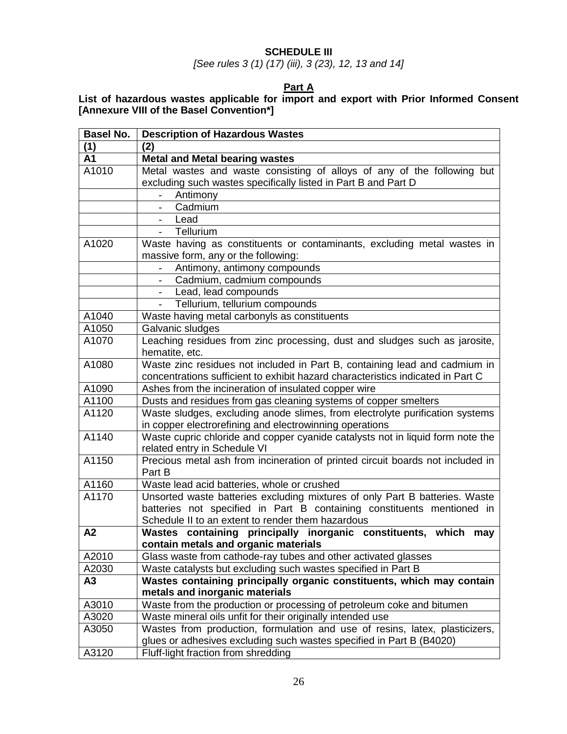**SCHEDULE III**

*[See rules 3 (1) (17) (iii), 3 (23), 12, 13 and 14]*

**Part A**

**List of hazardous wastes applicable for import and export with Prior Informed Consent [Annexure VIII of the Basel Convention*]**

| Basel No. | Description of Hazardous Wastes |
|---|---|
| **(1)** | **(2)** |
| **A1** | **Metal and Metal bearing wastes** |
| A1010 | Metal wastes and waste consisting of alloys of any of the following but excluding such wastes specifically listed in Part B and Part D |
| | - Antimony |
| | - Cadmium |
| | - Lead |
| | - Tellurium |
| A1020 | Waste having as constituents or contaminants, excluding metal wastes in massive form, any or the following: |
| | - Antimony, antimony compounds |
| | - Cadmium, cadmium compounds |
| | - Lead, lead compounds |
| | - Tellurium, tellurium compounds |
| A1040 | Waste having metal carbonyls as constituents |
| A1050 | Galvanic sludges |
| A1070 | Leaching residues from zinc processing, dust and sludges such as jarosite, hematite, etc. |
| A1080 | Waste zinc residues not included in Part B, containing lead and cadmium in concentrations sufficient to exhibit hazard characteristics indicated in Part C |
| A1090 | Ashes from the incineration of insulated copper wire |
| A1100 | Dusts and residues from gas cleaning systems of copper smelters |
| A1120 | Waste sludges, excluding anode slimes, from electrolyte purification systems in copper electrorefining and electrowinning operations |
| A1140 | Waste cupric chloride and copper cyanide catalysts not in liquid form note the related entry in Schedule VI |
| A1150 | Precious metal ash from incineration of printed circuit boards not included in Part B |
| A1160 | Waste lead acid batteries, whole or crushed |
| A1170 | Unsorted waste batteries excluding mixtures of only Part B batteries. Waste batteries not specified in Part B containing constituents mentioned in Schedule II to an extent to render them hazardous |
| **A2** | **Wastes containing principally inorganic constituents, which may contain metals and organic materials** |
| A2010 | Glass waste from cathode-ray tubes and other activated glasses |
| A2030 | Waste catalysts but excluding such wastes specified in Part B |
| **A3** | **Wastes containing principally organic constituents, which may contain metals and inorganic materials** |
| A3010 | Waste from the production or processing of petroleum coke and bitumen |
| A3020 | Waste mineral oils unfit for their originally intended use |
| A3050 | Wastes from production, formulation and use of resins, latex, plasticizers, glues or adhesives excluding such wastes specified in Part B (B4020) |
| A3120 | Fluff-light fraction from shredding |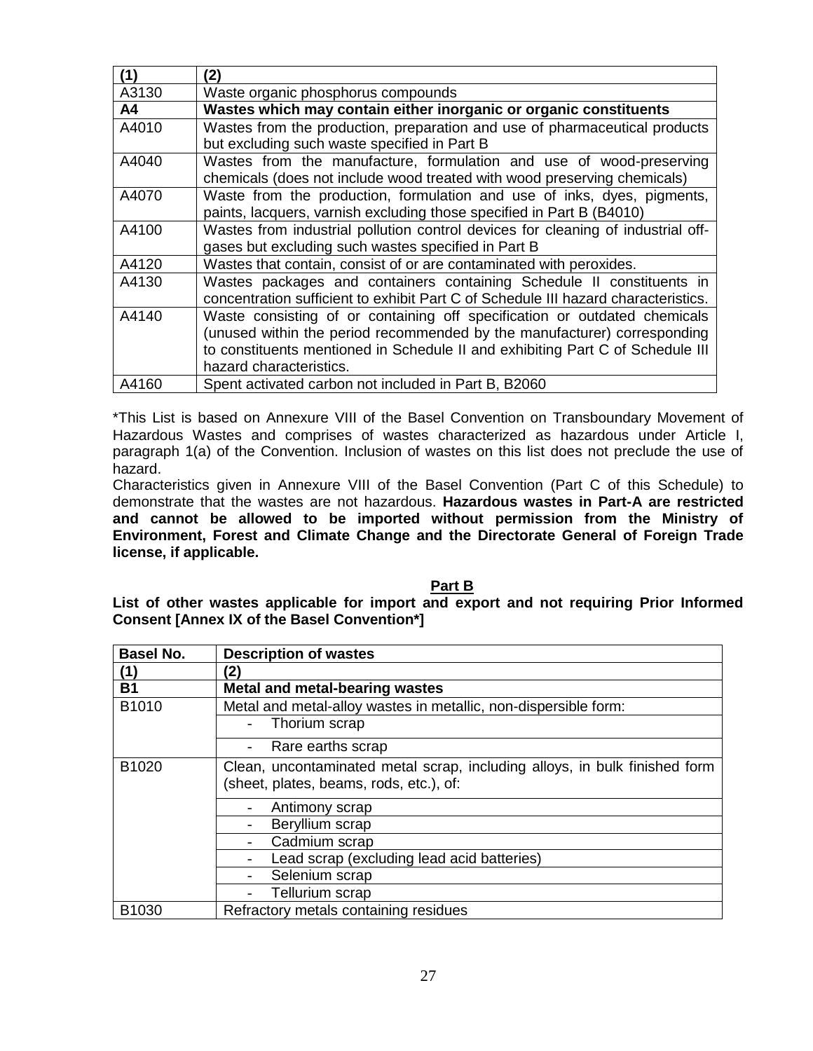| (1) | (2) |
|---|---|
| A3130 | Waste organic phosphorus compounds |
| **A4** | **Wastes which may contain either inorganic or organic constituents** |
| A4010 | Wastes from the production, preparation and use of pharmaceutical products but excluding such waste specified in Part B |
| A4040 | Wastes from the manufacture, formulation and use of wood-preserving chemicals (does not include wood treated with wood preserving chemicals) |
| A4070 | Waste from the production, formulation and use of inks, dyes, pigments, paints, lacquers, varnish excluding those specified in Part B (B4010) |
| A4100 | Wastes from industrial pollution control devices for cleaning of industrial off-gases but excluding such wastes specified in Part B |
| A4120 | Wastes that contain, consist of or are contaminated with peroxides. |
| A4130 | Wastes packages and containers containing Schedule II constituents in concentration sufficient to exhibit Part C of Schedule III hazard characteristics. |
| A4140 | Waste consisting of or containing off specification or outdated chemicals (unused within the period recommended by the manufacturer) corresponding to constituents mentioned in Schedule II and exhibiting Part C of Schedule III hazard characteristics. |
| A4160 | Spent activated carbon not included in Part B, B2060 |

*This List is based on Annexure VIII of the Basel Convention on Transboundary Movement of Hazardous Wastes and comprises of wastes characterized as hazardous under Article I, paragraph 1(a) of the Convention. Inclusion of wastes on this list does not preclude the use of hazard.

Characteristics given in Annexure VIII of the Basel Convention (Part C of this Schedule) to demonstrate that the wastes are not hazardous. **Hazardous wastes in Part-A are restricted and cannot be allowed to be imported without permission from the Ministry of Environment, Forest and Climate Change and the Directorate General of Foreign Trade license, if applicable.**

## Part B

**List of other wastes applicable for import and export and not requiring Prior Informed Consent [Annex IX of the Basel Convention*]**

| Basel No. | Description of wastes |
|---|---|
| **(1)** | **(2)** |
| **B1** | **Metal and metal-bearing wastes** |
| B1010 | Metal and metal-alloy wastes in metallic, non-dispersible form: |
| | - Thorium scrap |
| | - Rare earths scrap |
| B1020 | Clean, uncontaminated metal scrap, including alloys, in bulk finished form (sheet, plates, beams, rods, etc.), of: |
| | - Antimony scrap |
| | - Beryllium scrap |
| | - Cadmium scrap |
| | - Lead scrap (excluding lead acid batteries) |
| | - Selenium scrap |
| | - Tellurium scrap |
| B1030 | Refractory metals containing residues |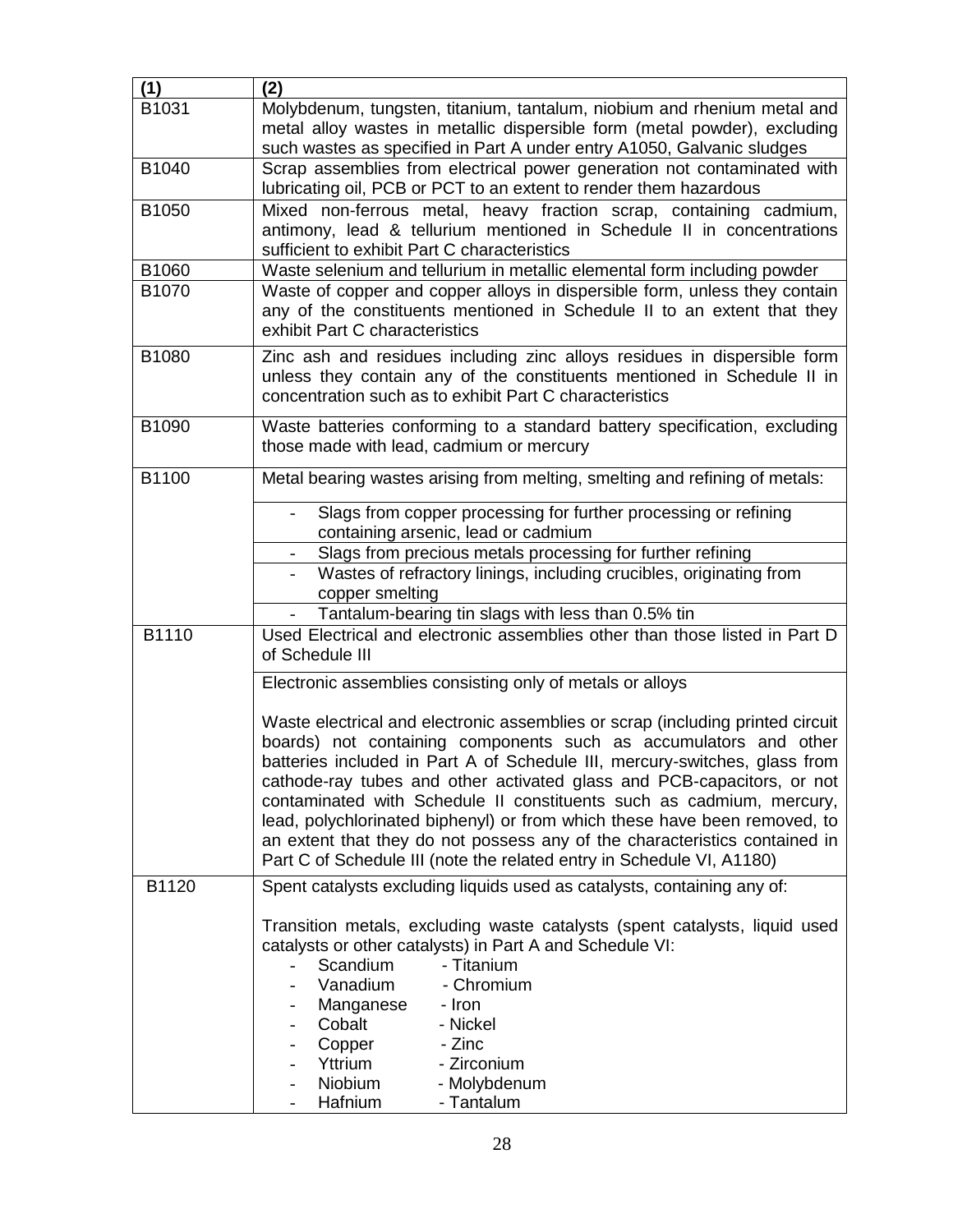| (1) | (2) |
| --- | --- |
| B1031 | Molybdenum, tungsten, titanium, tantalum, niobium and rhenium metal and metal alloy wastes in metallic dispersible form (metal powder), excluding such wastes as specified in Part A under entry A1050, Galvanic sludges |
| B1040 | Scrap assemblies from electrical power generation not contaminated with lubricating oil, PCB or PCT to an extent to render them hazardous |
| B1050 | Mixed non-ferrous metal, heavy fraction scrap, containing cadmium, antimony, lead & tellurium mentioned in Schedule II in concentrations sufficient to exhibit Part C characteristics |
| B1060 | Waste selenium and tellurium in metallic elemental form including powder |
| B1070 | Waste of copper and copper alloys in dispersible form, unless they contain any of the constituents mentioned in Schedule II to an extent that they exhibit Part C characteristics |
| B1080 | Zinc ash and residues including zinc alloys residues in dispersible form unless they contain any of the constituents mentioned in Schedule II in concentration such as to exhibit Part C characteristics |
| B1090 | Waste batteries conforming to a standard battery specification, excluding those made with lead, cadmium or mercury |
| B1100 | Metal bearing wastes arising from melting, smelting and refining of metals: |
| | - Slags from copper processing for further processing or refining containing arsenic, lead or cadmium |
| | - Slags from precious metals processing for further refining |
| | - Wastes of refractory linings, including crucibles, originating from copper smelting |
| | - Tantalum-bearing tin slags with less than 0.5% tin |
| B1110 | Used Electrical and electronic assemblies other than those listed in Part D of Schedule III |
| | Electronic assemblies consisting only of metals or alloys<br><br>Waste electrical and electronic assemblies or scrap (including printed circuit boards) not containing components such as accumulators and other batteries included in Part A of Schedule III, mercury-switches, glass from cathode-ray tubes and other activated glass and PCB-capacitors, or not contaminated with Schedule II constituents such as cadmium, mercury, lead, polychlorinated biphenyl) or from which these have been removed, to an extent that they do not possess any of the characteristics contained in Part C of Schedule III (note the related entry in Schedule VI, A1180) |
| B1120 | Spent catalysts excluding liquids used as catalysts, containing any of:<br><br>Transition metals, excluding waste catalysts (spent catalysts, liquid used catalysts or other catalysts) in Part A and Schedule VI:<br>- Scandium - Titanium<br>- Vanadium - Chromium<br>- Manganese - Iron<br>- Cobalt - Nickel<br>- Copper - Zinc<br>- Yttrium - Zirconium<br>- Niobium - Molybdenum<br>- Hafnium - Tantalum |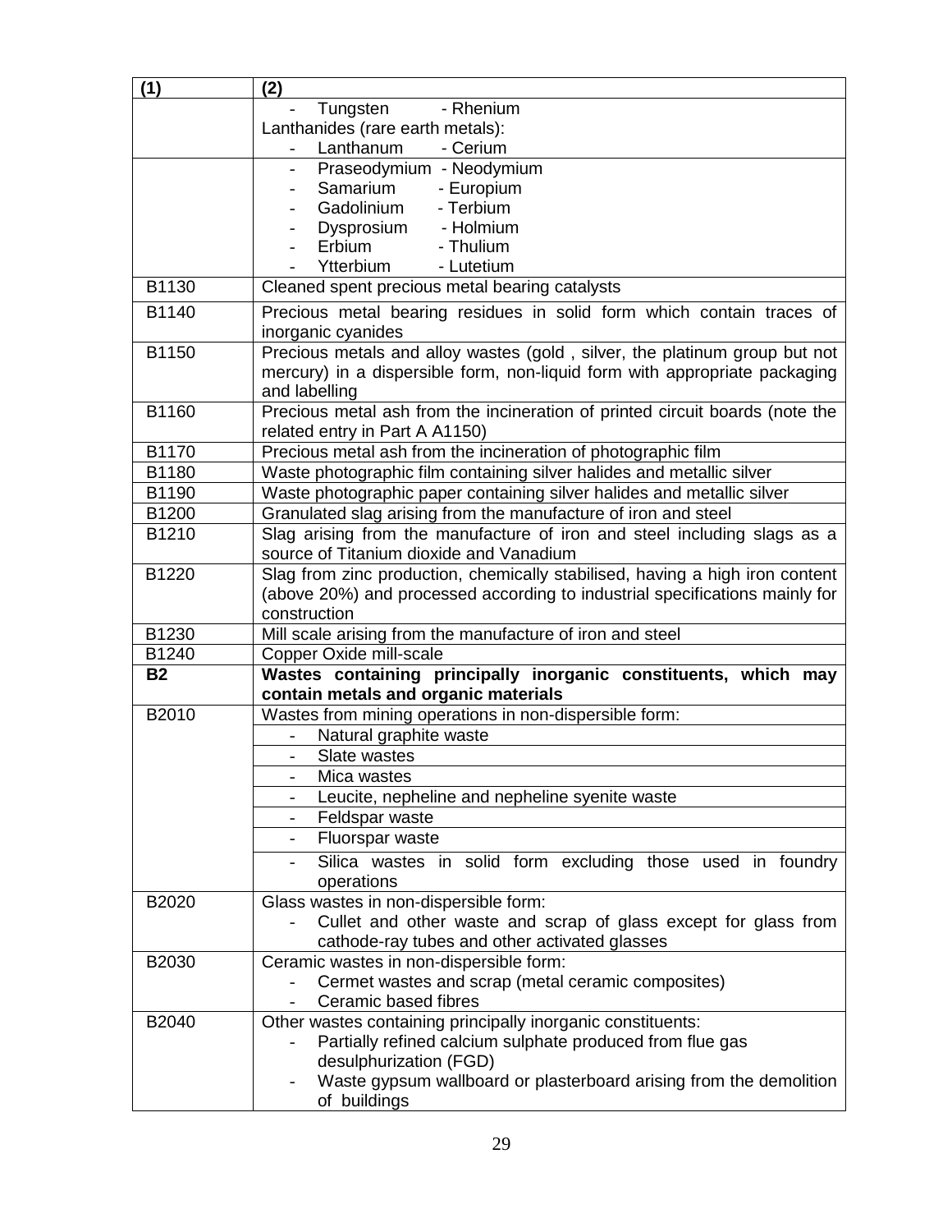| (1) | (2) |
|---|---|
| | - Tungsten - Rhenium<br>Lanthanides (rare earth metals):<br>- Lanthanum - Cerium |
| | - Praseodymium - Neodymium<br>- Samarium - Europium<br>- Gadolinium - Terbium<br>- Dysprosium - Holmium<br>- Erbium - Thulium<br>- Ytterbium - Lutetium |
| B1130 | Cleaned spent precious metal bearing catalysts |
| B1140 | Precious metal bearing residues in solid form which contain traces of inorganic cyanides |
| B1150 | Precious metals and alloy wastes (gold , silver, the platinum group but not mercury) in a dispersible form, non-liquid form with appropriate packaging and labelling |
| B1160 | Precious metal ash from the incineration of printed circuit boards (note the related entry in Part A A1150) |
| B1170 | Precious metal ash from the incineration of photographic film |
| B1180 | Waste photographic film containing silver halides and metallic silver |
| B1190 | Waste photographic paper containing silver halides and metallic silver |
| B1200 | Granulated slag arising from the manufacture of iron and steel |
| B1210 | Slag arising from the manufacture of iron and steel including slags as a source of Titanium dioxide and Vanadium |
| B1220 | Slag from zinc production, chemically stabilised, having a high iron content (above 20%) and processed according to industrial specifications mainly for construction |
| B1230 | Mill scale arising from the manufacture of iron and steel |
| B1240 | Copper Oxide mill-scale |
| **B2** | **Wastes containing principally inorganic constituents, which may contain metals and organic materials** |
| B2010 | Wastes from mining operations in non-dispersible form: |
| | - Natural graphite waste |
| | - Slate wastes |
| | - Mica wastes |
| | - Leucite, nepheline and nepheline syenite waste |
| | - Feldspar waste |
| | - Fluorspar waste |
| | - Silica wastes in solid form excluding those used in foundry operations |
| B2020 | Glass wastes in non-dispersible form:<br>- Cullet and other waste and scrap of glass except for glass from cathode-ray tubes and other activated glasses |
| B2030 | Ceramic wastes in non-dispersible form:<br>- Cermet wastes and scrap (metal ceramic composites)<br>- Ceramic based fibres |
| B2040 | Other wastes containing principally inorganic constituents:<br>- Partially refined calcium sulphate produced from flue gas desulphurization (FGD)<br>- Waste gypsum wallboard or plasterboard arising from the demolition of buildings |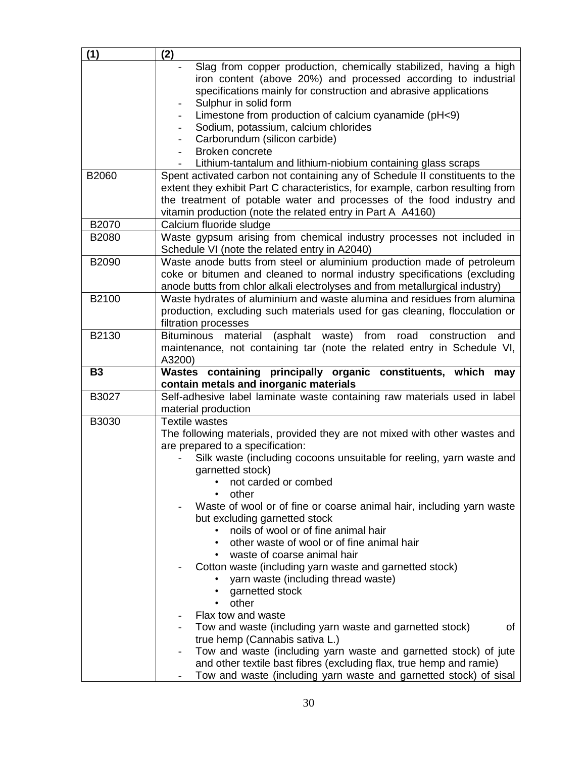| (1) | (2) |
|---|---|
| | - Slag from copper production, chemically stabilized, having a high iron content (above 20%) and processed according to industrial specifications mainly for construction and abrasive applications<br>- Sulphur in solid form<br>- Limestone from production of calcium cyanamide (pH<9)<br>- Sodium, potassium, calcium chlorides<br>- Carborundum (silicon carbide)<br>- Broken concrete<br>- Lithium-tantalum and lithium-niobium containing glass scraps |
| B2060 | Spent activated carbon not containing any of Schedule II constituents to the extent they exhibit Part C characteristics, for example, carbon resulting from the treatment of potable water and processes of the food industry and vitamin production (note the related entry in Part A A4160) |
| B2070 | Calcium fluoride sludge |
| B2080 | Waste gypsum arising from chemical industry processes not included in Schedule VI (note the related entry in A2040) |
| B2090 | Waste anode butts from steel or aluminium production made of petroleum coke or bitumen and cleaned to normal industry specifications (excluding anode butts from chlor alkali electrolyses and from metallurgical industry) |
| B2100 | Waste hydrates of aluminium and waste alumina and residues from alumina production, excluding such materials used for gas cleaning, flocculation or filtration processes |
| B2130 | Bituminous material (asphalt waste) from road construction and maintenance, not containing tar (note the related entry in Schedule VI, A3200) |
| **B3** | **Wastes containing principally organic constituents, which may contain metals and inorganic materials** |
| B3027 | Self-adhesive label laminate waste containing raw materials used in label material production |
| B3030 | Textile wastes<br>The following materials, provided they are not mixed with other wastes and are prepared to a specification:<br>- Silk waste (including cocoons unsuitable for reeling, yarn waste and garnetted stock)<br>  • not carded or combed<br>  • other<br>- Waste of wool or of fine or coarse animal hair, including yarn waste but excluding garnetted stock<br>  • noils of wool or of fine animal hair<br>  • other waste of wool or of fine animal hair<br>  • waste of coarse animal hair<br>- Cotton waste (including yarn waste and garnetted stock)<br>  • yarn waste (including thread waste)<br>  • garnetted stock<br>  • other<br>- Flax tow and waste<br>- Tow and waste (including yarn waste and garnetted stock) of true hemp (Cannabis sativa L.)<br>- Tow and waste (including yarn waste and garnetted stock) of jute and other textile bast fibres (excluding flax, true hemp and ramie)<br>- Tow and waste (including yarn waste and garnetted stock) of sisal |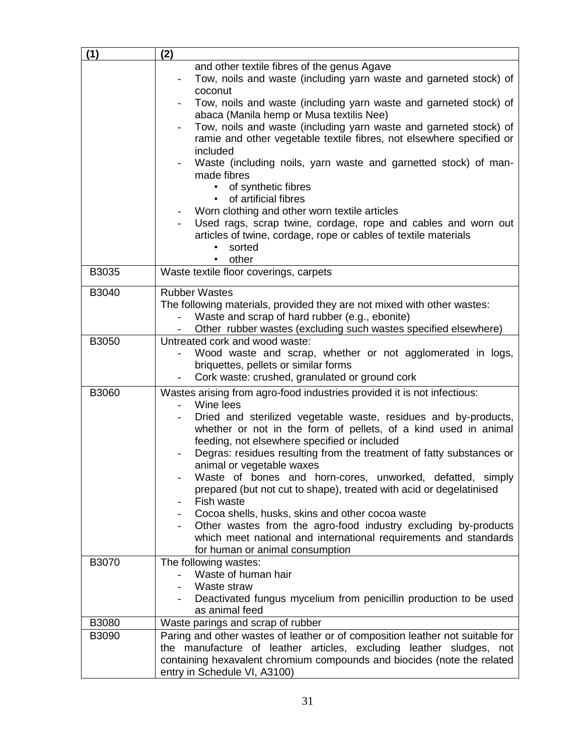| (1) | (2) |
|---|---|
| | and other textile fibres of the genus Agave<br>- Tow, noils and waste (including yarn waste and garneted stock) of coconut<br>- Tow, noils and waste (including yarn waste and garneted stock) of abaca (Manila hemp or Musa textilis Nee)<br>- Tow, noils and waste (including yarn waste and garneted stock) of ramie and other vegetable textile fibres, not elsewhere specified or included<br>- Waste (including noils, yarn waste and garnetted stock) of man-made fibres<br>• of synthetic fibres<br>• of artificial fibres<br>- Worn clothing and other worn textile articles<br>- Used rags, scrap twine, cordage, rope and cables and worn out articles of twine, cordage, rope or cables of textile materials<br>• sorted<br>• other |
| B3035 | Waste textile floor coverings, carpets |
| B3040 | Rubber Wastes<br>The following materials, provided they are not mixed with other wastes:<br>- Waste and scrap of hard rubber (e.g., ebonite)<br>- Other rubber wastes (excluding such wastes specified elsewhere) |
| B3050 | Untreated cork and wood waste:<br>- Wood waste and scrap, whether or not agglomerated in logs, briquettes, pellets or similar forms<br>- Cork waste: crushed, granulated or ground cork |
| B3060 | Wastes arising from agro-food industries provided it is not infectious:<br>- Wine lees<br>- Dried and sterilized vegetable waste, residues and by-products, whether or not in the form of pellets, of a kind used in animal feeding, not elsewhere specified or included<br>- Degras: residues resulting from the treatment of fatty substances or animal or vegetable waxes<br>- Waste of bones and horn-cores, unworked, defatted, simply prepared (but not cut to shape), treated with acid or degelatinised<br>- Fish waste<br>- Cocoa shells, husks, skins and other cocoa waste<br>- Other wastes from the agro-food industry excluding by-products which meet national and international requirements and standards for human or animal consumption |
| B3070 | The following wastes:<br>- Waste of human hair<br>- Waste straw<br>- Deactivated fungus mycelium from penicillin production to be used as animal feed |
| B3080 | Waste parings and scrap of rubber |
| B3090 | Paring and other wastes of leather or of composition leather not suitable for the manufacture of leather articles, excluding leather sludges, not containing hexavalent chromium compounds and biocides (note the related entry in Schedule VI, A3100) |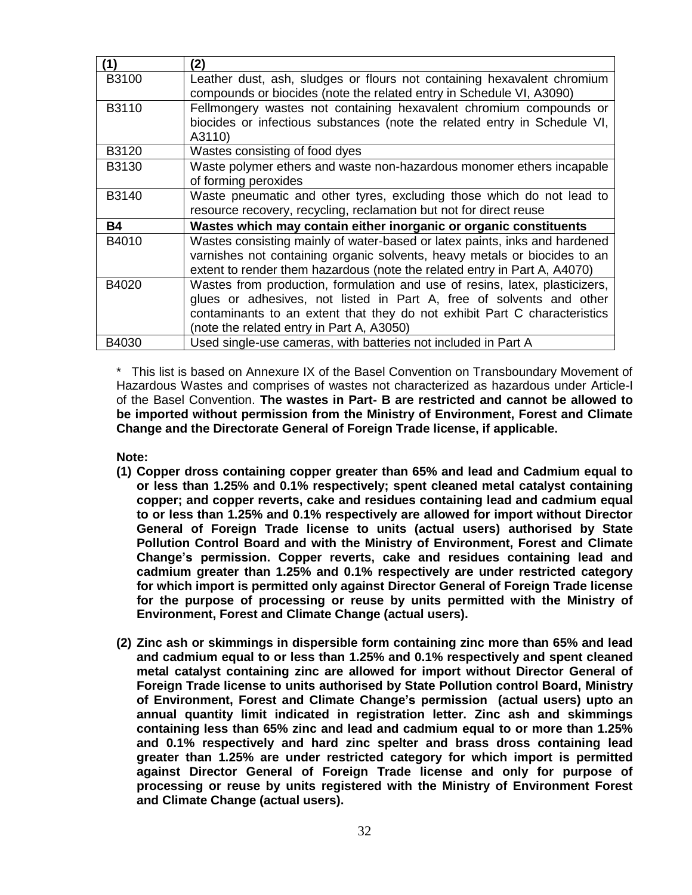| (1) | (2) |
|---|---|
| B3100 | Leather dust, ash, sludges or flours not containing hexavalent chromium compounds or biocides (note the related entry in Schedule VI, A3090) |
| B3110 | Fellmongery wastes not containing hexavalent chromium compounds or biocides or infectious substances (note the related entry in Schedule VI, A3110) |
| B3120 | Wastes consisting of food dyes |
| B3130 | Waste polymer ethers and waste non-hazardous monomer ethers incapable of forming peroxides |
| B3140 | Waste pneumatic and other tyres, excluding those which do not lead to resource recovery, recycling, reclamation but not for direct reuse |
| **B4** | **Wastes which may contain either inorganic or organic constituents** |
| B4010 | Wastes consisting mainly of water-based or latex paints, inks and hardened varnishes not containing organic solvents, heavy metals or biocides to an extent to render them hazardous (note the related entry in Part A, A4070) |
| B4020 | Wastes from production, formulation and use of resins, latex, plasticizers, glues or adhesives, not listed in Part A, free of solvents and other contaminants to an extent that they do not exhibit Part C characteristics (note the related entry in Part A, A3050) |
| B4030 | Used single-use cameras, with batteries not included in Part A |

\* This list is based on Annexure IX of the Basel Convention on Transboundary Movement of Hazardous Wastes and comprises of wastes not characterized as hazardous under Article-I of the Basel Convention. **The wastes in Part- B are restricted and cannot be allowed to be imported without permission from the Ministry of Environment, Forest and Climate Change and the Directorate General of Foreign Trade license, if applicable.**

**Note:**

**(1) Copper dross containing copper greater than 65% and lead and Cadmium equal to or less than 1.25% and 0.1% respectively; spent cleaned metal catalyst containing copper; and copper reverts, cake and residues containing lead and cadmium equal to or less than 1.25% and 0.1% respectively are allowed for import without Director General of Foreign Trade license to units (actual users) authorised by State Pollution Control Board and with the Ministry of Environment, Forest and Climate Change's permission. Copper reverts, cake and residues containing lead and cadmium greater than 1.25% and 0.1% respectively are under restricted category for which import is permitted only against Director General of Foreign Trade license for the purpose of processing or reuse by units permitted with the Ministry of Environment, Forest and Climate Change (actual users).**

**(2) Zinc ash or skimmings in dispersible form containing zinc more than 65% and lead and cadmium equal to or less than 1.25% and 0.1% respectively and spent cleaned metal catalyst containing zinc are allowed for import without Director General of Foreign Trade license to units authorised by State Pollution control Board, Ministry of Environment, Forest and Climate Change's permission (actual users) upto an annual quantity limit indicated in registration letter. Zinc ash and skimmings containing less than 65% zinc and lead and cadmium equal to or more than 1.25% and 0.1% respectively and hard zinc spelter and brass dross containing lead greater than 1.25% are under restricted category for which import is permitted against Director General of Foreign Trade license and only for purpose of processing or reuse by units registered with the Ministry of Environment Forest and Climate Change (actual users).**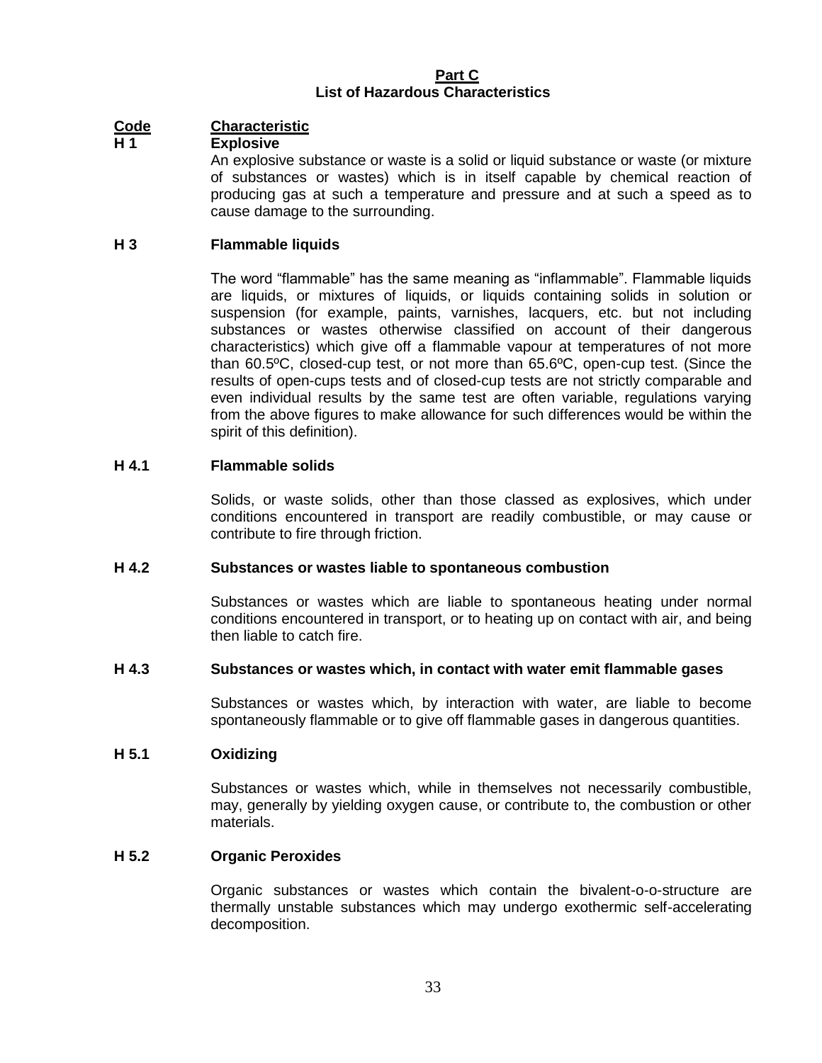**Part C**
**List of Hazardous Characteristics**

| Code | Characteristic |
|---|---|
| **H 1** | **Explosive** |

An explosive substance or waste is a solid or liquid substance or waste (or mixture of substances or wastes) which is in itself capable by chemical reaction of producing gas at such a temperature and pressure and at such a speed as to cause damage to the surrounding.

**H 3 Flammable liquids**

The word "flammable" has the same meaning as "inflammable". Flammable liquids are liquids, or mixtures of liquids, or liquids containing solids in solution or suspension (for example, paints, varnishes, lacquers, etc. but not including substances or wastes otherwise classified on account of their dangerous characteristics) which give off a flammable vapour at temperatures of not more than 60.5ºC, closed-cup test, or not more than 65.6ºC, open-cup test. (Since the results of open-cups tests and of closed-cup tests are not strictly comparable and even individual results by the same test are often variable, regulations varying from the above figures to make allowance for such differences would be within the spirit of this definition).

**H 4.1 Flammable solids**

Solids, or waste solids, other than those classed as explosives, which under conditions encountered in transport are readily combustible, or may cause or contribute to fire through friction.

**H 4.2 Substances or wastes liable to spontaneous combustion**

Substances or wastes which are liable to spontaneous heating under normal conditions encountered in transport, or to heating up on contact with air, and being then liable to catch fire.

**H 4.3 Substances or wastes which, in contact with water emit flammable gases**

Substances or wastes which, by interaction with water, are liable to become spontaneously flammable or to give off flammable gases in dangerous quantities.

**H 5.1 Oxidizing**

Substances or wastes which, while in themselves not necessarily combustible, may, generally by yielding oxygen cause, or contribute to, the combustion or other materials.

**H 5.2 Organic Peroxides**

Organic substances or wastes which contain the bivalent-o-o-structure are thermally unstable substances which may undergo exothermic self-accelerating decomposition.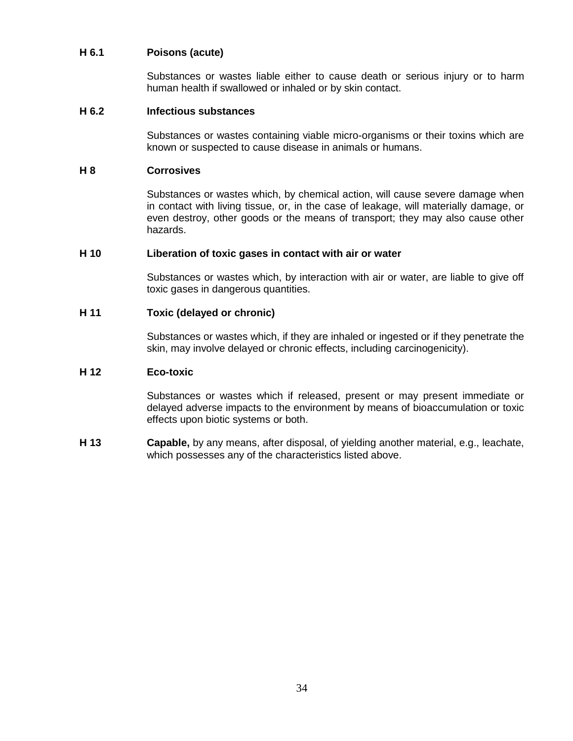**H 6.1 Poisons (acute)**

Substances or wastes liable either to cause death or serious injury or to harm human health if swallowed or inhaled or by skin contact.

**H 6.2 Infectious substances**

Substances or wastes containing viable micro-organisms or their toxins which are known or suspected to cause disease in animals or humans.

**H 8 Corrosives**

Substances or wastes which, by chemical action, will cause severe damage when in contact with living tissue, or, in the case of leakage, will materially damage, or even destroy, other goods or the means of transport; they may also cause other hazards.

**H 10 Liberation of toxic gases in contact with air or water**

Substances or wastes which, by interaction with air or water, are liable to give off toxic gases in dangerous quantities.

**H 11 Toxic (delayed or chronic)**

Substances or wastes which, if they are inhaled or ingested or if they penetrate the skin, may involve delayed or chronic effects, including carcinogenicity).

**H 12 Eco-toxic**

Substances or wastes which if released, present or may present immediate or delayed adverse impacts to the environment by means of bioaccumulation or toxic effects upon biotic systems or both.

**H 13 Capable,** by any means, after disposal, of yielding another material, e.g., leachate, which possesses any of the characteristics listed above.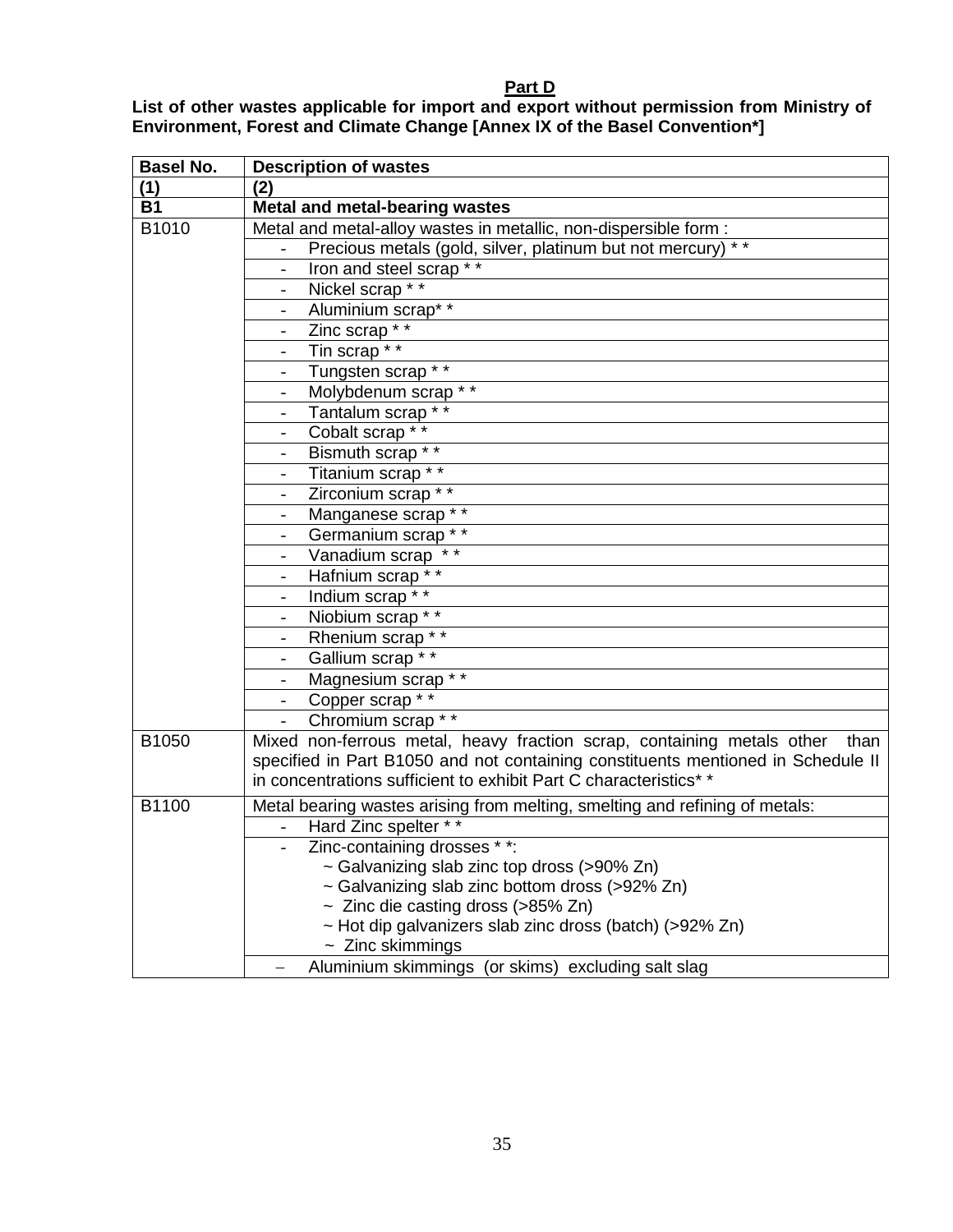## Part D

**List of other wastes applicable for import and export without permission from Ministry of Environment, Forest and Climate Change [Annex IX of the Basel Convention*]**

| Basel No. | Description of wastes |
|---|---|
| **(1)** | **(2)** |
| **B1** | **Metal and metal-bearing wastes** |
| B1010 | Metal and metal-alloy wastes in metallic, non-dispersible form : |
| | - Precious metals (gold, silver, platinum but not mercury) * * |
| | - Iron and steel scrap * * |
| | - Nickel scrap * * |
| | - Aluminium scrap* * |
| | - Zinc scrap * * |
| | - Tin scrap * * |
| | - Tungsten scrap * * |
| | - Molybdenum scrap * * |
| | - Tantalum scrap * * |
| | - Cobalt scrap * * |
| | - Bismuth scrap * * |
| | - Titanium scrap * * |
| | - Zirconium scrap * * |
| | - Manganese scrap * * |
| | - Germanium scrap * * |
| | - Vanadium scrap * * |
| | - Hafnium scrap * * |
| | - Indium scrap * * |
| | - Niobium scrap * * |
| | - Rhenium scrap * * |
| | - Gallium scrap * * |
| | - Magnesium scrap * * |
| | - Copper scrap * * |
| | - Chromium scrap * * |
| B1050 | Mixed non-ferrous metal, heavy fraction scrap, containing metals other than specified in Part B1050 and not containing constituents mentioned in Schedule II in concentrations sufficient to exhibit Part C characteristics* * |
| B1100 | Metal bearing wastes arising from melting, smelting and refining of metals: |
| | - Hard Zinc spelter * * |
| | - Zinc-containing drosses * *:<br>~ Galvanizing slab zinc top dross (>90% Zn)<br>~ Galvanizing slab zinc bottom dross (>92% Zn)<br>~ Zinc die casting dross (>85% Zn)<br>~ Hot dip galvanizers slab zinc dross (batch) (>92% Zn)<br>~ Zinc skimmings |
| | – Aluminium skimmings (or skims) excluding salt slag |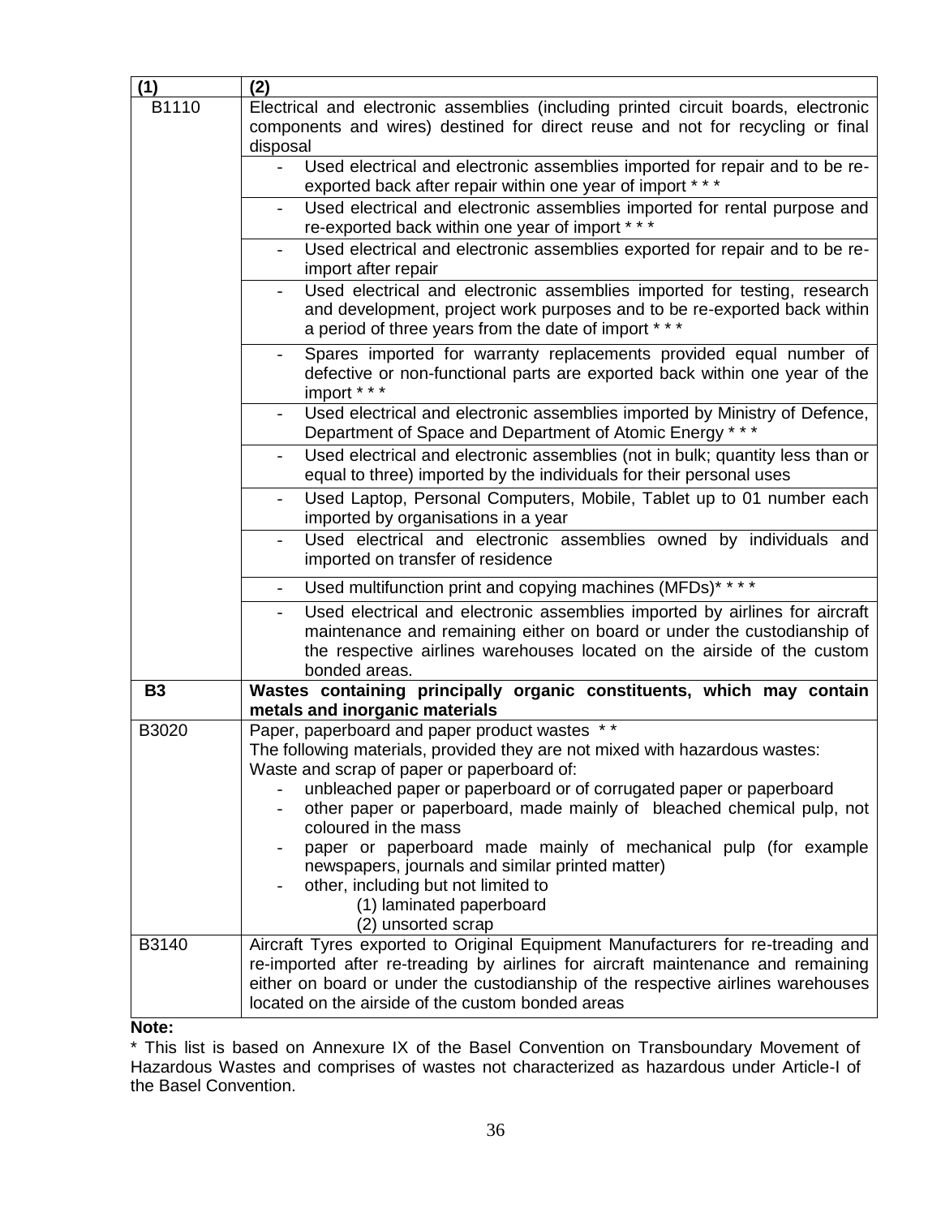| (1) | (2) |
|---|---|
| B1110 | Electrical and electronic assemblies (including printed circuit boards, electronic components and wires) destined for direct reuse and not for recycling or final disposal |
| | - Used electrical and electronic assemblies imported for repair and to be re-exported back after repair within one year of import * * * |
| | - Used electrical and electronic assemblies imported for rental purpose and re-exported back within one year of import * * * |
| | - Used electrical and electronic assemblies exported for repair and to be re-import after repair |
| | - Used electrical and electronic assemblies imported for testing, research and development, project work purposes and to be re-exported back within a period of three years from the date of import * * * |
| | - Spares imported for warranty replacements provided equal number of defective or non-functional parts are exported back within one year of the import * * * |
| | - Used electrical and electronic assemblies imported by Ministry of Defence, Department of Space and Department of Atomic Energy * * * |
| | - Used electrical and electronic assemblies (not in bulk; quantity less than or equal to three) imported by the individuals for their personal uses |
| | - Used Laptop, Personal Computers, Mobile, Tablet up to 01 number each imported by organisations in a year |
| | - Used electrical and electronic assemblies owned by individuals and imported on transfer of residence |
| | - Used multifunction print and copying machines (MFDs)* * * * |
| | - Used electrical and electronic assemblies imported by airlines for aircraft maintenance and remaining either on board or under the custodianship of the respective airlines warehouses located on the airside of the custom bonded areas. |
| **B3** | **Wastes containing principally organic constituents, which may contain metals and inorganic materials** |
| B3020 | Paper, paperboard and paper product wastes * *<br>The following materials, provided they are not mixed with hazardous wastes:<br>Waste and scrap of paper or paperboard of:<br>- unbleached paper or paperboard or of corrugated paper or paperboard<br>- other paper or paperboard, made mainly of bleached chemical pulp, not coloured in the mass<br>- paper or paperboard made mainly of mechanical pulp (for example newspapers, journals and similar printed matter)<br>- other, including but not limited to<br>(1) laminated paperboard<br>(2) unsorted scrap |
| B3140 | Aircraft Tyres exported to Original Equipment Manufacturers for re-treading and re-imported after re-treading by airlines for aircraft maintenance and remaining either on board or under the custodianship of the respective airlines warehouses located on the airside of the custom bonded areas |

**Note:**

* This list is based on Annexure IX of the Basel Convention on Transboundary Movement of Hazardous Wastes and comprises of wastes not characterized as hazardous under Article-I of the Basel Convention.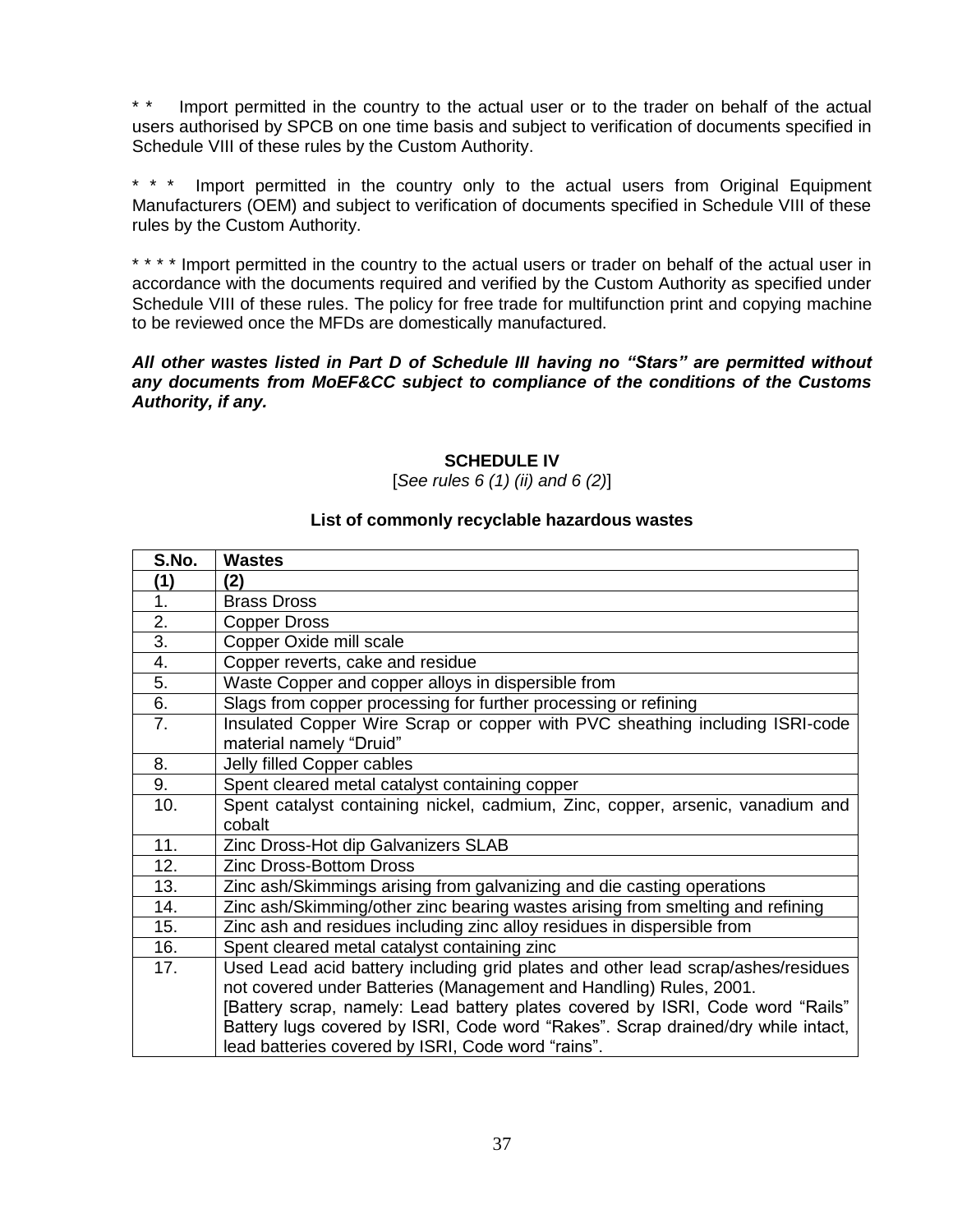* * Import permitted in the country to the actual user or to the trader on behalf of the actual users authorised by SPCB on one time basis and subject to verification of documents specified in Schedule VIII of these rules by the Custom Authority.

* * * Import permitted in the country only to the actual users from Original Equipment Manufacturers (OEM) and subject to verification of documents specified in Schedule VIII of these rules by the Custom Authority.

* * * * Import permitted in the country to the actual users or trader on behalf of the actual user in accordance with the documents required and verified by the Custom Authority as specified under Schedule VIII of these rules. The policy for free trade for multifunction print and copying machine to be reviewed once the MFDs are domestically manufactured.

***All other wastes listed in Part D of Schedule III having no "Stars" are permitted without any documents from MoEF&CC subject to compliance of the conditions of the Customs Authority, if any.***

## SCHEDULE IV

[*See rules 6 (1) (ii) and 6 (2)*]

### List of commonly recyclable hazardous wastes

| S.No. | Wastes |
|---|---|
| (1) | (2) |
| 1. | Brass Dross |
| 2. | Copper Dross |
| 3. | Copper Oxide mill scale |
| 4. | Copper reverts, cake and residue |
| 5. | Waste Copper and copper alloys in dispersible from |
| 6. | Slags from copper processing for further processing or refining |
| 7. | Insulated Copper Wire Scrap or copper with PVC sheathing including ISRI-code material namely "Druid" |
| 8. | Jelly filled Copper cables |
| 9. | Spent cleared metal catalyst containing copper |
| 10. | Spent catalyst containing nickel, cadmium, Zinc, copper, arsenic, vanadium and cobalt |
| 11. | Zinc Dross-Hot dip Galvanizers SLAB |
| 12. | Zinc Dross-Bottom Dross |
| 13. | Zinc ash/Skimmings arising from galvanizing and die casting operations |
| 14. | Zinc ash/Skimming/other zinc bearing wastes arising from smelting and refining |
| 15. | Zinc ash and residues including zinc alloy residues in dispersible from |
| 16. | Spent cleared metal catalyst containing zinc |
| 17. | Used Lead acid battery including grid plates and other lead scrap/ashes/residues not covered under Batteries (Management and Handling) Rules, 2001. [Battery scrap, namely: Lead battery plates covered by ISRI, Code word "Rails" Battery lugs covered by ISRI, Code word "Rakes". Scrap drained/dry while intact, lead batteries covered by ISRI, Code word "rains". |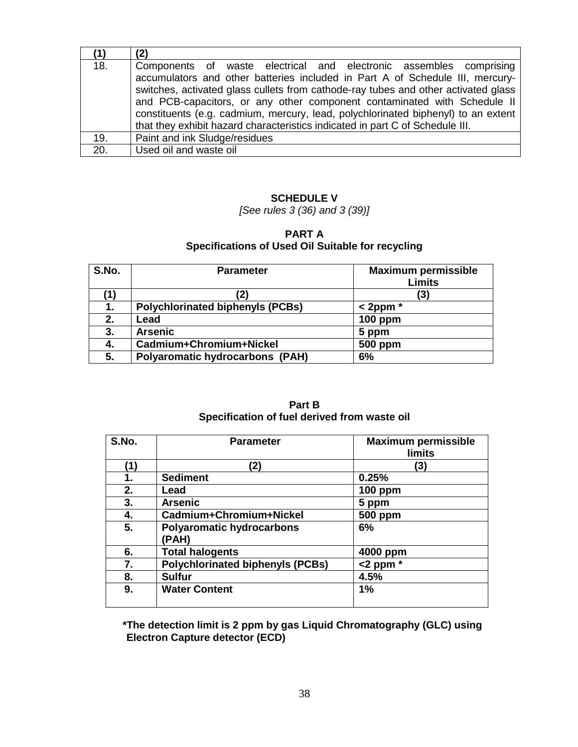| (1) | (2) |
|---|---|
| 18. | Components of waste electrical and electronic assembles comprising accumulators and other batteries included in Part A of Schedule III, mercury-switches, activated glass cullets from cathode-ray tubes and other activated glass and PCB-capacitors, or any other component contaminated with Schedule II constituents (e.g. cadmium, mercury, lead, polychlorinated biphenyl) to an extent that they exhibit hazard characteristics indicated in part C of Schedule III. |
| 19. | Paint and ink Sludge/residues |
| 20. | Used oil and waste oil |

## SCHEDULE V

*[See rules 3 (36) and 3 (39)]*

### PART A
### Specifications of Used Oil Suitable for recycling

| S.No. | Parameter | Maximum permissible Limits |
|---|---|---|
| (1) | (2) | (3) |
| **1.** | **Polychlorinated biphenyls (PCBs)** | **< 2ppm \*** |
| **2.** | **Lead** | **100 ppm** |
| **3.** | **Arsenic** | **5 ppm** |
| **4.** | **Cadmium+Chromium+Nickel** | **500 ppm** |
| **5.** | **Polyaromatic hydrocarbons (PAH)** | **6%** |

### Part B
### Specification of fuel derived from waste oil

| S.No. | Parameter | Maximum permissible limits |
|---|---|---|
| (1) | (2) | (3) |
| **1.** | **Sediment** | **0.25%** |
| **2.** | **Lead** | **100 ppm** |
| **3.** | **Arsenic** | **5 ppm** |
| **4.** | **Cadmium+Chromium+Nickel** | **500 ppm** |
| **5.** | **Polyaromatic hydrocarbons (PAH)** | **6%** |
| **6.** | **Total halogents** | **4000 ppm** |
| **7.** | **Polychlorinated biphenyls (PCBs)** | **<2 ppm \*** |
| **8.** | **Sulfur** | **4.5%** |
| **9.** | **Water Content** | **1%** |

**\*The detection limit is 2 ppm by gas Liquid Chromatography (GLC) using Electron Capture detector (ECD)**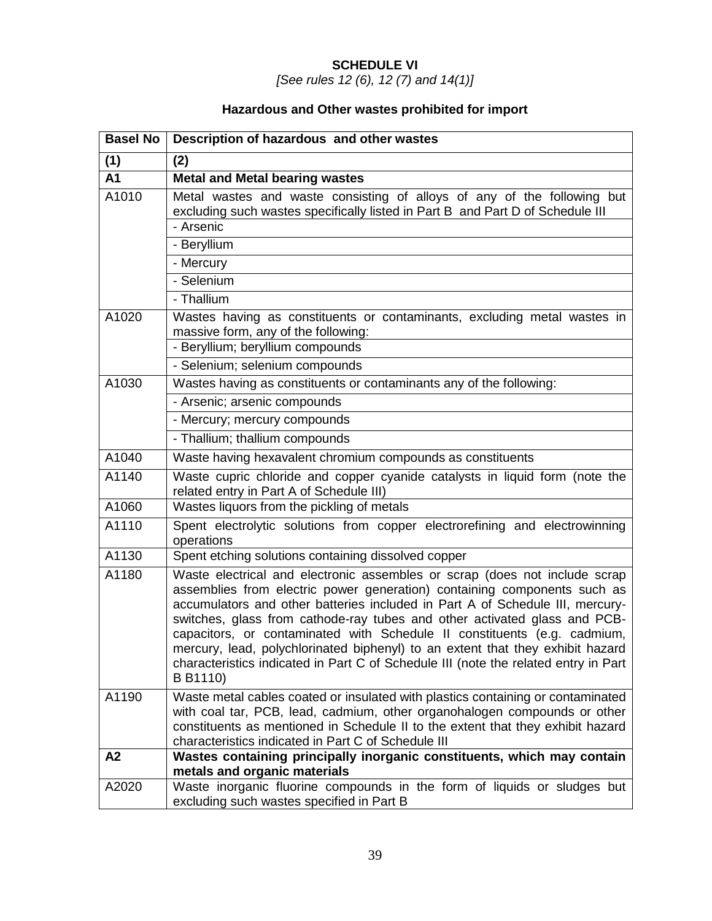**SCHEDULE VI**

*[See rules 12 (6), 12 (7) and 14(1)]*

**Hazardous and Other wastes prohibited for import**

| Basel No | Description of hazardous and other wastes |
|---|---|
| **(1)** | **(2)** |
| **A1** | **Metal and Metal bearing wastes** |
| A1010 | Metal wastes and waste consisting of alloys of any of the following but excluding such wastes specifically listed in Part B and Part D of Schedule III |
| | - Arsenic |
| | - Beryllium |
| | - Mercury |
| | - Selenium |
| | - Thallium |
| A1020 | Wastes having as constituents or contaminants, excluding metal wastes in massive form, any of the following: |
| | - Beryllium; beryllium compounds |
| | - Selenium; selenium compounds |
| A1030 | Wastes having as constituents or contaminants any of the following: |
| | - Arsenic; arsenic compounds |
| | - Mercury; mercury compounds |
| | - Thallium; thallium compounds |
| A1040 | Waste having hexavalent chromium compounds as constituents |
| A1140 | Waste cupric chloride and copper cyanide catalysts in liquid form (note the related entry in Part A of Schedule III) |
| A1060 | Wastes liquors from the pickling of metals |
| A1110 | Spent electrolytic solutions from copper electrorefining and electrowinning operations |
| A1130 | Spent etching solutions containing dissolved copper |
| A1180 | Waste electrical and electronic assembles or scrap (does not include scrap assemblies from electric power generation) containing components such as accumulators and other batteries included in Part A of Schedule III, mercury-switches, glass from cathode-ray tubes and other activated glass and PCB-capacitors, or contaminated with Schedule II constituents (e.g. cadmium, mercury, lead, polychlorinated biphenyl) to an extent that they exhibit hazard characteristics indicated in Part C of Schedule III (note the related entry in Part B B1110) |
| A1190 | Waste metal cables coated or insulated with plastics containing or contaminated with coal tar, PCB, lead, cadmium, other organohalogen compounds or other constituents as mentioned in Schedule II to the extent that they exhibit hazard characteristics indicated in Part C of Schedule III |
| **A2** | **Wastes containing principally inorganic constituents, which may contain metals and organic materials** |
| A2020 | Waste inorganic fluorine compounds in the form of liquids or sludges but excluding such wastes specified in Part B |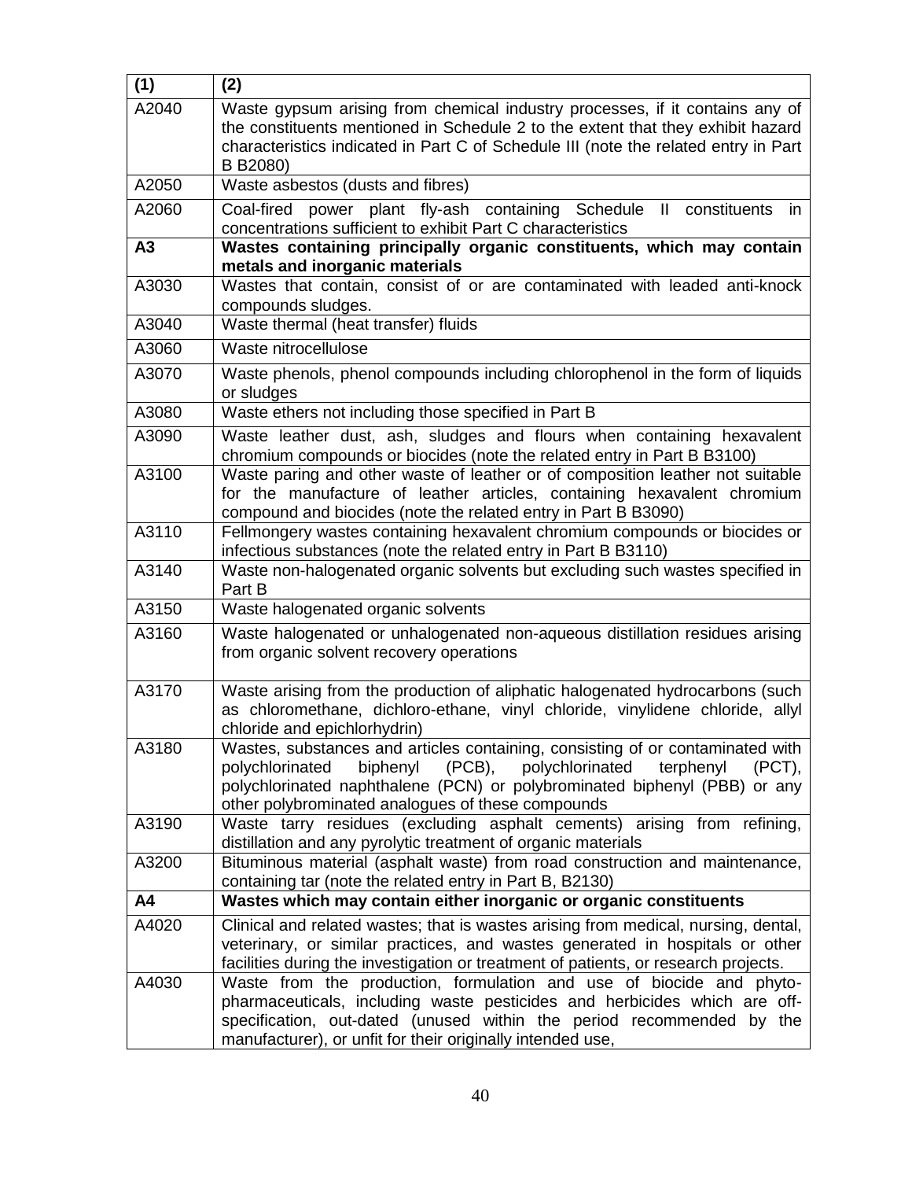| (1) | (2) |
|---|---|
| A2040 | Waste gypsum arising from chemical industry processes, if it contains any of the constituents mentioned in Schedule 2 to the extent that they exhibit hazard characteristics indicated in Part C of Schedule III (note the related entry in Part B B2080) |
| A2050 | Waste asbestos (dusts and fibres) |
| A2060 | Coal-fired power plant fly-ash containing Schedule II constituents in concentrations sufficient to exhibit Part C characteristics |
| **A3** | **Wastes containing principally organic constituents, which may contain metals and inorganic materials** |
| A3030 | Wastes that contain, consist of or are contaminated with leaded anti-knock compounds sludges. |
| A3040 | Waste thermal (heat transfer) fluids |
| A3060 | Waste nitrocellulose |
| A3070 | Waste phenols, phenol compounds including chlorophenol in the form of liquids or sludges |
| A3080 | Waste ethers not including those specified in Part B |
| A3090 | Waste leather dust, ash, sludges and flours when containing hexavalent chromium compounds or biocides (note the related entry in Part B B3100) |
| A3100 | Waste paring and other waste of leather or of composition leather not suitable for the manufacture of leather articles, containing hexavalent chromium compound and biocides (note the related entry in Part B B3090) |
| A3110 | Fellmongery wastes containing hexavalent chromium compounds or biocides or infectious substances (note the related entry in Part B B3110) |
| A3140 | Waste non-halogenated organic solvents but excluding such wastes specified in Part B |
| A3150 | Waste halogenated organic solvents |
| A3160 | Waste halogenated or unhalogenated non-aqueous distillation residues arising from organic solvent recovery operations |
| A3170 | Waste arising from the production of aliphatic halogenated hydrocarbons (such as chloromethane, dichloro-ethane, vinyl chloride, vinylidene chloride, allyl chloride and epichlorhydrin) |
| A3180 | Wastes, substances and articles containing, consisting of or contaminated with polychlorinated biphenyl (PCB), polychlorinated terphenyl (PCT), polychlorinated naphthalene (PCN) or polybrominated biphenyl (PBB) or any other polybrominated analogues of these compounds |
| A3190 | Waste tarry residues (excluding asphalt cements) arising from refining, distillation and any pyrolytic treatment of organic materials |
| A3200 | Bituminous material (asphalt waste) from road construction and maintenance, containing tar (note the related entry in Part B, B2130) |
| **A4** | **Wastes which may contain either inorganic or organic constituents** |
| A4020 | Clinical and related wastes; that is wastes arising from medical, nursing, dental, veterinary, or similar practices, and wastes generated in hospitals or other facilities during the investigation or treatment of patients, or research projects. |
| A4030 | Waste from the production, formulation and use of biocide and phyto-pharmaceuticals, including waste pesticides and herbicides which are off-specification, out-dated (unused within the period recommended by the manufacturer), or unfit for their originally intended use, |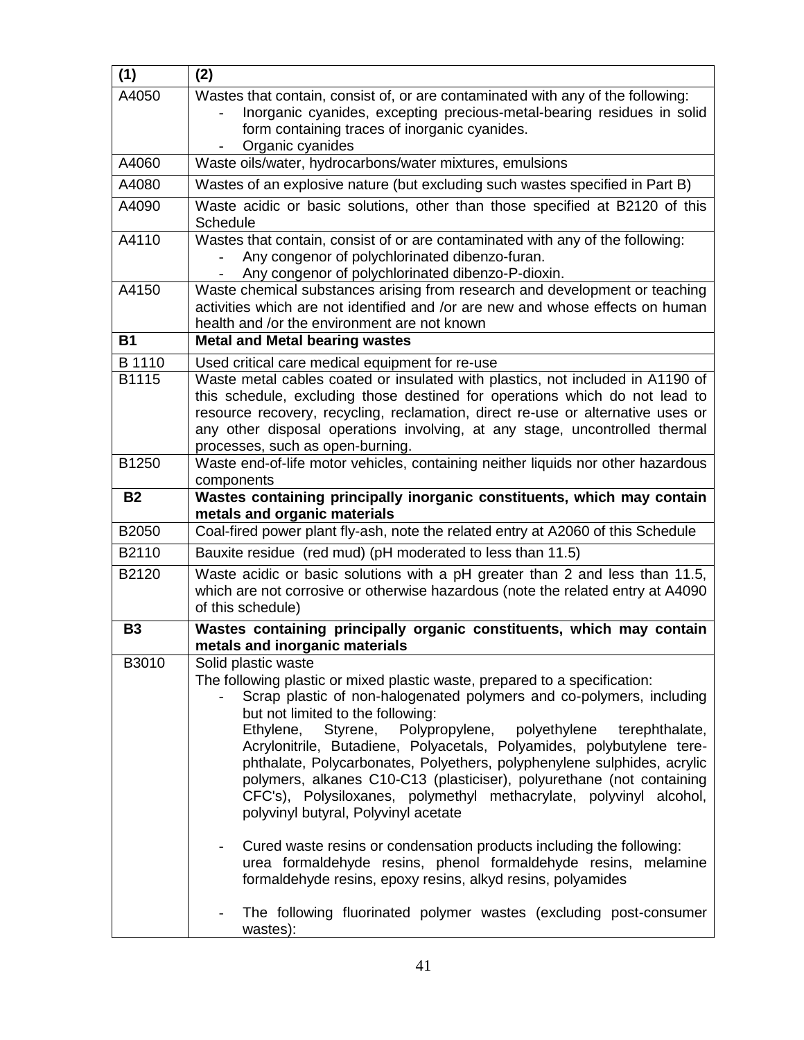| (1) | (2) |
|---|---|
| A4050 | Wastes that contain, consist of, or are contaminated with any of the following:<br>- Inorganic cyanides, excepting precious-metal-bearing residues in solid form containing traces of inorganic cyanides.<br>- Organic cyanides |
| A4060 | Waste oils/water, hydrocarbons/water mixtures, emulsions |
| A4080 | Wastes of an explosive nature (but excluding such wastes specified in Part B) |
| A4090 | Waste acidic or basic solutions, other than those specified at B2120 of this Schedule |
| A4110 | Wastes that contain, consist of or are contaminated with any of the following:<br>- Any congenor of polychlorinated dibenzo-furan.<br>- Any congenor of polychlorinated dibenzo-P-dioxin. |
| A4150 | Waste chemical substances arising from research and development or teaching activities which are not identified and /or are new and whose effects on human health and /or the environment are not known |
| **B1** | **Metal and Metal bearing wastes** |
| B 1110 | Used critical care medical equipment for re-use |
| B1115 | Waste metal cables coated or insulated with plastics, not included in A1190 of this schedule, excluding those destined for operations which do not lead to resource recovery, recycling, reclamation, direct re-use or alternative uses or any other disposal operations involving, at any stage, uncontrolled thermal processes, such as open-burning. |
| B1250 | Waste end-of-life motor vehicles, containing neither liquids nor other hazardous components |
| **B2** | **Wastes containing principally inorganic constituents, which may contain metals and organic materials** |
| B2050 | Coal-fired power plant fly-ash, note the related entry at A2060 of this Schedule |
| B2110 | Bauxite residue (red mud) (pH moderated to less than 11.5) |
| B2120 | Waste acidic or basic solutions with a pH greater than 2 and less than 11.5, which are not corrosive or otherwise hazardous (note the related entry at A4090 of this schedule) |
| **B3** | **Wastes containing principally organic constituents, which may contain metals and inorganic materials** |
| B3010 | Solid plastic waste<br>The following plastic or mixed plastic waste, prepared to a specification:<br>- Scrap plastic of non-halogenated polymers and co-polymers, including but not limited to the following:<br>Ethylene, Styrene, Polypropylene, polyethylene terephthalate, Acrylonitrile, Butadiene, Polyacetals, Polyamides, polybutylene tere-phthalate, Polycarbonates, Polyethers, polyphenylene sulphides, acrylic polymers, alkanes C10-C13 (plasticiser), polyurethane (not containing CFC's), Polysiloxanes, polymethyl methacrylate, polyvinyl alcohol, polyvinyl butyral, Polyvinyl acetate<br>- Cured waste resins or condensation products including the following:<br>urea formaldehyde resins, phenol formaldehyde resins, melamine formaldehyde resins, epoxy resins, alkyd resins, polyamides<br>- The following fluorinated polymer wastes (excluding post-consumer wastes): |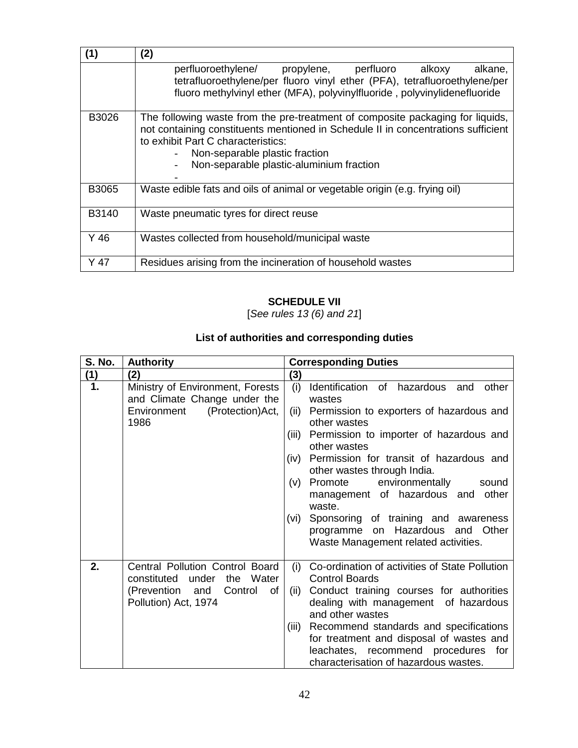| (1) | (2) |
|---|---|
| | perfluoroethylene/ propylene, perfluoro alkoxy alkane, tetrafluoroethylene/per fluoro vinyl ether (PFA), tetrafluoroethylene/per fluoro methylvinyl ether (MFA), polyvinylfluoride , polyvinylidenefluoride |
| B3026 | The following waste from the pre-treatment of composite packaging for liquids, not containing constituents mentioned in Schedule II in concentrations sufficient to exhibit Part C characteristics:<br>- Non-separable plastic fraction<br>- Non-separable plastic-aluminium fraction<br>- |
| B3065 | Waste edible fats and oils of animal or vegetable origin (e.g. frying oil) |
| B3140 | Waste pneumatic tyres for direct reuse |
| Y 46 | Wastes collected from household/municipal waste |
| Y 47 | Residues arising from the incineration of household wastes |

## SCHEDULE VII

[*See rules 13 (6) and 21*]

### List of authorities and corresponding duties

| S. No. | Authority | Corresponding Duties |
|---|---|---|
| (1) | (2) | (3) |
| 1. | Ministry of Environment, Forests and Climate Change under the Environment (Protection)Act, 1986 | (i) Identification of hazardous and other wastes<br>(ii) Permission to exporters of hazardous and other wastes<br>(iii) Permission to importer of hazardous and other wastes<br>(iv) Permission for transit of hazardous and other wastes through India.<br>(v) Promote environmentally sound management of hazardous and other waste.<br>(vi) Sponsoring of training and awareness programme on Hazardous and Other Waste Management related activities. |
| 2. | Central Pollution Control Board constituted under the Water (Prevention and Control of Pollution) Act, 1974 | (i) Co-ordination of activities of State Pollution Control Boards<br>(ii) Conduct training courses for authorities dealing with management of hazardous and other wastes<br>(iii) Recommend standards and specifications for treatment and disposal of wastes and leachates, recommend procedures for characterisation of hazardous wastes. |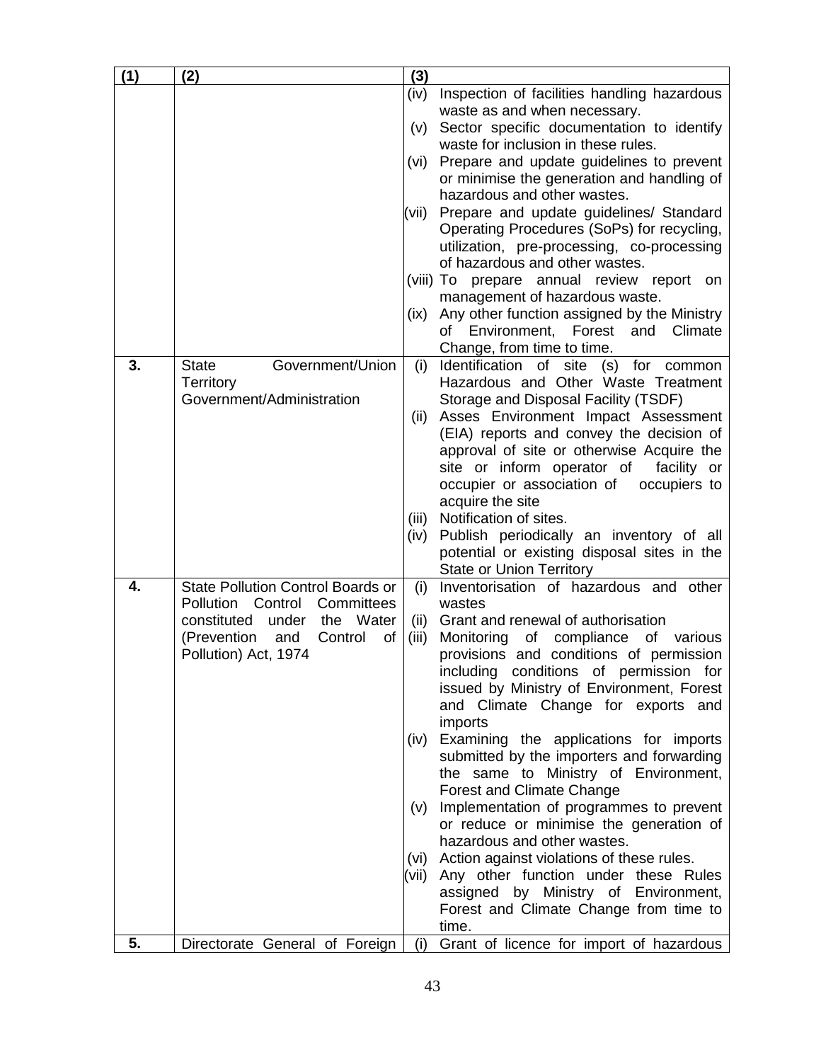| (1) | (2) | (3) |
|---|---|---|
| | | (iv) Inspection of facilities handling hazardous waste as and when necessary.<br>(v) Sector specific documentation to identify waste for inclusion in these rules.<br>(vi) Prepare and update guidelines to prevent or minimise the generation and handling of hazardous and other wastes.<br>(vii) Prepare and update guidelines/ Standard Operating Procedures (SoPs) for recycling, utilization, pre-processing, co-processing of hazardous and other wastes.<br>(viii) To prepare annual review report on management of hazardous waste.<br>(ix) Any other function assigned by the Ministry of Environment, Forest and Climate Change, from time to time. |
| **3.** | State Government/Union Territory Government/Administration | (i) Identification of site (s) for common Hazardous and Other Waste Treatment Storage and Disposal Facility (TSDF)<br>(ii) Asses Environment Impact Assessment (EIA) reports and convey the decision of approval of site or otherwise Acquire the site or inform operator of facility or occupier or association of occupiers to acquire the site<br>(iii) Notification of sites.<br>(iv) Publish periodically an inventory of all potential or existing disposal sites in the State or Union Territory |
| **4.** | State Pollution Control Boards or Pollution Control Committees constituted under the Water (Prevention and Control of Pollution) Act, 1974 | (i) Inventorisation of hazardous and other wastes<br>(ii) Grant and renewal of authorisation<br>(iii) Monitoring of compliance of various provisions and conditions of permission including conditions of permission for issued by Ministry of Environment, Forest and Climate Change for exports and imports<br>(iv) Examining the applications for imports submitted by the importers and forwarding the same to Ministry of Environment, Forest and Climate Change<br>(v) Implementation of programmes to prevent or reduce or minimise the generation of hazardous and other wastes.<br>(vi) Action against violations of these rules.<br>(vii) Any other function under these Rules assigned by Ministry of Environment, Forest and Climate Change from time to time. |
| **5.** | Directorate General of Foreign | (i) Grant of licence for import of hazardous |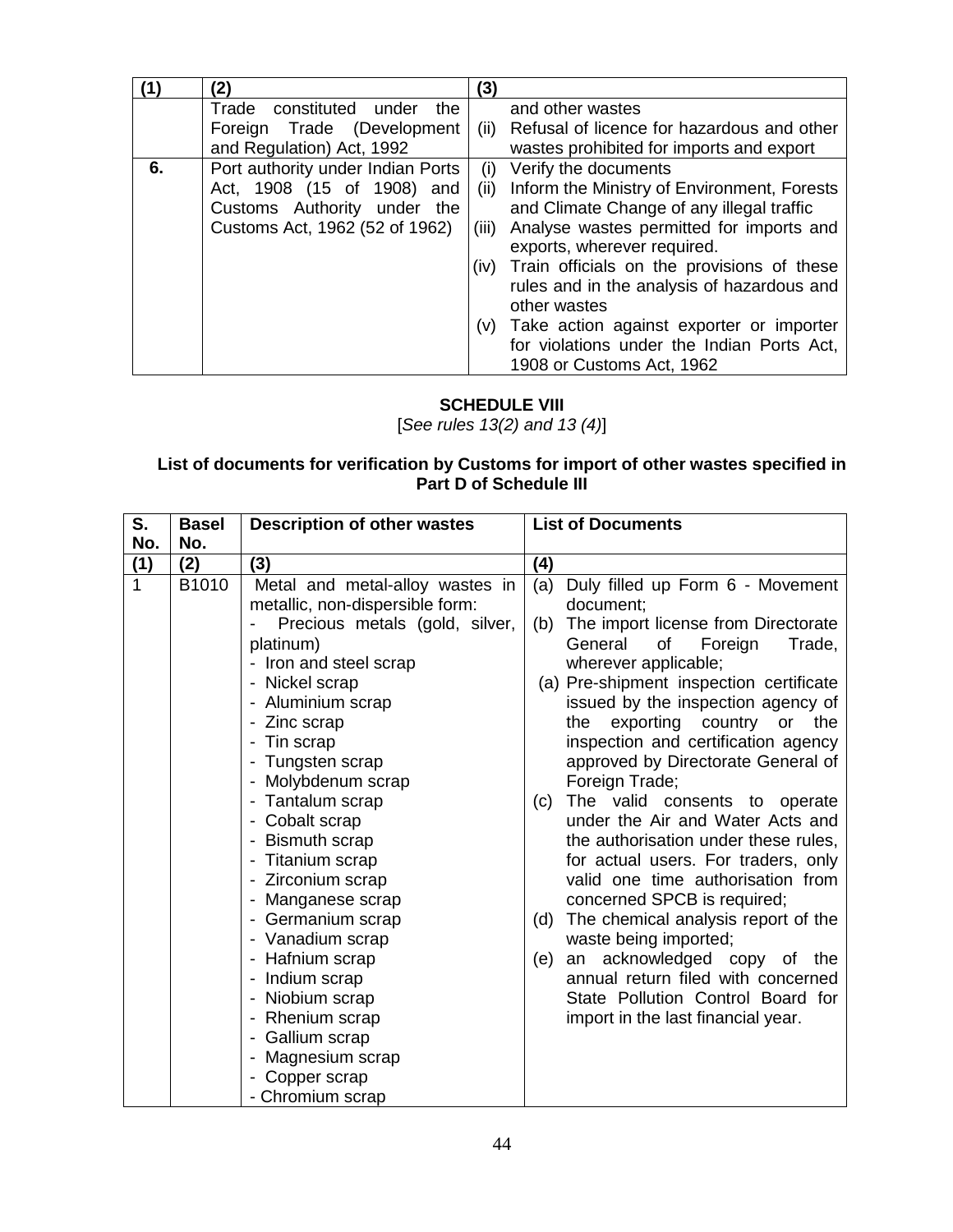| (1) | (2) | (3) |
|---|---|---|
| | Trade constituted under the Foreign Trade (Development and Regulation) Act, 1992 | and other wastes<br>(ii) Refusal of licence for hazardous and other wastes prohibited for imports and export |
| 6. | Port authority under Indian Ports Act, 1908 (15 of 1908) and Customs Authority under the Customs Act, 1962 (52 of 1962) | (i) Verify the documents<br>(ii) Inform the Ministry of Environment, Forests and Climate Change of any illegal traffic<br>(iii) Analyse wastes permitted for imports and exports, wherever required.<br>(iv) Train officials on the provisions of these rules and in the analysis of hazardous and other wastes<br>(v) Take action against exporter or importer for violations under the Indian Ports Act, 1908 or Customs Act, 1962 |

## SCHEDULE VIII

[*See rules 13(2) and 13 (4)*]

**List of documents for verification by Customs for import of other wastes specified in Part D of Schedule III**

| S. No. | Basel No. | Description of other wastes | List of Documents |
|---|---|---|---|
| (1) | (2) | (3) | (4) |
| 1 | B1010 | Metal and metal-alloy wastes in metallic, non-dispersible form:<br>- Precious metals (gold, silver, platinum)<br>- Iron and steel scrap<br>- Nickel scrap<br>- Aluminium scrap<br>- Zinc scrap<br>- Tin scrap<br>- Tungsten scrap<br>- Molybdenum scrap<br>- Tantalum scrap<br>- Cobalt scrap<br>- Bismuth scrap<br>- Titanium scrap<br>- Zirconium scrap<br>- Manganese scrap<br>- Germanium scrap<br>- Vanadium scrap<br>- Hafnium scrap<br>- Indium scrap<br>- Niobium scrap<br>- Rhenium scrap<br>- Gallium scrap<br>- Magnesium scrap<br>- Copper scrap<br>- Chromium scrap | (a) Duly filled up Form 6 - Movement document;<br>(b) The import license from Directorate General of Foreign Trade, wherever applicable;<br>(a) Pre-shipment inspection certificate issued by the inspection agency of the exporting country or the inspection and certification agency approved by Directorate General of Foreign Trade;<br>(c) The valid consents to operate under the Air and Water Acts and the authorisation under these rules, for actual users. For traders, only valid one time authorisation from concerned SPCB is required;<br>(d) The chemical analysis report of the waste being imported;<br>(e) an acknowledged copy of the annual return filed with concerned State Pollution Control Board for import in the last financial year. |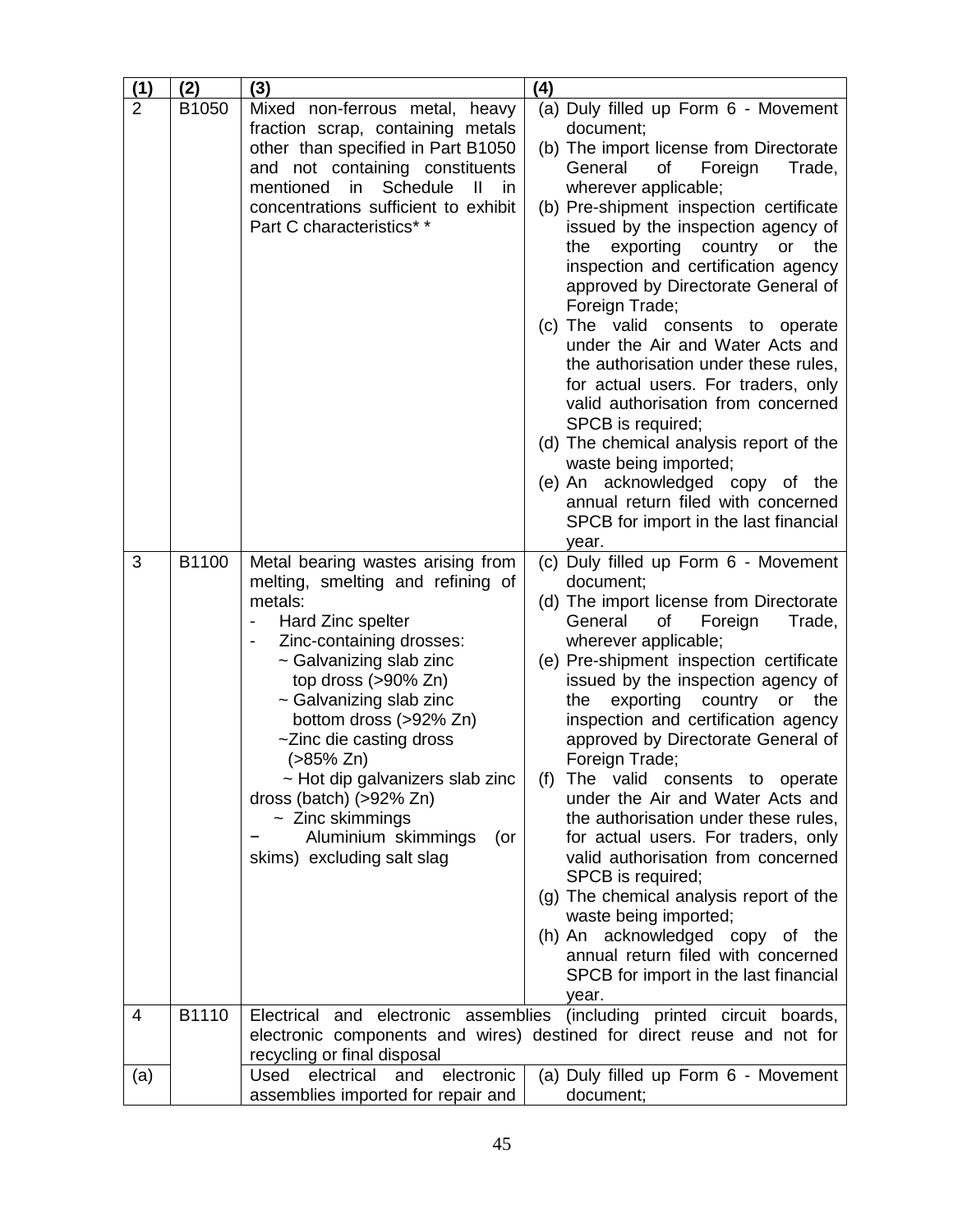| (1) | (2) | (3) | (4) |
|---|---|---|---|
| 2 | B1050 | Mixed non-ferrous metal, heavy fraction scrap, containing metals other than specified in Part B1050 and not containing constituents mentioned in Schedule II in concentrations sufficient to exhibit Part C characteristics* * | (a) Duly filled up Form 6 - Movement document;<br>(b) The import license from Directorate General of Foreign Trade, wherever applicable;<br>(b) Pre-shipment inspection certificate issued by the inspection agency of the exporting country or the inspection and certification agency approved by Directorate General of Foreign Trade;<br>(c) The valid consents to operate under the Air and Water Acts and the authorisation under these rules, for actual users. For traders, only valid authorisation from concerned SPCB is required;<br>(d) The chemical analysis report of the waste being imported;<br>(e) An acknowledged copy of the annual return filed with concerned SPCB for import in the last financial year. |
| 3 | B1100 | Metal bearing wastes arising from melting, smelting and refining of metals:<br>- Hard Zinc spelter<br>- Zinc-containing drosses:<br>~ Galvanizing slab zinc top dross (>90% Zn)<br>~ Galvanizing slab zinc bottom dross (>92% Zn)<br>~Zinc die casting dross (>85% Zn)<br>~ Hot dip galvanizers slab zinc dross (batch) (>92% Zn)<br>~ Zinc skimmings<br>− Aluminium skimmings (or skims) excluding salt slag | (c) Duly filled up Form 6 - Movement document;<br>(d) The import license from Directorate General of Foreign Trade, wherever applicable;<br>(e) Pre-shipment inspection certificate issued by the inspection agency of the exporting country or the inspection and certification agency approved by Directorate General of Foreign Trade;<br>(f) The valid consents to operate under the Air and Water Acts and the authorisation under these rules, for actual users. For traders, only valid authorisation from concerned SPCB is required;<br>(g) The chemical analysis report of the waste being imported;<br>(h) An acknowledged copy of the annual return filed with concerned SPCB for import in the last financial year. |
| 4 | B1110 | Electrical and electronic assemblies (including printed circuit boards, electronic components and wires) destined for direct reuse and not for recycling or final disposal | |
| (a) | | Used electrical and electronic assemblies imported for repair and | (a) Duly filled up Form 6 - Movement document; |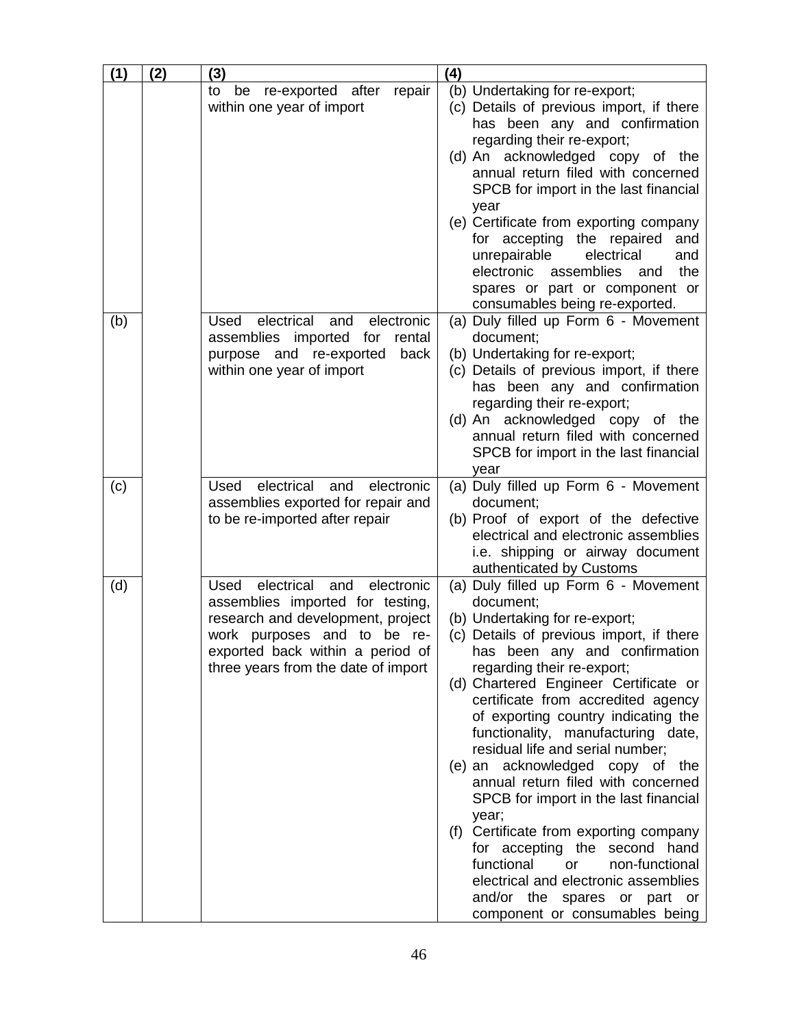| (1) | (2) | (3) | (4) |
|---|---|---|---|
| | | to be re-exported after repair within one year of import | (b) Undertaking for re-export;<br>(c) Details of previous import, if there has been any and confirmation regarding their re-export;<br>(d) An acknowledged copy of the annual return filed with concerned SPCB for import in the last financial year<br>(e) Certificate from exporting company for accepting the repaired and unrepairable electrical and electronic assemblies and the spares or part or component or consumables being re-exported. |
| (b) | | Used electrical and electronic assemblies imported for rental purpose and re-exported back within one year of import | (a) Duly filled up Form 6 - Movement document;<br>(b) Undertaking for re-export;<br>(c) Details of previous import, if there has been any and confirmation regarding their re-export;<br>(d) An acknowledged copy of the annual return filed with concerned SPCB for import in the last financial year |
| (c) | | Used electrical and electronic assemblies exported for repair and to be re-imported after repair | (a) Duly filled up Form 6 - Movement document;<br>(b) Proof of export of the defective electrical and electronic assemblies i.e. shipping or airway document authenticated by Customs |
| (d) | | Used electrical and electronic assemblies imported for testing, research and development, project work purposes and to be re-exported back within a period of three years from the date of import | (a) Duly filled up Form 6 - Movement document;<br>(b) Undertaking for re-export;<br>(c) Details of previous import, if there has been any and confirmation regarding their re-export;<br>(d) Chartered Engineer Certificate or certificate from accredited agency of exporting country indicating the functionality, manufacturing date, residual life and serial number;<br>(e) an acknowledged copy of the annual return filed with concerned SPCB for import in the last financial year;<br>(f) Certificate from exporting company for accepting the second hand functional or non-functional electrical and electronic assemblies and/or the spares or part or component or consumables being |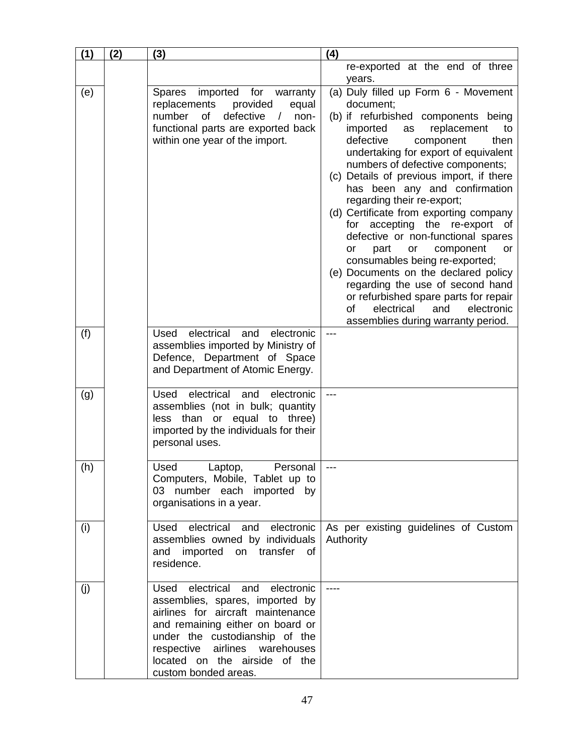| (1) | (2) | (3) | (4) |
|---|---|---|---|
| | | | re-exported at the end of three years. |
| (e) | | Spares imported for warranty replacements provided equal number of defective / non-functional parts are exported back within one year of the import. | (a) Duly filled up Form 6 - Movement document;<br>(b) if refurbished components being imported as replacement to defective component then undertaking for export of equivalent numbers of defective components;<br>(c) Details of previous import, if there has been any and confirmation regarding their re-export;<br>(d) Certificate from exporting company for accepting the re-export of defective or non-functional spares or part or component or consumables being re-exported;<br>(e) Documents on the declared policy regarding the use of second hand or refurbished spare parts for repair of electrical and electronic assemblies during warranty period. |
| (f) | | Used electrical and electronic assemblies imported by Ministry of Defence, Department of Space and Department of Atomic Energy. | --- |
| (g) | | Used electrical and electronic assemblies (not in bulk; quantity less than or equal to three) imported by the individuals for their personal uses. | --- |
| (h) | | Used Laptop, Personal Computers, Mobile, Tablet up to 03 number each imported by organisations in a year. | --- |
| (i) | | Used electrical and electronic assemblies owned by individuals and imported on transfer of residence. | As per existing guidelines of Custom Authority |
| (j) | | Used electrical and electronic assemblies, spares, imported by airlines for aircraft maintenance and remaining either on board or under the custodianship of the respective airlines warehouses located on the airside of the custom bonded areas. | ---- |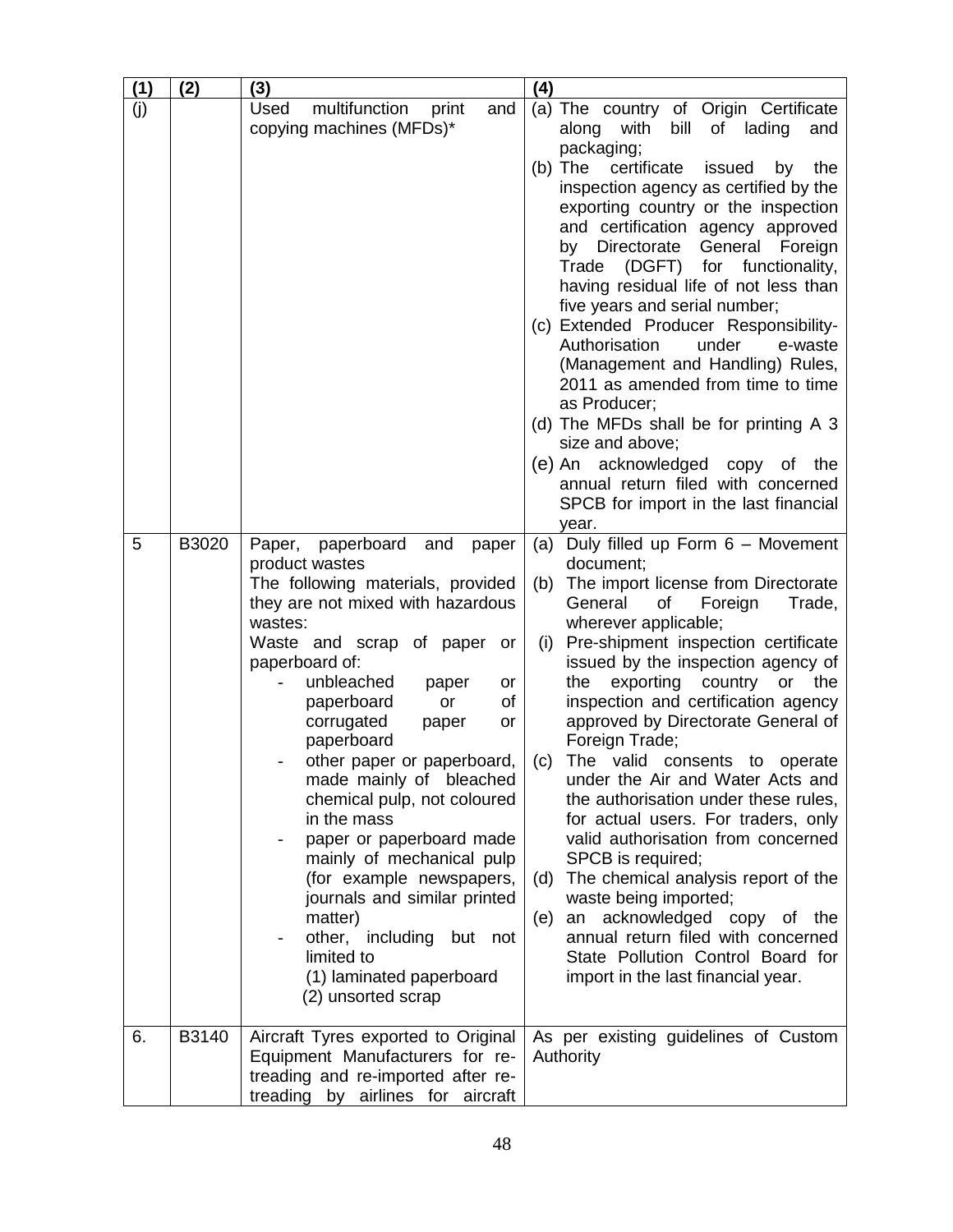| (1) | (2) | (3) | (4) |
|---|---|---|---|
| (j) | | Used multifunction print and copying machines (MFDs)* | (a) The country of Origin Certificate along with bill of lading and packaging;<br>(b) The certificate issued by the inspection agency as certified by the exporting country or the inspection and certification agency approved by Directorate General Foreign Trade (DGFT) for functionality, having residual life of not less than five years and serial number;<br>(c) Extended Producer Responsibility-Authorisation under e-waste (Management and Handling) Rules, 2011 as amended from time to time as Producer;<br>(d) The MFDs shall be for printing A 3 size and above;<br>(e) An acknowledged copy of the annual return filed with concerned SPCB for import in the last financial year. |
| 5 | B3020 | Paper, paperboard and paper product wastes<br>The following materials, provided they are not mixed with hazardous wastes:<br>Waste and scrap of paper or paperboard of:<br>- unbleached paper or paperboard or of corrugated paper or paperboard<br>- other paper or paperboard, made mainly of bleached chemical pulp, not coloured in the mass<br>- paper or paperboard made mainly of mechanical pulp (for example newspapers, journals and similar printed matter)<br>- other, including but not limited to<br>(1) laminated paperboard<br>(2) unsorted scrap | (a) Duly filled up Form 6 – Movement document;<br>(b) The import license from Directorate General of Foreign Trade, wherever applicable;<br>(i) Pre-shipment inspection certificate issued by the inspection agency of the exporting country or the inspection and certification agency approved by Directorate General of Foreign Trade;<br>(c) The valid consents to operate under the Air and Water Acts and the authorisation under these rules, for actual users. For traders, only valid authorisation from concerned SPCB is required;<br>(d) The chemical analysis report of the waste being imported;<br>(e) an acknowledged copy of the annual return filed with concerned State Pollution Control Board for import in the last financial year. |
| 6. | B3140 | Aircraft Tyres exported to Original Equipment Manufacturers for re-treading and re-imported after re-treading by airlines for aircraft | As per existing guidelines of Custom Authority |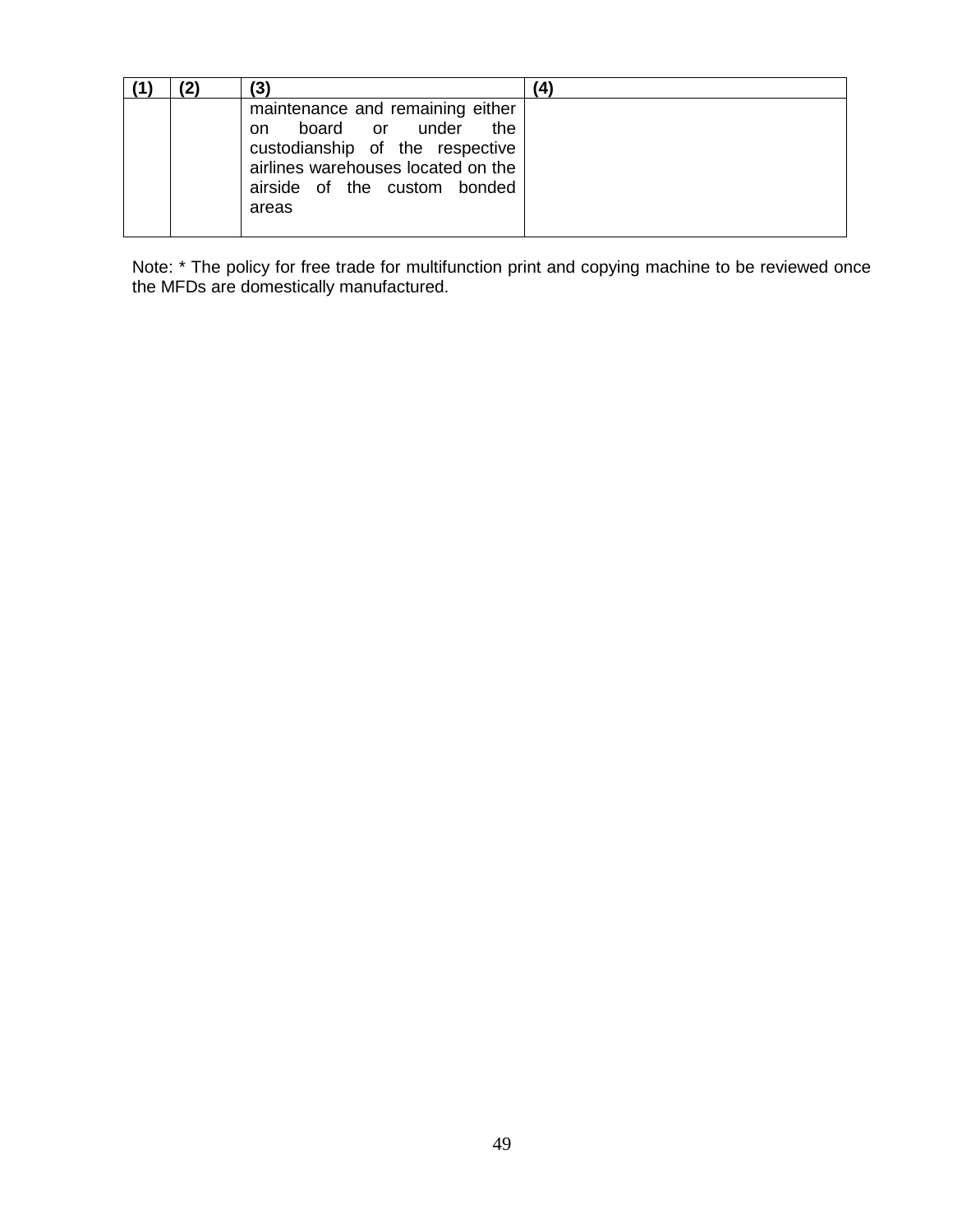| (1) | (2) | (3) | (4) |
|---|---|---|---|
| | | maintenance and remaining either on board or under the custodianship of the respective airlines warehouses located on the airside of the custom bonded areas | |

Note: * The policy for free trade for multifunction print and copying machine to be reviewed once the MFDs are domestically manufactured.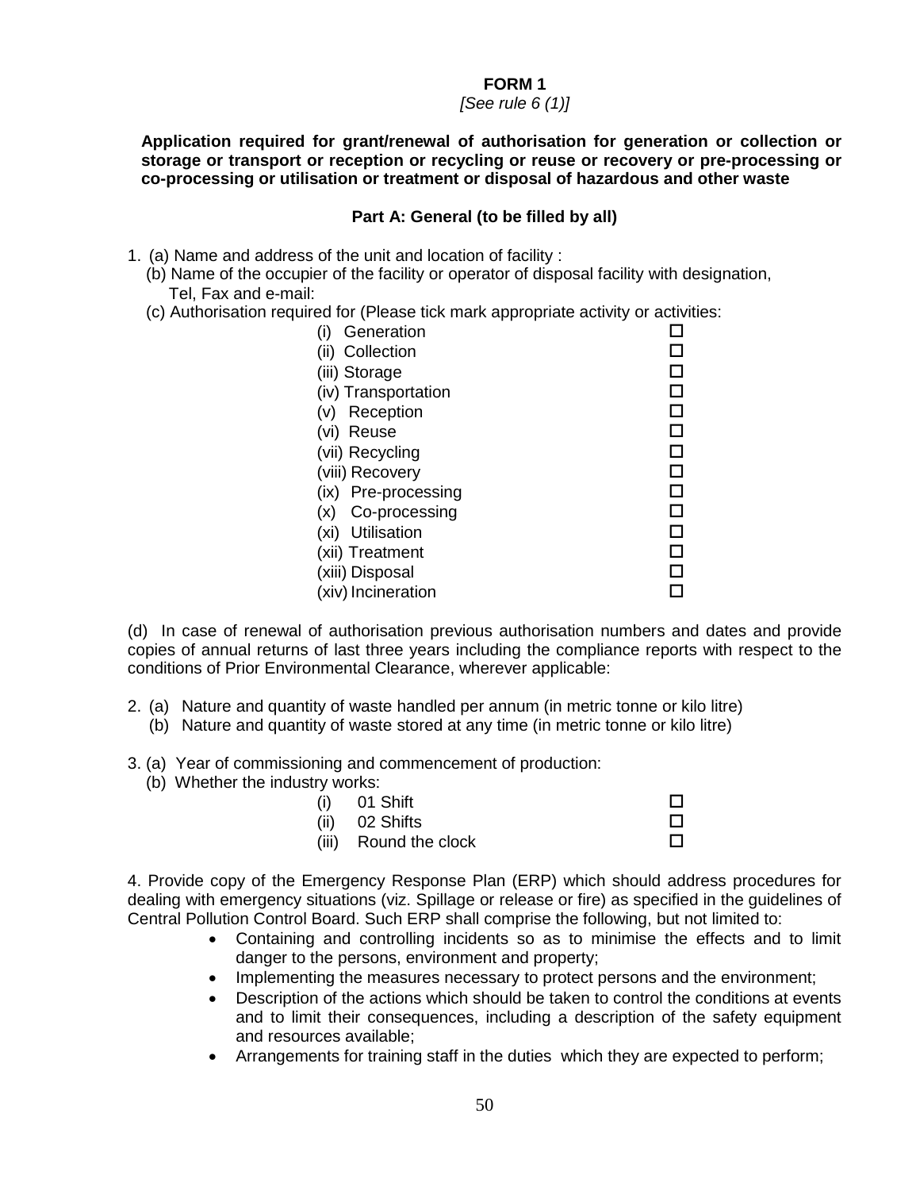**FORM 1**

*[See rule 6 (1)]*

**Application required for grant/renewal of authorisation for generation or collection or storage or transport or reception or recycling or reuse or recovery or pre-processing or co-processing or utilisation or treatment or disposal of hazardous and other waste**

**Part A: General (to be filled by all)**

1. (a) Name and address of the unit and location of facility :

   (b) Name of the occupier of the facility or operator of disposal facility with designation, Tel, Fax and e-mail:

   (c) Authorisation required for (Please tick mark appropriate activity or activities:

   (i) Generation ☐
   (ii) Collection ☐
   (iii) Storage ☐
   (iv) Transportation ☐
   (v) Reception ☐
   (vi) Reuse ☐
   (vii) Recycling ☐
   (viii) Recovery ☐
   (ix) Pre-processing ☐
   (x) Co-processing ☐
   (xi) Utilisation ☐
   (xii) Treatment ☐
   (xiii) Disposal ☐
   (xiv) Incineration ☐

(d) In case of renewal of authorisation previous authorisation numbers and dates and provide copies of annual returns of last three years including the compliance reports with respect to the conditions of Prior Environmental Clearance, wherever applicable:

2. (a) Nature and quantity of waste handled per annum (in metric tonne or kilo litre)

   (b) Nature and quantity of waste stored at any time (in metric tonne or kilo litre)

3. (a) Year of commissioning and commencement of production:

   (b) Whether the industry works:

   (i) 01 Shift ☐
   (ii) 02 Shifts ☐
   (iii) Round the clock ☐

4. Provide copy of the Emergency Response Plan (ERP) which should address procedures for dealing with emergency situations (viz. Spillage or release or fire) as specified in the guidelines of Central Pollution Control Board. Such ERP shall comprise the following, but not limited to:

   - Containing and controlling incidents so as to minimise the effects and to limit danger to the persons, environment and property;
   - Implementing the measures necessary to protect persons and the environment;
   - Description of the actions which should be taken to control the conditions at events and to limit their consequences, including a description of the safety equipment and resources available;
   - Arrangements for training staff in the duties which they are expected to perform;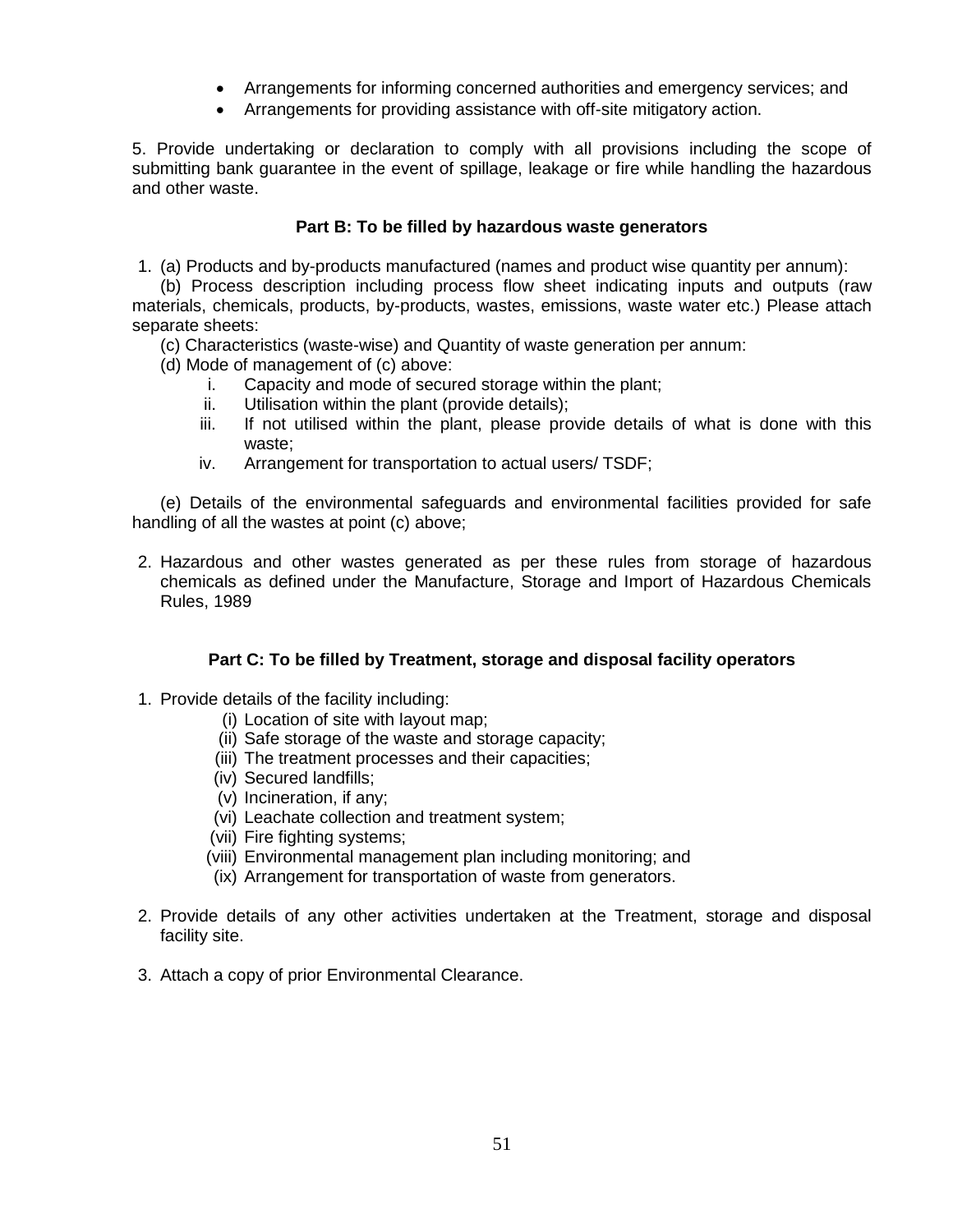- Arrangements for informing concerned authorities and emergency services; and
- Arrangements for providing assistance with off-site mitigatory action.

5. Provide undertaking or declaration to comply with all provisions including the scope of submitting bank guarantee in the event of spillage, leakage or fire while handling the hazardous and other waste.

**Part B: To be filled by hazardous waste generators**

1. (a) Products and by-products manufactured (names and product wise quantity per annum):

   (b) Process description including process flow sheet indicating inputs and outputs (raw materials, chemicals, products, by-products, wastes, emissions, waste water etc.) Please attach separate sheets:

   (c) Characteristics (waste-wise) and Quantity of waste generation per annum:

   (d) Mode of management of (c) above:

   i. Capacity and mode of secured storage within the plant;
   ii. Utilisation within the plant (provide details);
   iii. If not utilised within the plant, please provide details of what is done with this waste;
   iv. Arrangement for transportation to actual users/ TSDF;

   (e) Details of the environmental safeguards and environmental facilities provided for safe handling of all the wastes at point (c) above;

2. Hazardous and other wastes generated as per these rules from storage of hazardous chemicals as defined under the Manufacture, Storage and Import of Hazardous Chemicals Rules, 1989

**Part C: To be filled by Treatment, storage and disposal facility operators**

1. Provide details of the facility including:
   (i) Location of site with layout map;
   (ii) Safe storage of the waste and storage capacity;
   (iii) The treatment processes and their capacities;
   (iv) Secured landfills;
   (v) Incineration, if any;
   (vi) Leachate collection and treatment system;
   (vii) Fire fighting systems;
   (viii) Environmental management plan including monitoring; and
   (ix) Arrangement for transportation of waste from generators.

2. Provide details of any other activities undertaken at the Treatment, storage and disposal facility site.

3. Attach a copy of prior Environmental Clearance.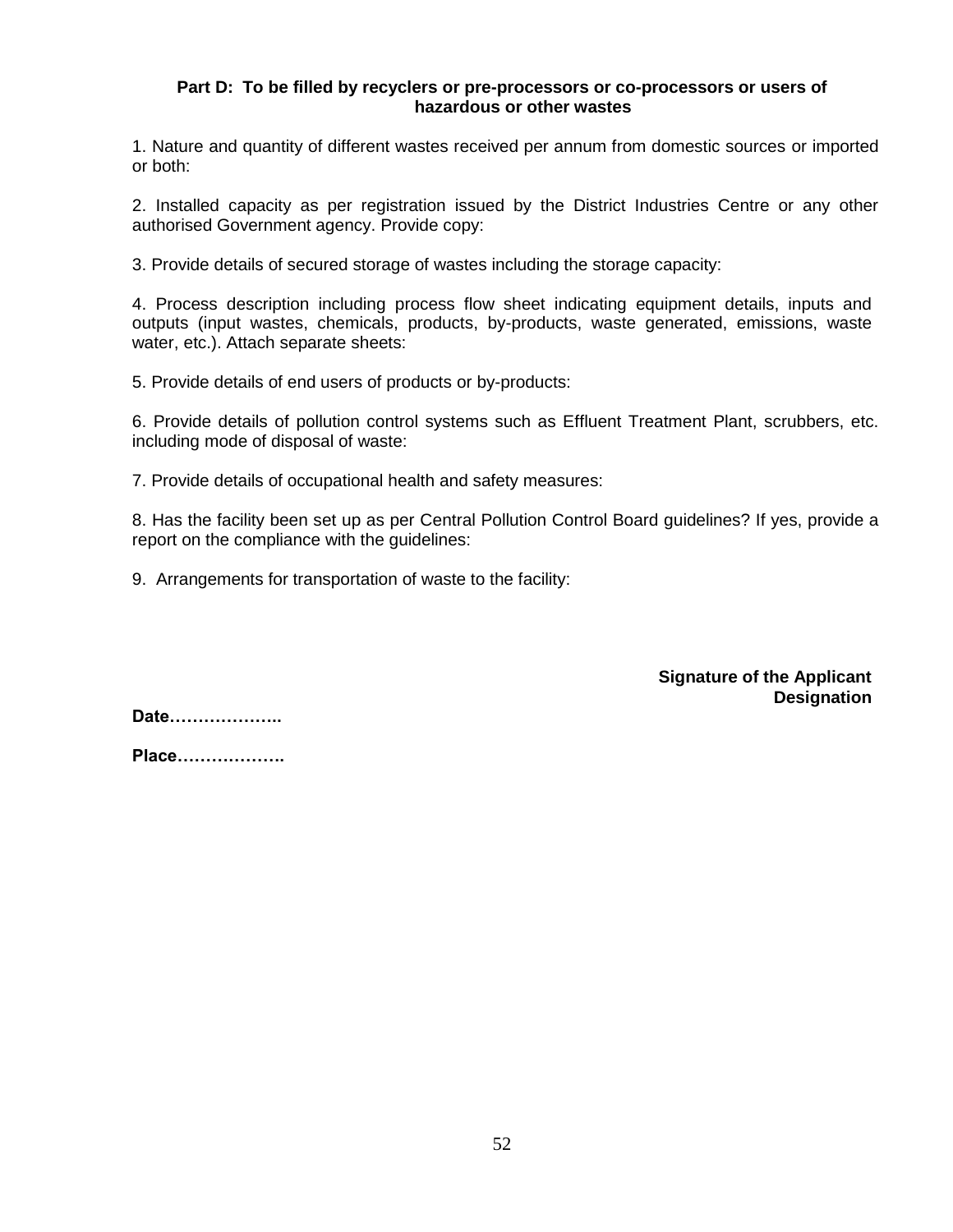**Part D: To be filled by recyclers or pre-processors or co-processors or users of hazardous or other wastes**

1. Nature and quantity of different wastes received per annum from domestic sources or imported or both:

2. Installed capacity as per registration issued by the District Industries Centre or any other authorised Government agency. Provide copy:

3. Provide details of secured storage of wastes including the storage capacity:

4. Process description including process flow sheet indicating equipment details, inputs and outputs (input wastes, chemicals, products, by-products, waste generated, emissions, waste water, etc.). Attach separate sheets:

5. Provide details of end users of products or by-products:

6. Provide details of pollution control systems such as Effluent Treatment Plant, scrubbers, etc. including mode of disposal of waste:

7. Provide details of occupational health and safety measures:

8. Has the facility been set up as per Central Pollution Control Board guidelines? If yes, provide a report on the compliance with the guidelines:

9. Arrangements for transportation of waste to the facility:

**Signature of the Applicant**
**Designation**

**Date………………..**

**Place……………….**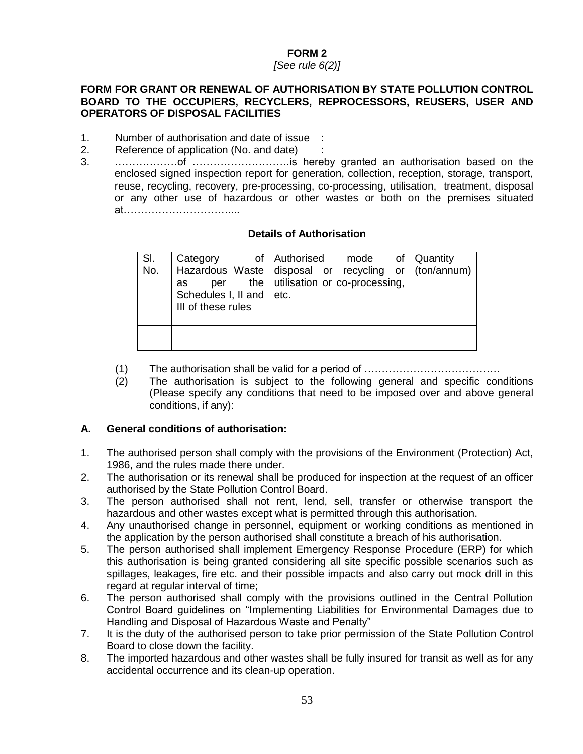**FORM 2**

*[See rule 6(2)]*

**FORM FOR GRANT OR RENEWAL OF AUTHORISATION BY STATE POLLUTION CONTROL BOARD TO THE OCCUPIERS, RECYCLERS, REPROCESSORS, REUSERS, USER AND OPERATORS OF DISPOSAL FACILITIES**

1. Number of authorisation and date of issue :
2. Reference of application (No. and date) :
3. ………………of ……………………….is hereby granted an authorisation based on the enclosed signed inspection report for generation, collection, reception, storage, transport, reuse, recycling, recovery, pre-processing, co-processing, utilisation, treatment, disposal or any other use of hazardous or other wastes or both on the premises situated at…………………………....

**Details of Authorisation**

| Sl. No. | Category of Hazardous Waste as per the Schedules I, II and III of these rules | Authorised mode of disposal or recycling or utilisation or co-processing, etc. | Quantity (ton/annum) |
|---|---|---|---|
| | | | |
| | | | |
| | | | |

(1) The authorisation shall be valid for a period of …………………………………

(2) The authorisation is subject to the following general and specific conditions (Please specify any conditions that need to be imposed over and above general conditions, if any):

**A. General conditions of authorisation:**

1. The authorised person shall comply with the provisions of the Environment (Protection) Act, 1986, and the rules made there under.
2. The authorisation or its renewal shall be produced for inspection at the request of an officer authorised by the State Pollution Control Board.
3. The person authorised shall not rent, lend, sell, transfer or otherwise transport the hazardous and other wastes except what is permitted through this authorisation.
4. Any unauthorised change in personnel, equipment or working conditions as mentioned in the application by the person authorised shall constitute a breach of his authorisation.
5. The person authorised shall implement Emergency Response Procedure (ERP) for which this authorisation is being granted considering all site specific possible scenarios such as spillages, leakages, fire etc. and their possible impacts and also carry out mock drill in this regard at regular interval of time;
6. The person authorised shall comply with the provisions outlined in the Central Pollution Control Board guidelines on "Implementing Liabilities for Environmental Damages due to Handling and Disposal of Hazardous Waste and Penalty"
7. It is the duty of the authorised person to take prior permission of the State Pollution Control Board to close down the facility.
8. The imported hazardous and other wastes shall be fully insured for transit as well as for any accidental occurrence and its clean-up operation.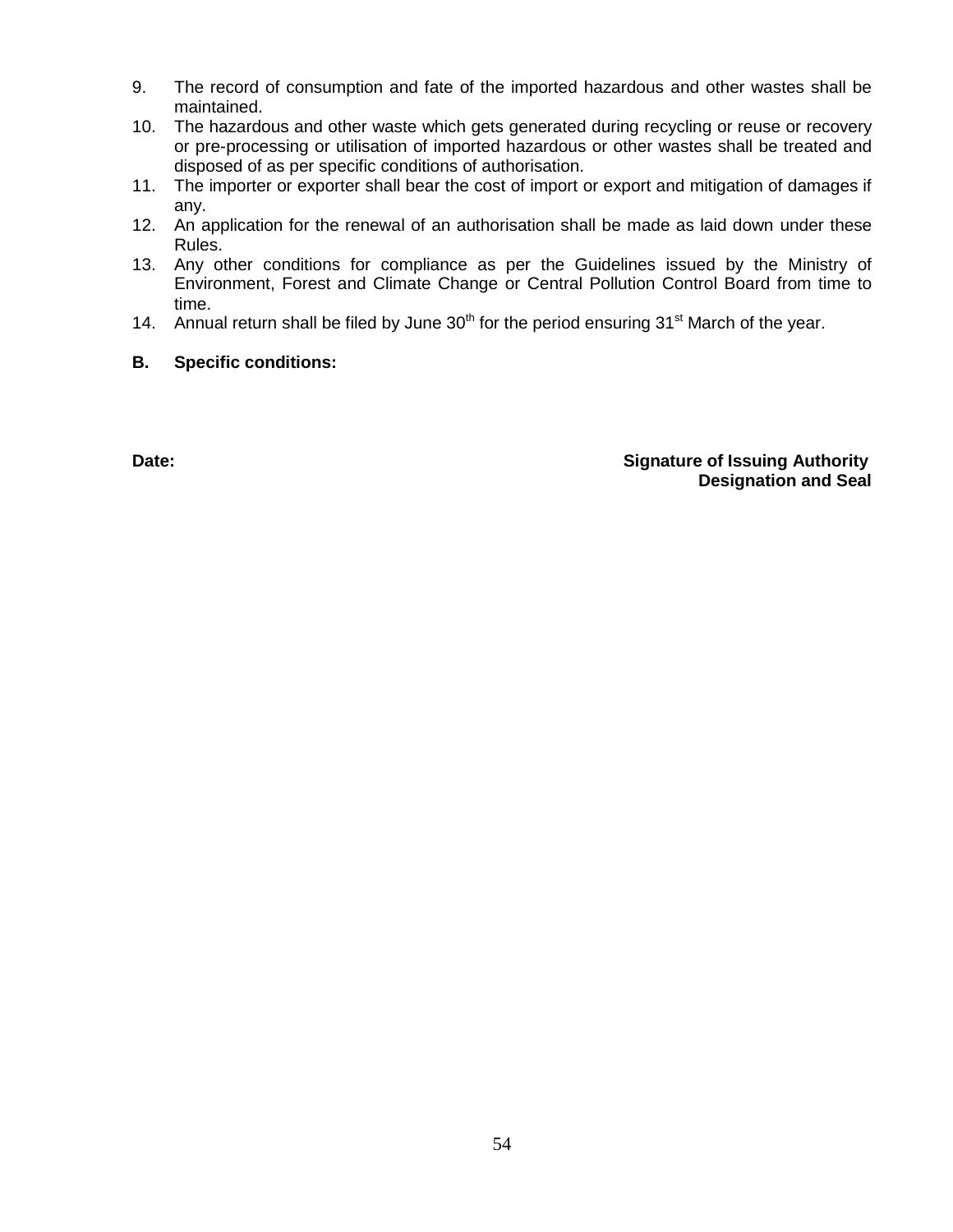9. The record of consumption and fate of the imported hazardous and other wastes shall be maintained.
10. The hazardous and other waste which gets generated during recycling or reuse or recovery or pre-processing or utilisation of imported hazardous or other wastes shall be treated and disposed of as per specific conditions of authorisation.
11. The importer or exporter shall bear the cost of import or export and mitigation of damages if any.
12. An application for the renewal of an authorisation shall be made as laid down under these Rules.
13. Any other conditions for compliance as per the Guidelines issued by the Ministry of Environment, Forest and Climate Change or Central Pollution Control Board from time to time.
14. Annual return shall be filed by June 30th for the period ensuring 31st March of the year.

**B. Specific conditions:**

**Date:** **Signature of Issuing Authority**
**Designation and Seal**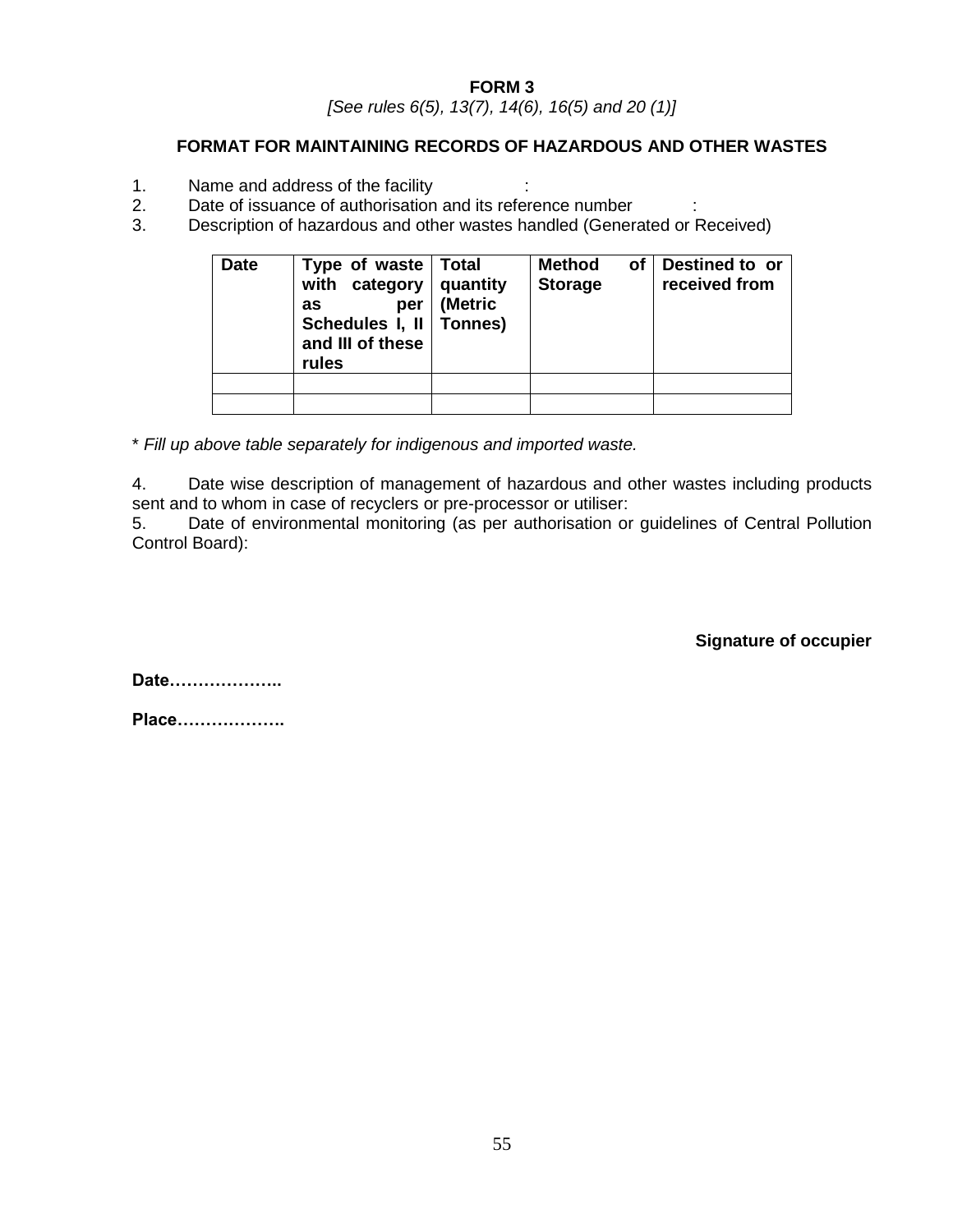**FORM 3**

*[See rules 6(5), 13(7), 14(6), 16(5) and 20 (1)]*

**FORMAT FOR MAINTAINING RECORDS OF HAZARDOUS AND OTHER WASTES**

1. Name and address of the facility :
2. Date of issuance of authorisation and its reference number :
3. Description of hazardous and other wastes handled (Generated or Received)

| Date | Type of waste with category as per Schedules I, II and III of these rules | Total quantity (Metric Tonnes) | Method of Storage | Destined to or received from |
|---|---|---|---|---|
| | | | | |
| | | | | |

\* *Fill up above table separately for indigenous and imported waste.*

4. Date wise description of management of hazardous and other wastes including products sent and to whom in case of recyclers or pre-processor or utiliser:
5. Date of environmental monitoring (as per authorisation or guidelines of Central Pollution Control Board):

**Signature of occupier**

**Date………………..**

**Place……………….**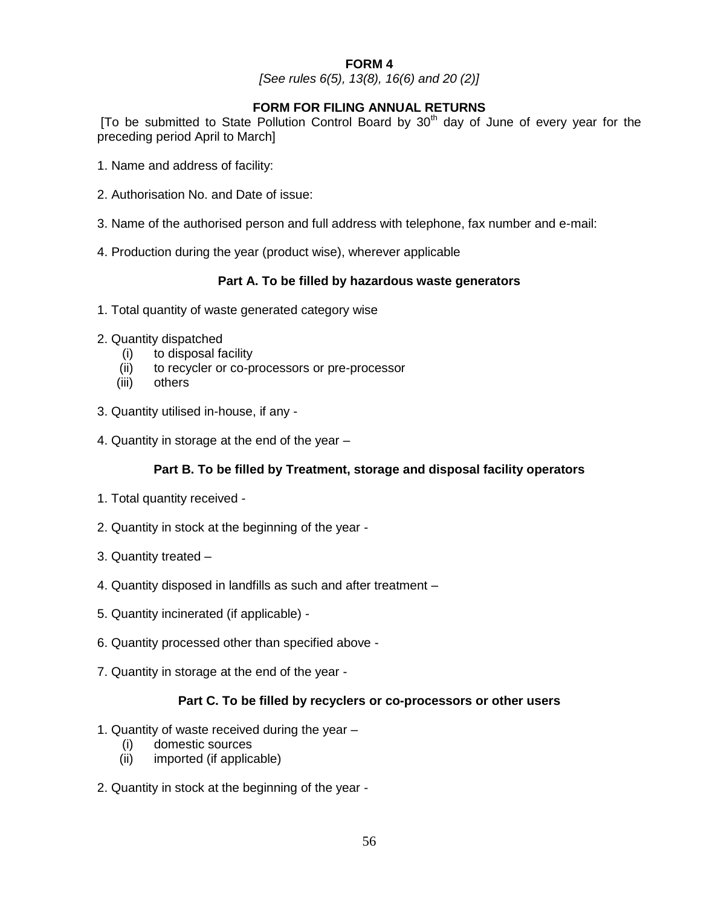# FORM 4

*[See rules 6(5), 13(8), 16(6) and 20 (2)]*

## FORM FOR FILING ANNUAL RETURNS

[To be submitted to State Pollution Control Board by 30th day of June of every year for the preceding period April to March]

1. Name and address of facility:

2. Authorisation No. and Date of issue:

3. Name of the authorised person and full address with telephone, fax number and e-mail:

4. Production during the year (product wise), wherever applicable

### Part A. To be filled by hazardous waste generators

1. Total quantity of waste generated category wise

2. Quantity dispatched
   - (i) to disposal facility
   - (ii) to recycler or co-processors or pre-processor
   - (iii) others

3. Quantity utilised in-house, if any -

4. Quantity in storage at the end of the year –

### Part B. To be filled by Treatment, storage and disposal facility operators

1. Total quantity received -

2. Quantity in stock at the beginning of the year -

3. Quantity treated –

4. Quantity disposed in landfills as such and after treatment –

5. Quantity incinerated (if applicable) -

6. Quantity processed other than specified above -

7. Quantity in storage at the end of the year -

### Part C. To be filled by recyclers or co-processors or other users

1. Quantity of waste received during the year –
   - (i) domestic sources
   - (ii) imported (if applicable)

2. Quantity in stock at the beginning of the year -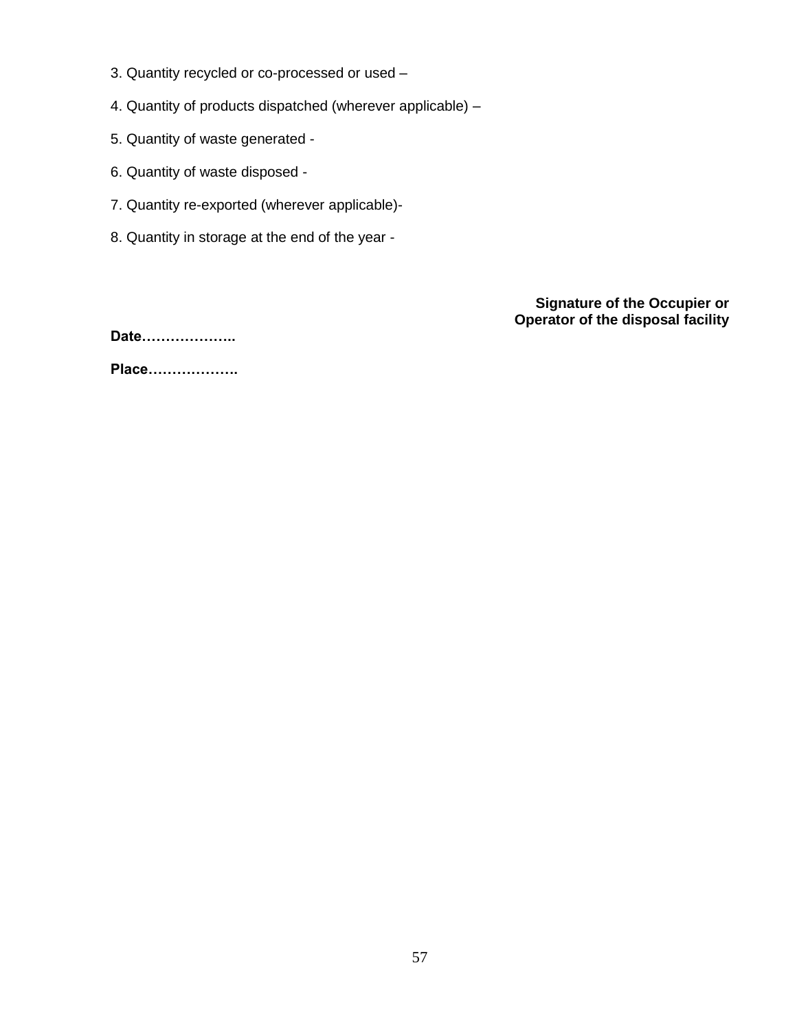3. Quantity recycled or co-processed or used –

4. Quantity of products dispatched (wherever applicable) –

5. Quantity of waste generated -

6. Quantity of waste disposed -

7. Quantity re-exported (wherever applicable)-

8. Quantity in storage at the end of the year -

**Signature of the Occupier or Operator of the disposal facility**

**Date………………..**

**Place……………….**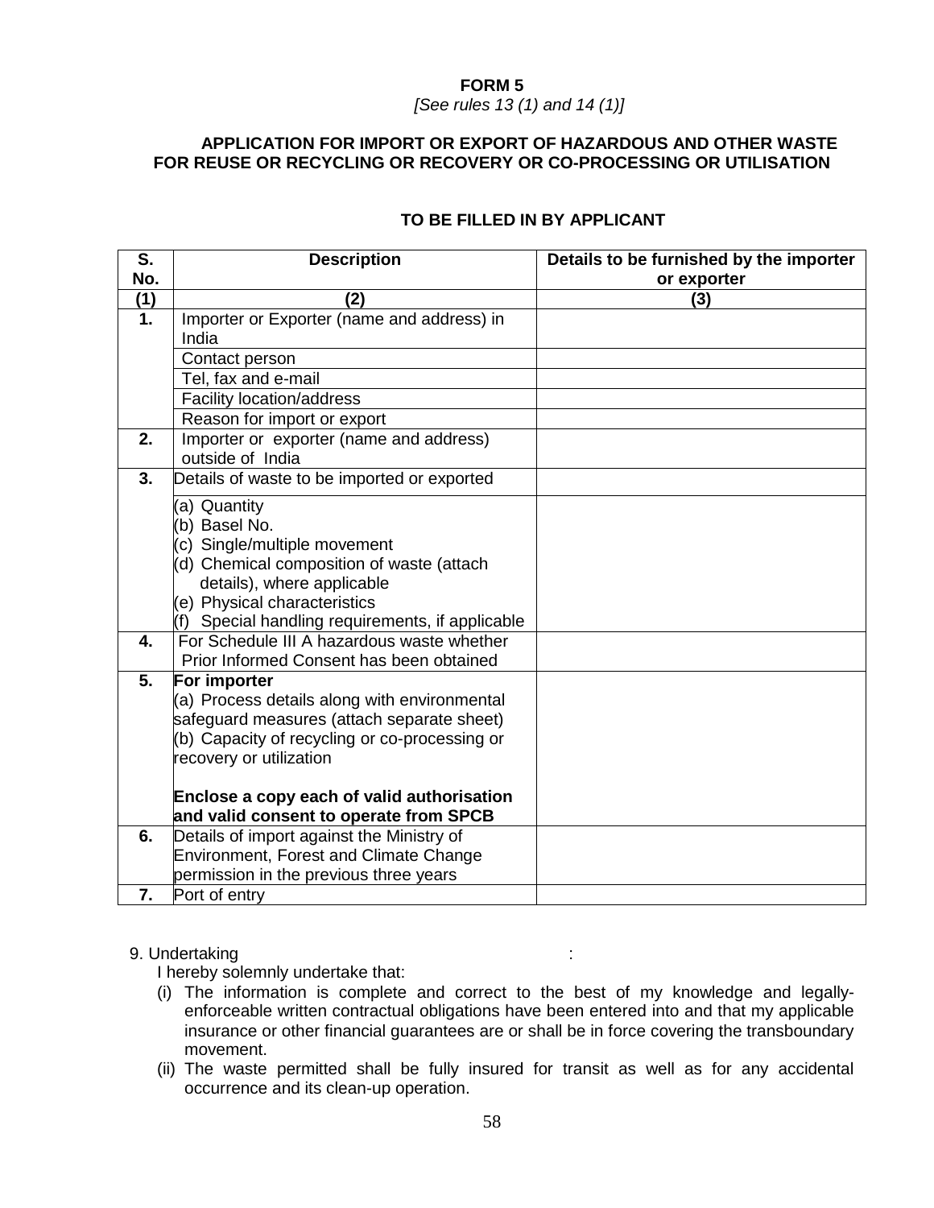**FORM 5**

*[See rules 13 (1) and 14 (1)]*

**APPLICATION FOR IMPORT OR EXPORT OF HAZARDOUS AND OTHER WASTE FOR REUSE OR RECYCLING OR RECOVERY OR CO-PROCESSING OR UTILISATION**

**TO BE FILLED IN BY APPLICANT**

| S. No. | Description | Details to be furnished by the importer or exporter |
|---|---|---|
| (1) | (2) | (3) |
| 1. | Importer or Exporter (name and address) in India | |
| | Contact person | |
| | Tel, fax and e-mail | |
| | Facility location/address | |
| | Reason for import or export | |
| 2. | Importer or exporter (name and address) outside of India | |
| 3. | Details of waste to be imported or exported | |
| | (a) Quantity<br>(b) Basel No.<br>(c) Single/multiple movement<br>(d) Chemical composition of waste (attach details), where applicable<br>(e) Physical characteristics<br>(f) Special handling requirements, if applicable | |
| 4. | For Schedule III A hazardous waste whether Prior Informed Consent has been obtained | |
| 5. | **For importer**<br>(a) Process details along with environmental safeguard measures (attach separate sheet)<br>(b) Capacity of recycling or co-processing or recovery or utilization<br><br>**Enclose a copy each of valid authorisation and valid consent to operate from SPCB** | |
| 6. | Details of import against the Ministry of Environment, Forest and Climate Change permission in the previous three years | |
| 7. | Port of entry | |

9. Undertaking :

I hereby solemnly undertake that:

(i) The information is complete and correct to the best of my knowledge and legally-enforceable written contractual obligations have been entered into and that my applicable insurance or other financial guarantees are or shall be in force covering the transboundary movement.

(ii) The waste permitted shall be fully insured for transit as well as for any accidental occurrence and its clean-up operation.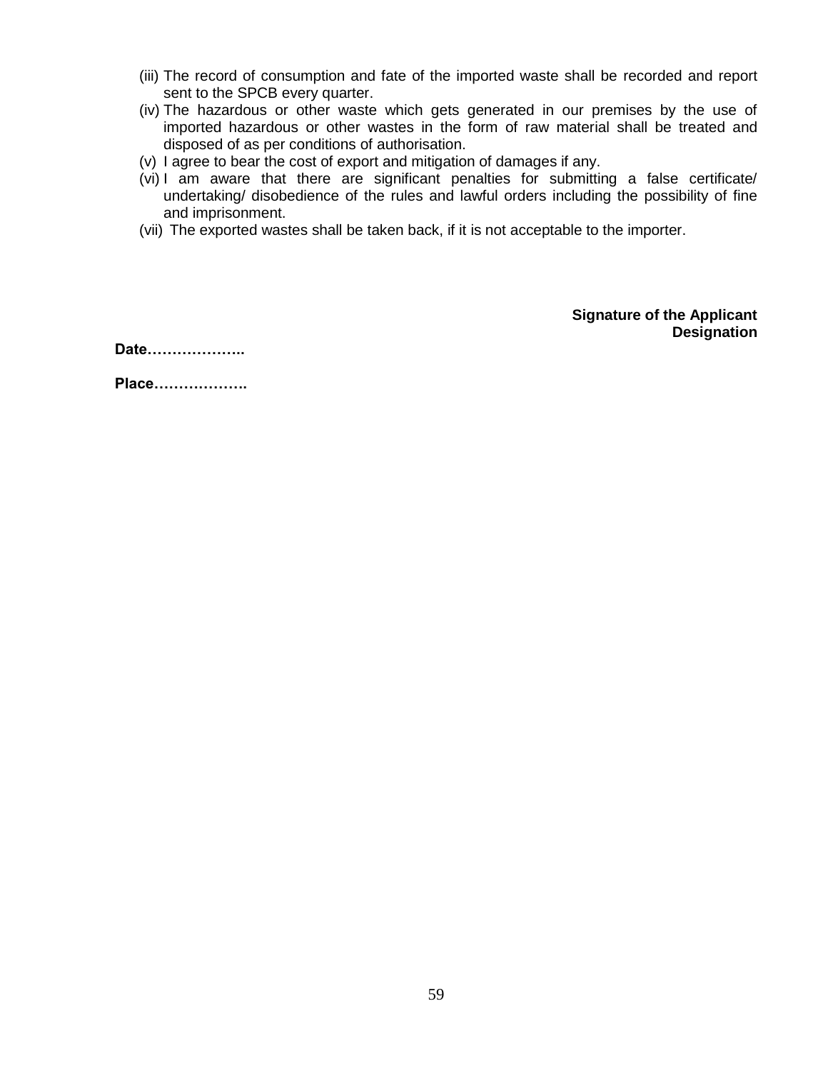(iii) The record of consumption and fate of the imported waste shall be recorded and report sent to the SPCB every quarter.

(iv) The hazardous or other waste which gets generated in our premises by the use of imported hazardous or other wastes in the form of raw material shall be treated and disposed of as per conditions of authorisation.

(v) I agree to bear the cost of export and mitigation of damages if any.

(vi) I am aware that there are significant penalties for submitting a false certificate/ undertaking/ disobedience of the rules and lawful orders including the possibility of fine and imprisonment.

(vii) The exported wastes shall be taken back, if it is not acceptable to the importer.

**Signature of the Applicant**
**Designation**

**Date………………..**

**Place……………….**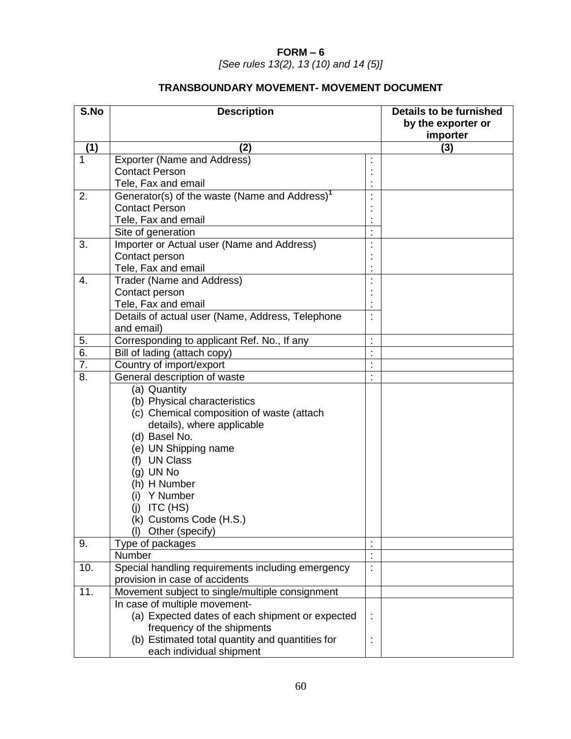**FORM – 6**

*[See rules 13(2), 13 (10) and 14 (5)]*

**TRANSBOUNDARY MOVEMENT- MOVEMENT DOCUMENT**

| S.No | Description | | Details to be furnished by the exporter or importer |
|---|---|---|---|
| (1) | (2) | | (3) |
| 1 | Exporter (Name and Address)<br>Contact Person<br>Tele, Fax and email | :<br>:<br>: | |
| 2. | Generator(s) of the waste (Name and Address)[1]<br>Contact Person<br>Tele, Fax and email | :<br>:<br>: | |
| | Site of generation | : | |
| 3. | Importer or Actual user (Name and Address)<br>Contact person<br>Tele, Fax and email | :<br>:<br>: | |
| 4. | Trader (Name and Address)<br>Contact person<br>Tele, Fax and email | :<br>:<br>: | |
| | Details of actual user (Name, Address, Telephone and email) | : | |
| 5. | Corresponding to applicant Ref. No., If any | : | |
| 6. | Bill of lading (attach copy) | : | |
| 7. | Country of import/export | : | |
| 8. | General description of waste | : | |
| | (a) Quantity<br>(b) Physical characteristics<br>(c) Chemical composition of waste (attach details), where applicable<br>(d) Basel No.<br>(e) UN Shipping name<br>(f) UN Class<br>(g) UN No<br>(h) H Number<br>(i) Y Number<br>(j) ITC (HS)<br>(k) Customs Code (H.S.)<br>(l) Other (specify) | | |
| 9. | Type of packages | : | |
| | Number | : | |
| 10. | Special handling requirements including emergency provision in case of accidents | : | |
| 11. | Movement subject to single/multiple consignment | | |
| | In case of multiple movement-<br>(a) Expected dates of each shipment or expected frequency of the shipments<br>(b) Estimated total quantity and quantities for each individual shipment | <br>:<br><br>: | |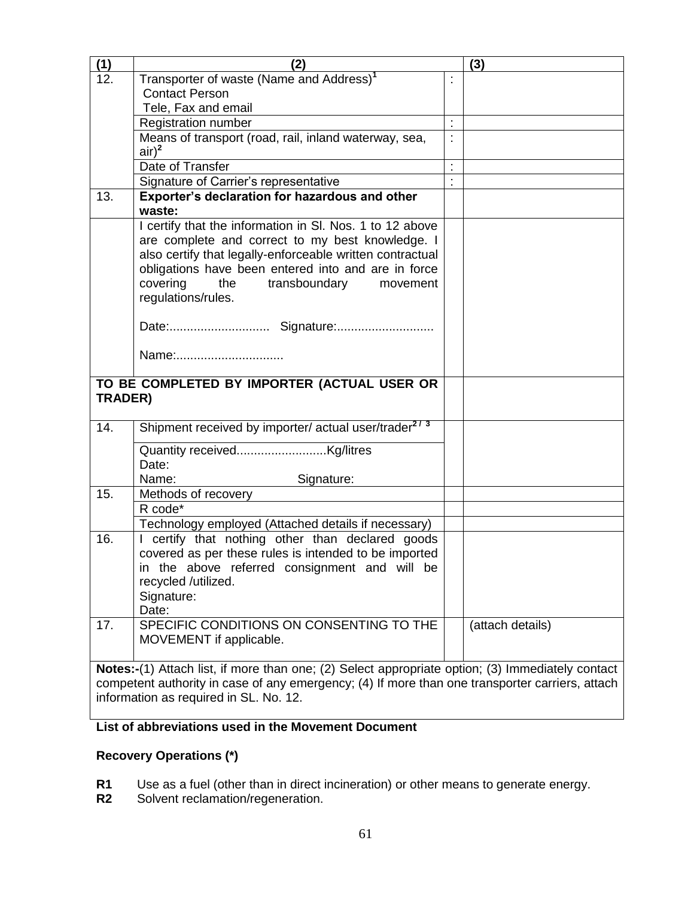| (1) | (2) | | (3) |
|---|---|---|---|
| 12. | Transporter of waste (Name and Address)[1] Contact Person Tele, Fax and email | : | |
| | Registration number | : | |
| | Means of transport (road, rail, inland waterway, sea, air)[2] | : | |
| | Date of Transfer | : | |
| | Signature of Carrier's representative | : | |
| 13. | **Exporter's declaration for hazardous and other waste:** | | |
| | I certify that the information in Sl. Nos. 1 to 12 above are complete and correct to my best knowledge. I also certify that legally-enforceable written contractual obligations have been entered into and are in force covering the transboundary movement regulations/rules. Date:............................ Signature:........................... Name:.............................. | | |
| **TO BE COMPLETED BY IMPORTER (ACTUAL USER OR TRADER)** | | | |
| 14. | Shipment received by importer/ actual user/trader[2 / 3] | | |
| | Quantity received..........................Kg/litres Date: Name: Signature: | | |
| 15. | Methods of recovery | | |
| | R code* | | |
| | Technology employed (Attached details if necessary) | | |
| 16. | I certify that nothing other than declared goods covered as per these rules is intended to be imported in the above referred consignment and will be recycled /utilized. Signature: Date: | | |
| 17. | SPECIFIC CONDITIONS ON CONSENTING TO THE MOVEMENT if applicable. | | (attach details) |

**Notes:-**(1) Attach list, if more than one; (2) Select appropriate option; (3) Immediately contact competent authority in case of any emergency; (4) If more than one transporter carriers, attach information as required in SL. No. 12.

**List of abbreviations used in the Movement Document**

**Recovery Operations (*)**

**R1** Use as a fuel (other than in direct incineration) or other means to generate energy.
**R2** Solvent reclamation/regeneration.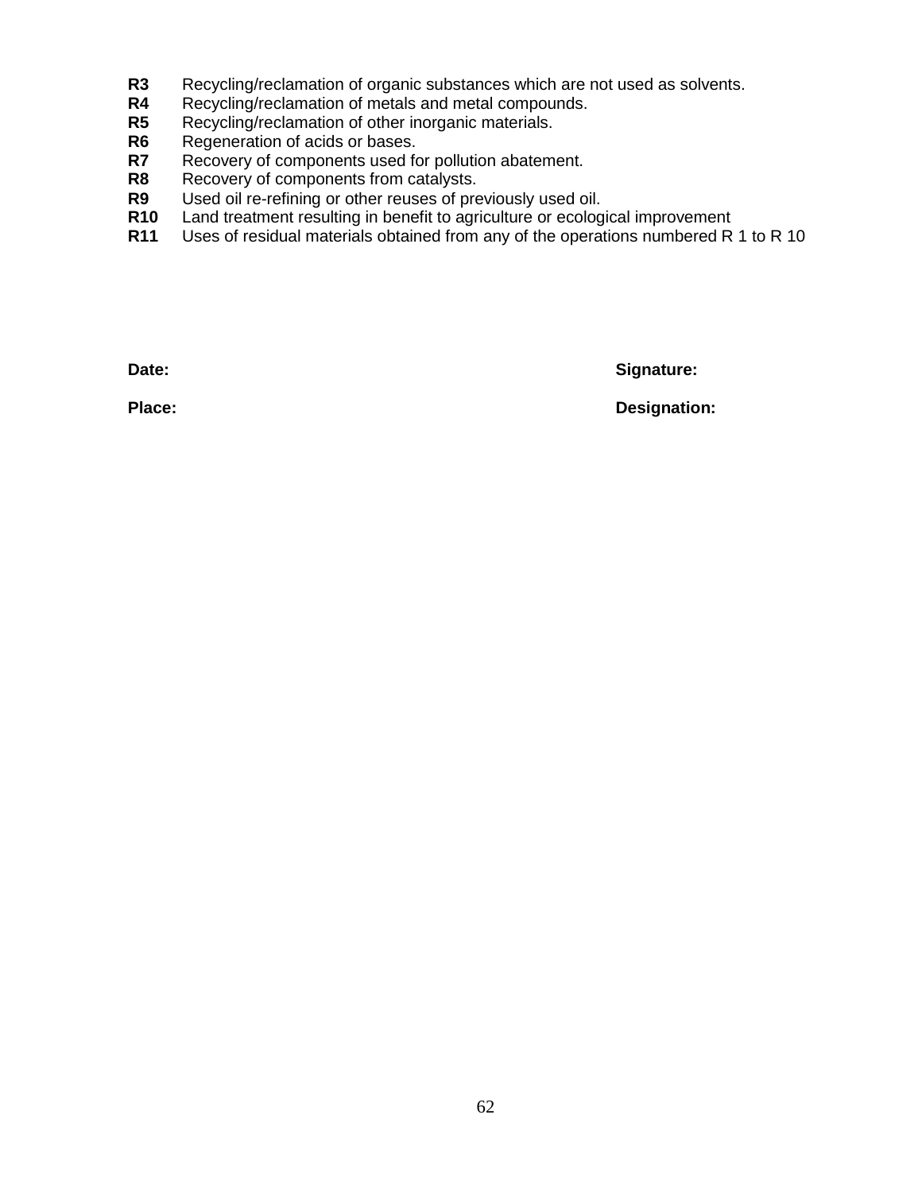**R3** Recycling/reclamation of organic substances which are not used as solvents.
**R4** Recycling/reclamation of metals and metal compounds.
**R5** Recycling/reclamation of other inorganic materials.
**R6** Regeneration of acids or bases.
**R7** Recovery of components used for pollution abatement.
**R8** Recovery of components from catalysts.
**R9** Used oil re-refining or other reuses of previously used oil.
**R10** Land treatment resulting in benefit to agriculture or ecological improvement
**R11** Uses of residual materials obtained from any of the operations numbered R 1 to R 10

**Date:** **Signature:**

**Place:** **Designation:**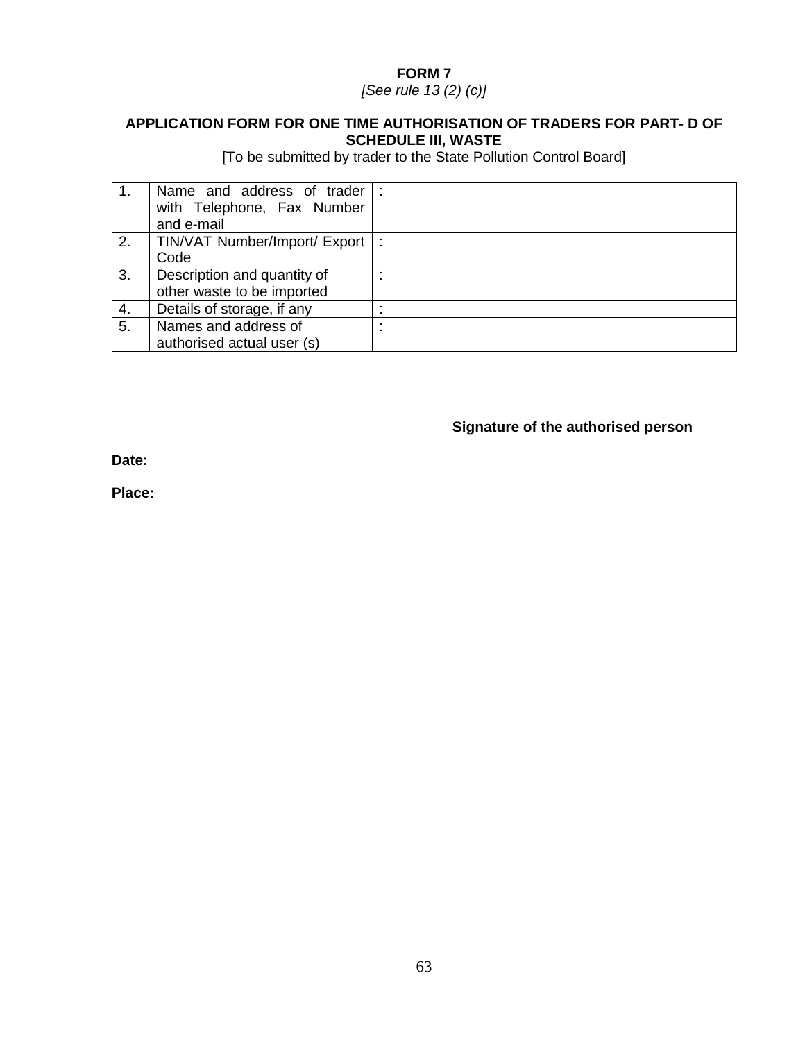**FORM 7**

*[See rule 13 (2) (c)]*

**APPLICATION FORM FOR ONE TIME AUTHORISATION OF TRADERS FOR PART- D OF SCHEDULE III, WASTE**

[To be submitted by trader to the State Pollution Control Board]

| | | | |
|---|---|---|---|
| 1. | Name and address of trader with Telephone, Fax Number and e-mail | : | |
| 2. | TIN/VAT Number/Import/ Export Code | : | |
| 3. | Description and quantity of other waste to be imported | : | |
| 4. | Details of storage, if any | : | |
| 5. | Names and address of authorised actual user (s) | : | |

**Signature of the authorised person**

**Date:**

**Place:**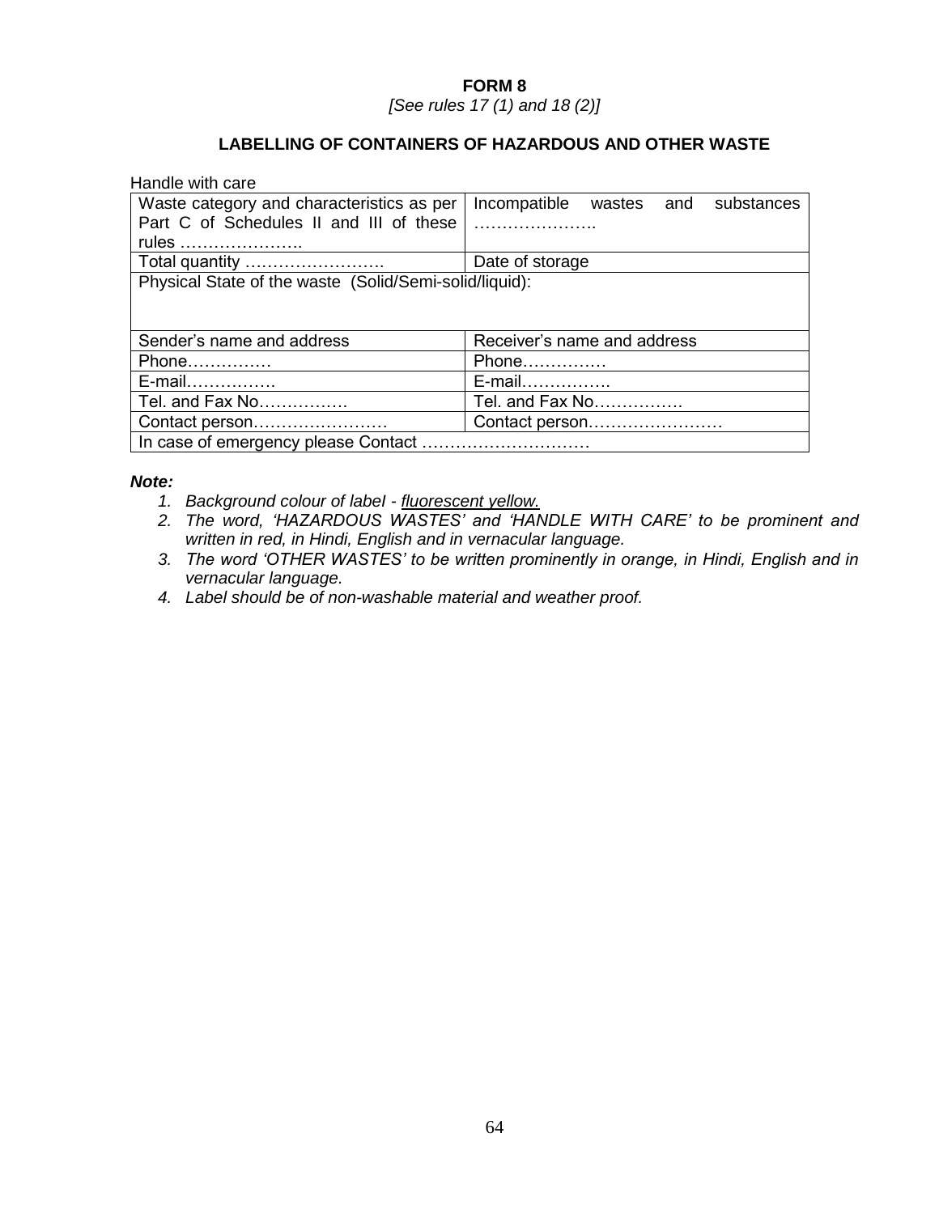**FORM 8**

*[See rules 17 (1) and 18 (2)]*

**LABELLING OF CONTAINERS OF HAZARDOUS AND OTHER WASTE**

Handle with care

| Waste category and characteristics as per Part C of Schedules II and III of these rules ………………….. | Incompatible wastes and substances ………………….. |
|---|---|
| Total quantity ……………………. | Date of storage |
| Physical State of the waste (Solid/Semi-solid/liquid): | |
| Sender's name and address | Receiver's name and address |
| Phone…………… | Phone…………… |
| E-mail……………. | E-mail……………. |
| Tel. and Fax No……………. | Tel. and Fax No……………. |
| Contact person…………………… | Contact person…………………… |
| In case of emergency please Contact ………………………… | |

***Note:***

1. *Background colour of label - fluorescent yellow.*
2. *The word, 'HAZARDOUS WASTES' and 'HANDLE WITH CARE' to be prominent and written in red, in Hindi, English and in vernacular language.*
3. *The word 'OTHER WASTES' to be written prominently in orange, in Hindi, English and in vernacular language.*
4. *Label should be of non-washable material and weather proof.*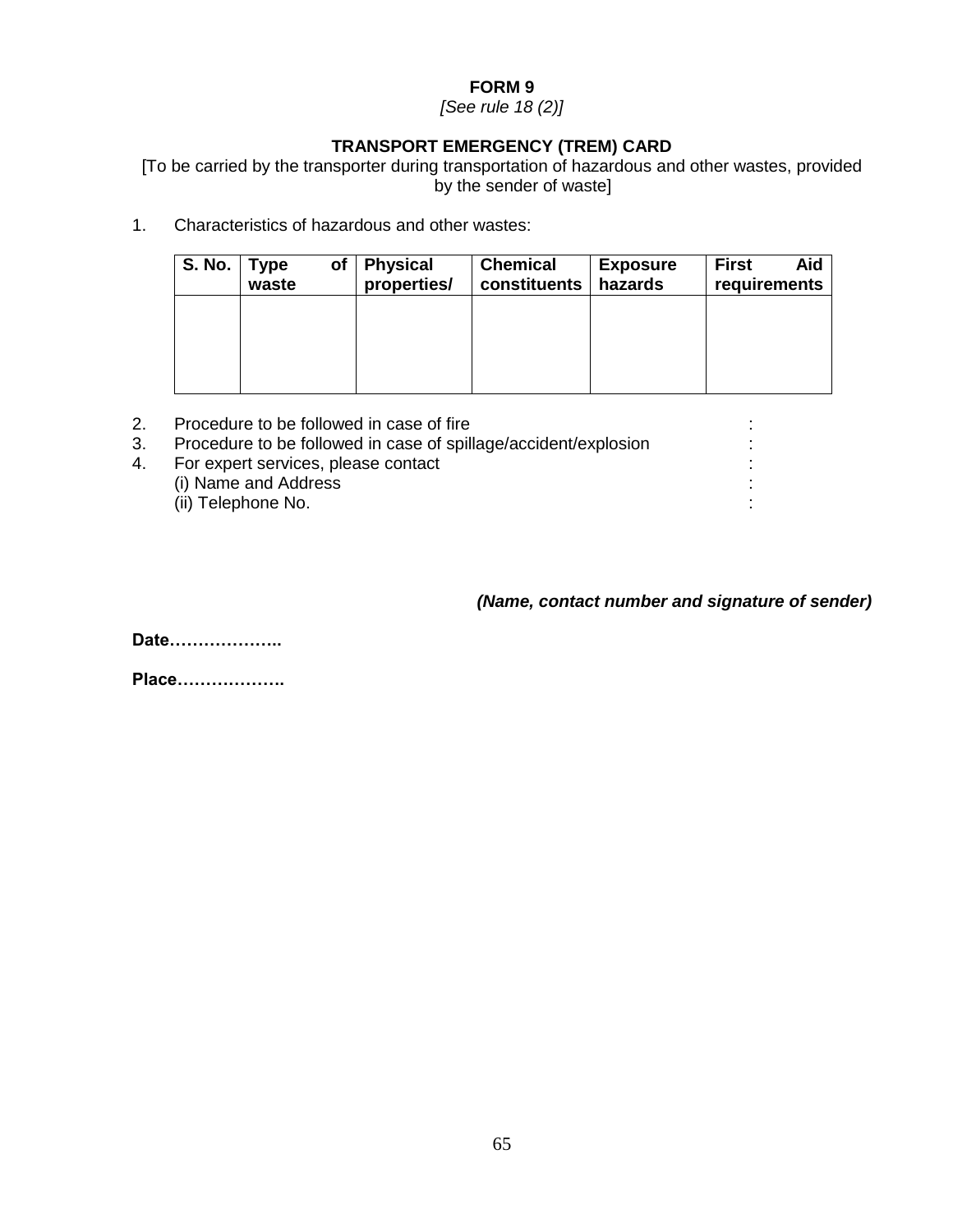**FORM 9**

*[See rule 18 (2)]*

**TRANSPORT EMERGENCY (TREM) CARD**

[To be carried by the transporter during transportation of hazardous and other wastes, provided by the sender of waste]

1. Characteristics of hazardous and other wastes:

| S. No. | Type of waste | Physical properties/ | Chemical constituents | Exposure hazards | First Aid requirements |
|---|---|---|---|---|---|
| | | | | | |

2. Procedure to be followed in case of fire :
3. Procedure to be followed in case of spillage/accident/explosion :
4. For expert services, please contact :
   (i) Name and Address :
   (ii) Telephone No. :

***(Name, contact number and signature of sender)***

**Date………………..**

**Place……………….**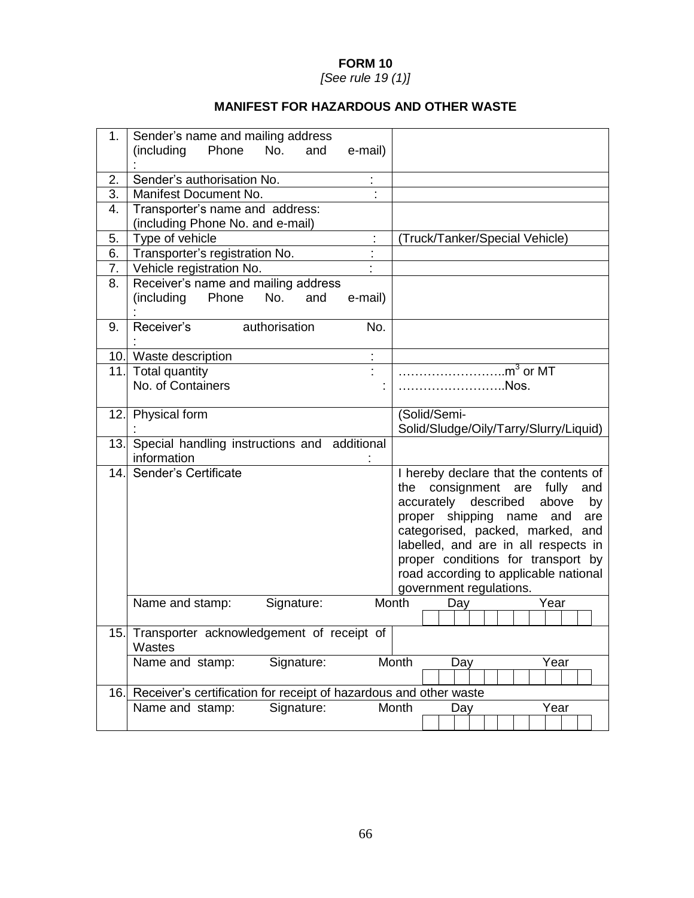**FORM 10**

*[See rule 19 (1)]*

**MANIFEST FOR HAZARDOUS AND OTHER WASTE**

| | | |
|---|---|---|
| 1. | Sender's name and mailing address (including Phone No. and e-mail) : | |
| 2. | Sender's authorisation No. : | |
| 3. | Manifest Document No. : | |
| 4. | Transporter's name and address: (including Phone No. and e-mail) | |
| 5. | Type of vehicle : | (Truck/Tanker/Special Vehicle) |
| 6. | Transporter's registration No. : | |
| 7. | Vehicle registration No. : | |
| 8. | Receiver's name and mailing address (including Phone No. and e-mail) : | |
| 9. | Receiver's authorisation No. : | |
| 10. | Waste description : | |
| 11. | Total quantity : <br> No. of Containers : | ……………………..$m^3$ or MT <br> ……………………..Nos. |
| 12. | Physical form : | (Solid/Semi-Solid/Sludge/Oily/Tarry/Slurry/Liquid) |
| 13. | Special handling instructions and additional information : | |
| 14. | Sender's Certificate | I hereby declare that the contents of the consignment are fully and accurately described above by proper shipping name and are categorised, packed, marked, and labelled, and are in all respects in proper conditions for transport by road according to applicable national government regulations. |
| | Name and stamp: Signature: | Month Day Year |
| 15. | Transporter acknowledgement of receipt of Wastes | |
| | Name and stamp: Signature: | Month Day Year |
| 16. | Receiver's certification for receipt of hazardous and other waste | |
| | Name and stamp: Signature: | Month Day Year |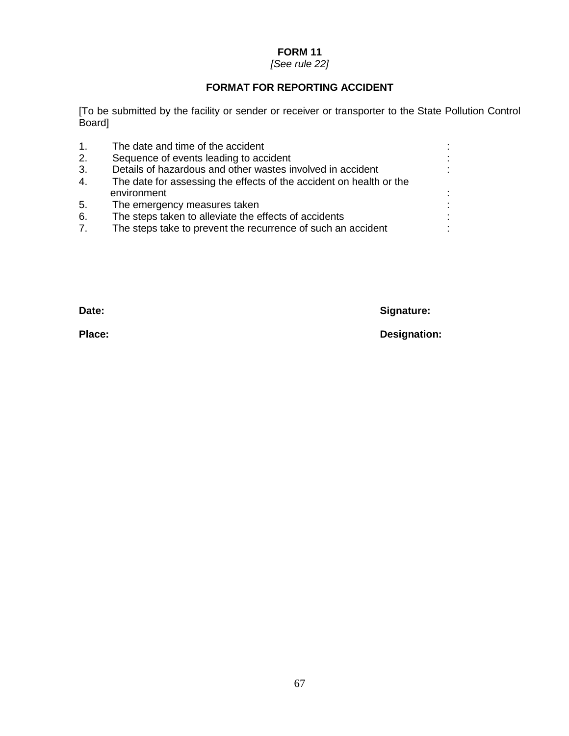**FORM 11**

*[See rule 22]*

**FORMAT FOR REPORTING ACCIDENT**

[To be submitted by the facility or sender or receiver or transporter to the State Pollution Control Board]

1. The date and time of the accident :
2. Sequence of events leading to accident :
3. Details of hazardous and other wastes involved in accident :
4. The date for assessing the effects of the accident on health or the environment :
5. The emergency measures taken :
6. The steps taken to alleviate the effects of accidents :
7. The steps take to prevent the recurrence of such an accident :

**Date:** **Signature:**

**Place:** **Designation:**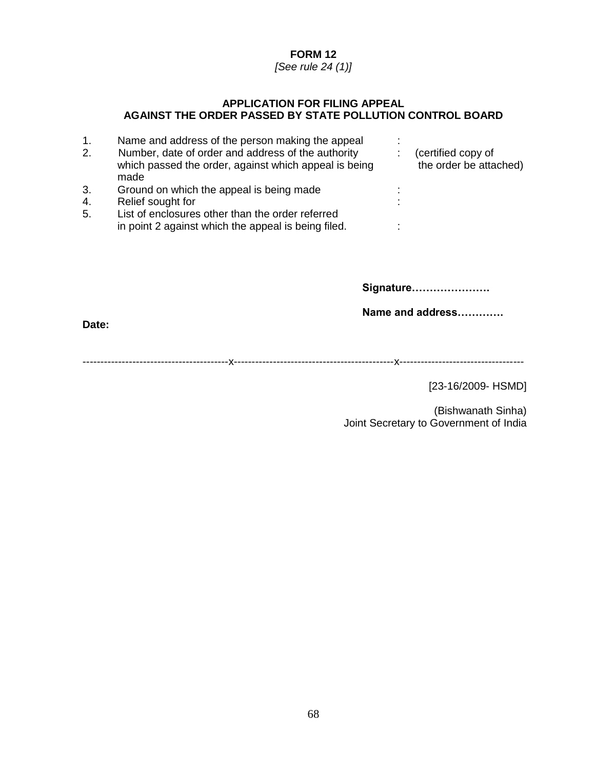**FORM 12**

*[See rule 24 (1)]*

**APPLICATION FOR FILING APPEAL**
**AGAINST THE ORDER PASSED BY STATE POLLUTION CONTROL BOARD**

1. Name and address of the person making the appeal :
2. Number, date of order and address of the authority which passed the order, against which appeal is being made : (certified copy of the order be attached)
3. Ground on which the appeal is being made :
4. Relief sought for :
5. List of enclosures other than the order referred in point 2 against which the appeal is being filed. :

**Signature…………………**

**Name and address…………**

**Date:**

----------------------------------------x---------------------------------------------x----------------------------------

[23-16/2009- HSMD]

(Bishwanath Sinha)
Joint Secretary to Government of India